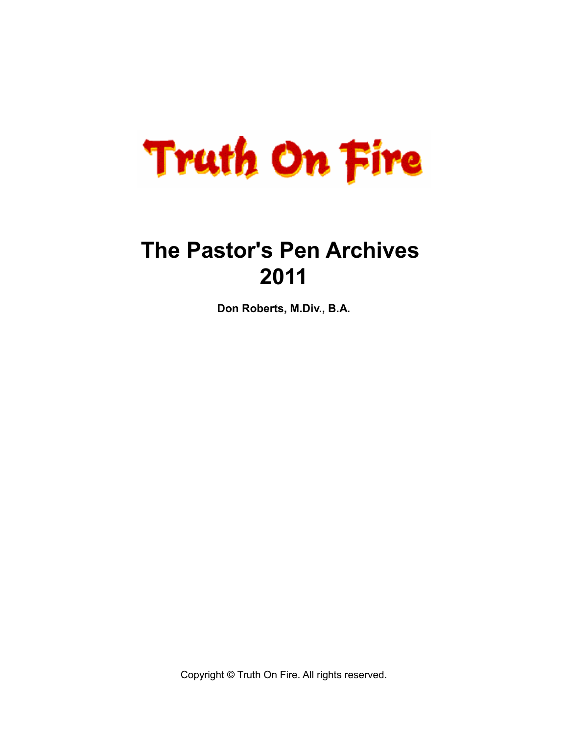Truth On Fire

# The Pastor's Pen Archives 2011

**Don Roberts, M.Div., B.A.**

Copyright © Truth On Fire. All rights reserved.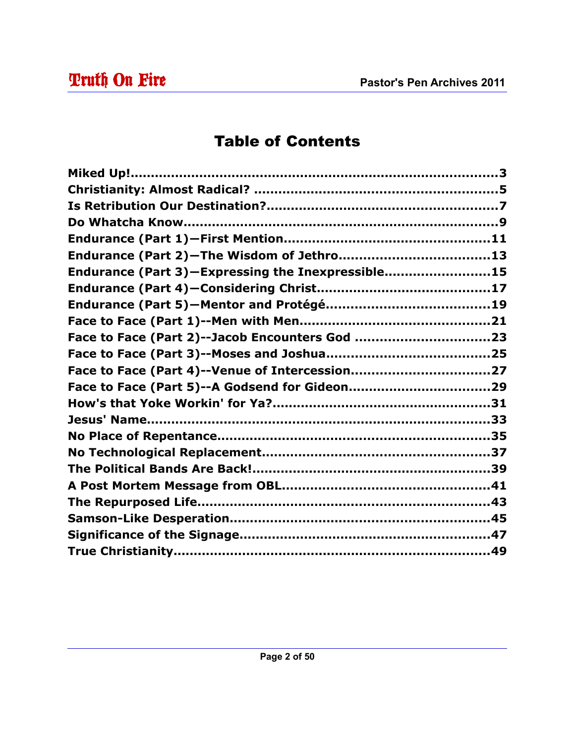# Table of Contents

**Miked Up!........................................................................3**
**Christianity: Almost Radical? ........................................................5**
**Is Retribution Our Destination?......................................................7**
**Do Whatcha Know..........................................................................9**
**Endurance (Part 1)—First Mention.................................................11**
**Endurance (Part 2)—The Wisdom of Jethro....................................13**
**Endurance (Part 3)—Expressing the Inexpressible.........................15**
**Endurance (Part 4)—Considering Christ..........................................17**
**Endurance (Part 5)—Mentor and Protégé.......................................19**
**Face to Face (Part 1)--Men with Men..............................................21**
**Face to Face (Part 2)--Jacob Encounters God ................................23**
**Face to Face (Part 3)--Moses and Joshua.......................................25**
**Face to Face (Part 4)--Venue of Intercession.................................27**
**Face to Face (Part 5)--A Godsend for Gideon..................................29**
**How's that Yoke Workin' for Ya?....................................................31**
**Jesus' Name....................................................................................33**
**No Place of Repentance.................................................................35**
**No Technological Replacement.......................................................37**
**The Political Bands Are Back!..........................................................39**
**A Post Mortem Message from OBL..................................................41**
**The Repurposed Life.......................................................................43**
**Samson-Like Desperation...............................................................45**
**Significance of the Signage............................................................47**
**True Christianity.............................................................................49**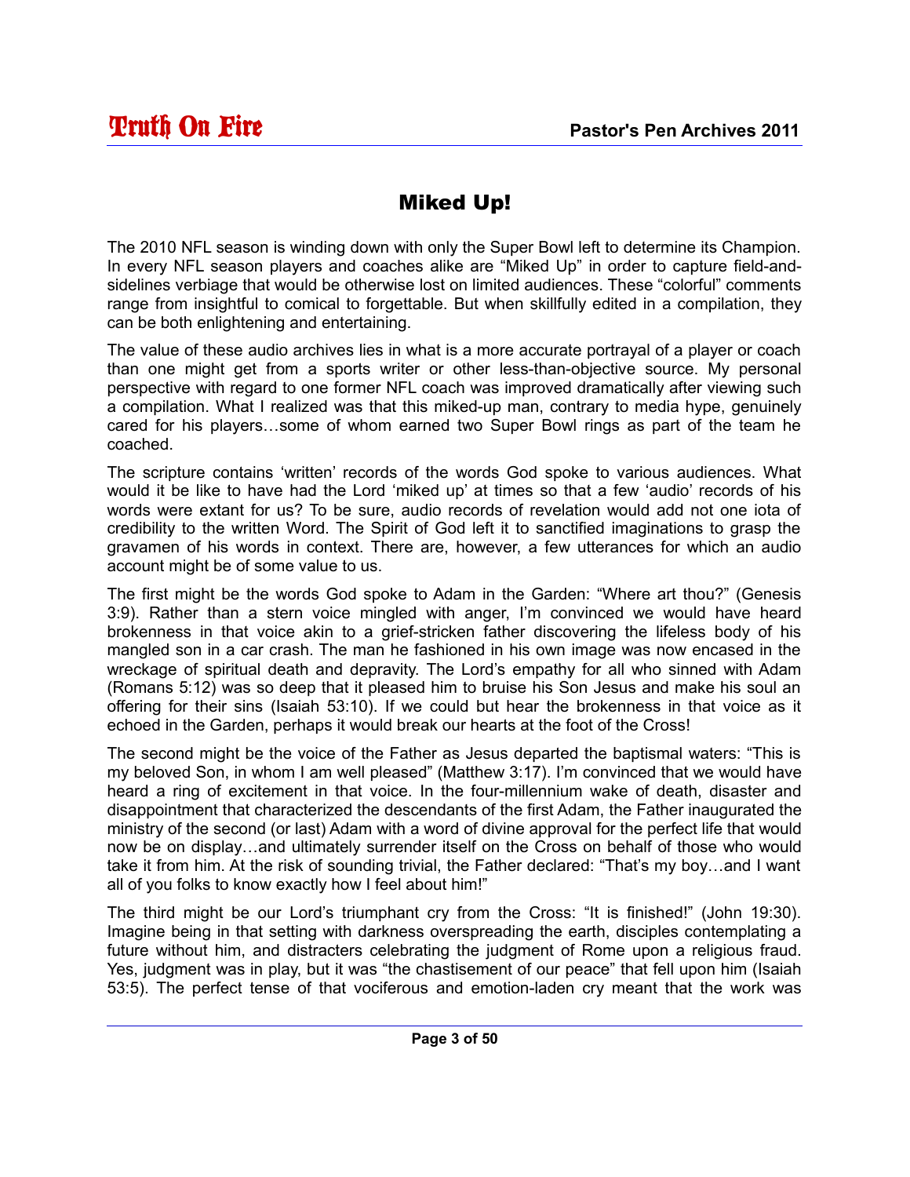# Miked Up!

The 2010 NFL season is winding down with only the Super Bowl left to determine its Champion. In every NFL season players and coaches alike are "Miked Up" in order to capture field-and-sidelines verbiage that would be otherwise lost on limited audiences. These "colorful" comments range from insightful to comical to forgettable. But when skillfully edited in a compilation, they can be both enlightening and entertaining.

The value of these audio archives lies in what is a more accurate portrayal of a player or coach than one might get from a sports writer or other less-than-objective source. My personal perspective with regard to one former NFL coach was improved dramatically after viewing such a compilation. What I realized was that this miked-up man, contrary to media hype, genuinely cared for his players…some of whom earned two Super Bowl rings as part of the team he coached.

The scripture contains 'written' records of the words God spoke to various audiences. What would it be like to have had the Lord 'miked up' at times so that a few 'audio' records of his words were extant for us? To be sure, audio records of revelation would add not one iota of credibility to the written Word. The Spirit of God left it to sanctified imaginations to grasp the gravamen of his words in context. There are, however, a few utterances for which an audio account might be of some value to us.

The first might be the words God spoke to Adam in the Garden: "Where art thou?" (Genesis 3:9). Rather than a stern voice mingled with anger, I'm convinced we would have heard brokenness in that voice akin to a grief-stricken father discovering the lifeless body of his mangled son in a car crash. The man he fashioned in his own image was now encased in the wreckage of spiritual death and depravity. The Lord's empathy for all who sinned with Adam (Romans 5:12) was so deep that it pleased him to bruise his Son Jesus and make his soul an offering for their sins (Isaiah 53:10). If we could but hear the brokenness in that voice as it echoed in the Garden, perhaps it would break our hearts at the foot of the Cross!

The second might be the voice of the Father as Jesus departed the baptismal waters: "This is my beloved Son, in whom I am well pleased" (Matthew 3:17). I'm convinced that we would have heard a ring of excitement in that voice. In the four-millennium wake of death, disaster and disappointment that characterized the descendants of the first Adam, the Father inaugurated the ministry of the second (or last) Adam with a word of divine approval for the perfect life that would now be on display…and ultimately surrender itself on the Cross on behalf of those who would take it from him. At the risk of sounding trivial, the Father declared: "That's my boy…and I want all of you folks to know exactly how I feel about him!"

The third might be our Lord's triumphant cry from the Cross: "It is finished!" (John 19:30). Imagine being in that setting with darkness overspreading the earth, disciples contemplating a future without him, and distracters celebrating the judgment of Rome upon a religious fraud. Yes, judgment was in play, but it was "the chastisement of our peace" that fell upon him (Isaiah 53:5). The perfect tense of that vociferous and emotion-laden cry meant that the work was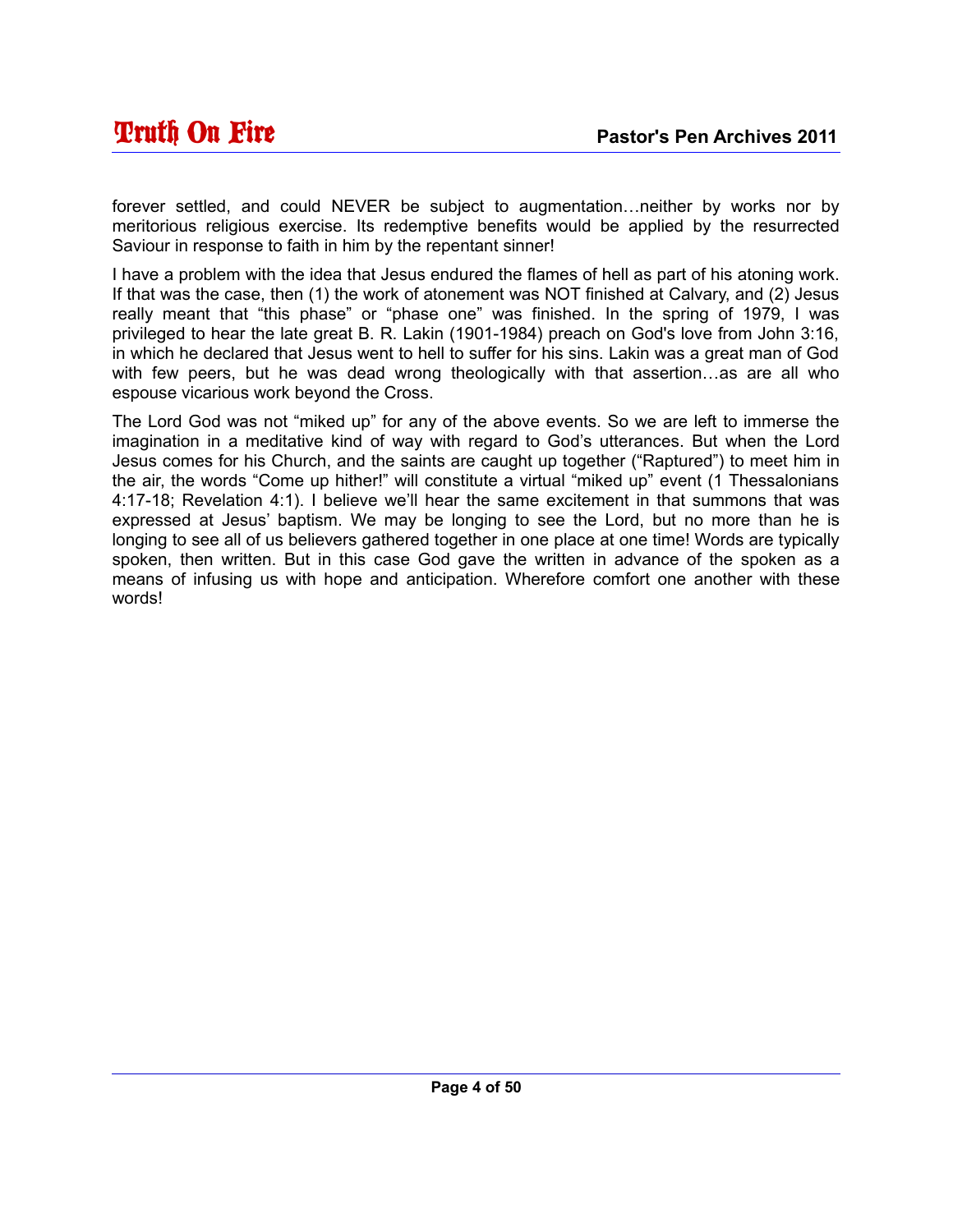forever settled, and could NEVER be subject to augmentation…neither by works nor by meritorious religious exercise. Its redemptive benefits would be applied by the resurrected Saviour in response to faith in him by the repentant sinner!

I have a problem with the idea that Jesus endured the flames of hell as part of his atoning work. If that was the case, then (1) the work of atonement was NOT finished at Calvary, and (2) Jesus really meant that “this phase” or “phase one” was finished. In the spring of 1979, I was privileged to hear the late great B. R. Lakin (1901-1984) preach on God's love from John 3:16, in which he declared that Jesus went to hell to suffer for his sins. Lakin was a great man of God with few peers, but he was dead wrong theologically with that assertion…as are all who espouse vicarious work beyond the Cross.

The Lord God was not “miked up” for any of the above events. So we are left to immerse the imagination in a meditative kind of way with regard to God’s utterances. But when the Lord Jesus comes for his Church, and the saints are caught up together (“Raptured”) to meet him in the air, the words “Come up hither!” will constitute a virtual “miked up” event (1 Thessalonians 4:17-18; Revelation 4:1). I believe we’ll hear the same excitement in that summons that was expressed at Jesus’ baptism. We may be longing to see the Lord, but no more than he is longing to see all of us believers gathered together in one place at one time! Words are typically spoken, then written. But in this case God gave the written in advance of the spoken as a means of infusing us with hope and anticipation. Wherefore comfort one another with these words!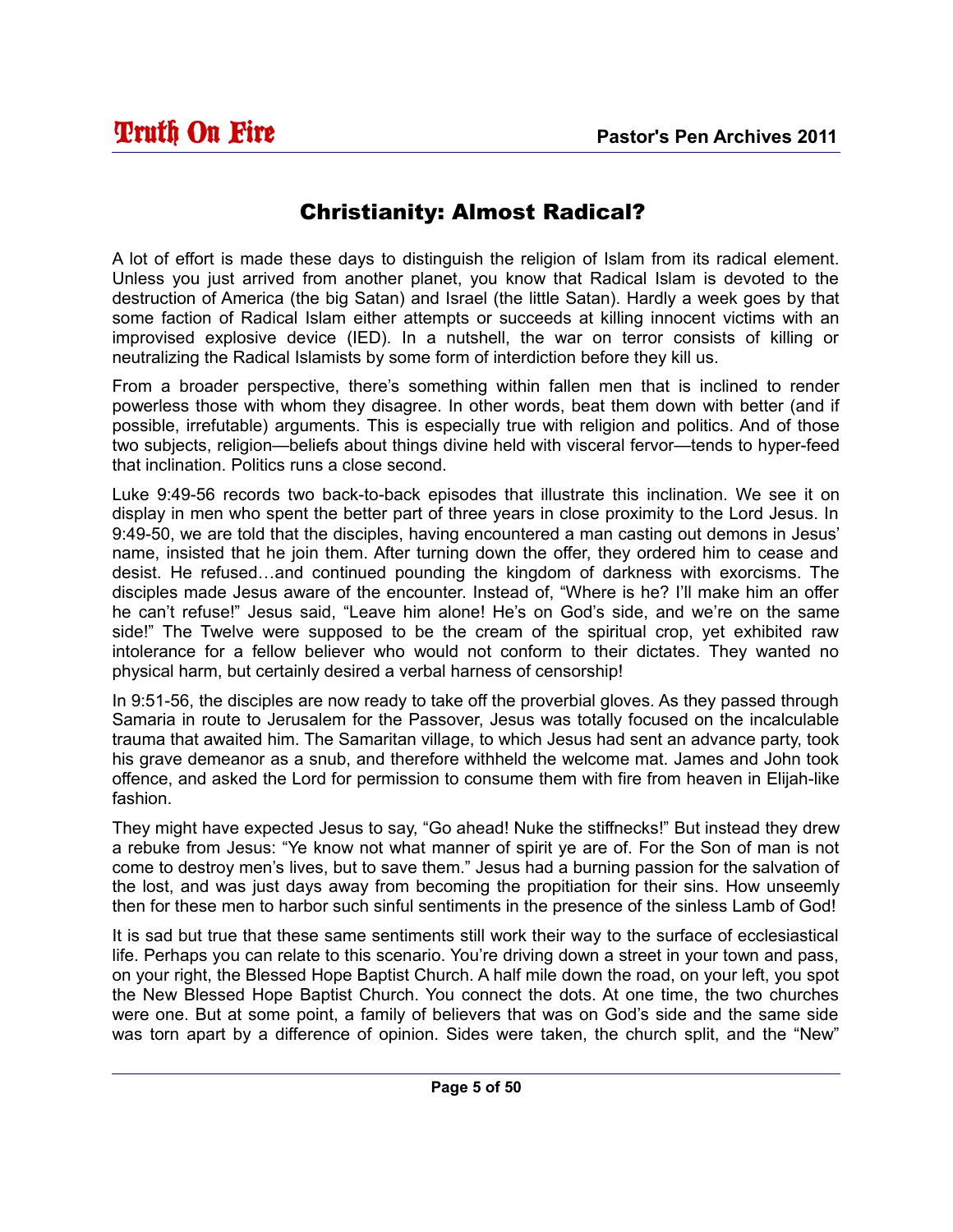# Christianity: Almost Radical?

A lot of effort is made these days to distinguish the religion of Islam from its radical element. Unless you just arrived from another planet, you know that Radical Islam is devoted to the destruction of America (the big Satan) and Israel (the little Satan). Hardly a week goes by that some faction of Radical Islam either attempts or succeeds at killing innocent victims with an improvised explosive device (IED). In a nutshell, the war on terror consists of killing or neutralizing the Radical Islamists by some form of interdiction before they kill us.

From a broader perspective, there's something within fallen men that is inclined to render powerless those with whom they disagree. In other words, beat them down with better (and if possible, irrefutable) arguments. This is especially true with religion and politics. And of those two subjects, religion—beliefs about things divine held with visceral fervor—tends to hyper-feed that inclination. Politics runs a close second.

Luke 9:49-56 records two back-to-back episodes that illustrate this inclination. We see it on display in men who spent the better part of three years in close proximity to the Lord Jesus. In 9:49-50, we are told that the disciples, having encountered a man casting out demons in Jesus' name, insisted that he join them. After turning down the offer, they ordered him to cease and desist. He refused…and continued pounding the kingdom of darkness with exorcisms. The disciples made Jesus aware of the encounter. Instead of, "Where is he? I'll make him an offer he can't refuse!" Jesus said, "Leave him alone! He's on God's side, and we're on the same side!" The Twelve were supposed to be the cream of the spiritual crop, yet exhibited raw intolerance for a fellow believer who would not conform to their dictates. They wanted no physical harm, but certainly desired a verbal harness of censorship!

In 9:51-56, the disciples are now ready to take off the proverbial gloves. As they passed through Samaria in route to Jerusalem for the Passover, Jesus was totally focused on the incalculable trauma that awaited him. The Samaritan village, to which Jesus had sent an advance party, took his grave demeanor as a snub, and therefore withheld the welcome mat. James and John took offence, and asked the Lord for permission to consume them with fire from heaven in Elijah-like fashion.

They might have expected Jesus to say, "Go ahead! Nuke the stiffnecks!" But instead they drew a rebuke from Jesus: "Ye know not what manner of spirit ye are of. For the Son of man is not come to destroy men's lives, but to save them." Jesus had a burning passion for the salvation of the lost, and was just days away from becoming the propitiation for their sins. How unseemly then for these men to harbor such sinful sentiments in the presence of the sinless Lamb of God!

It is sad but true that these same sentiments still work their way to the surface of ecclesiastical life. Perhaps you can relate to this scenario. You're driving down a street in your town and pass, on your right, the Blessed Hope Baptist Church. A half mile down the road, on your left, you spot the New Blessed Hope Baptist Church. You connect the dots. At one time, the two churches were one. But at some point, a family of believers that was on God's side and the same side was torn apart by a difference of opinion. Sides were taken, the church split, and the "New"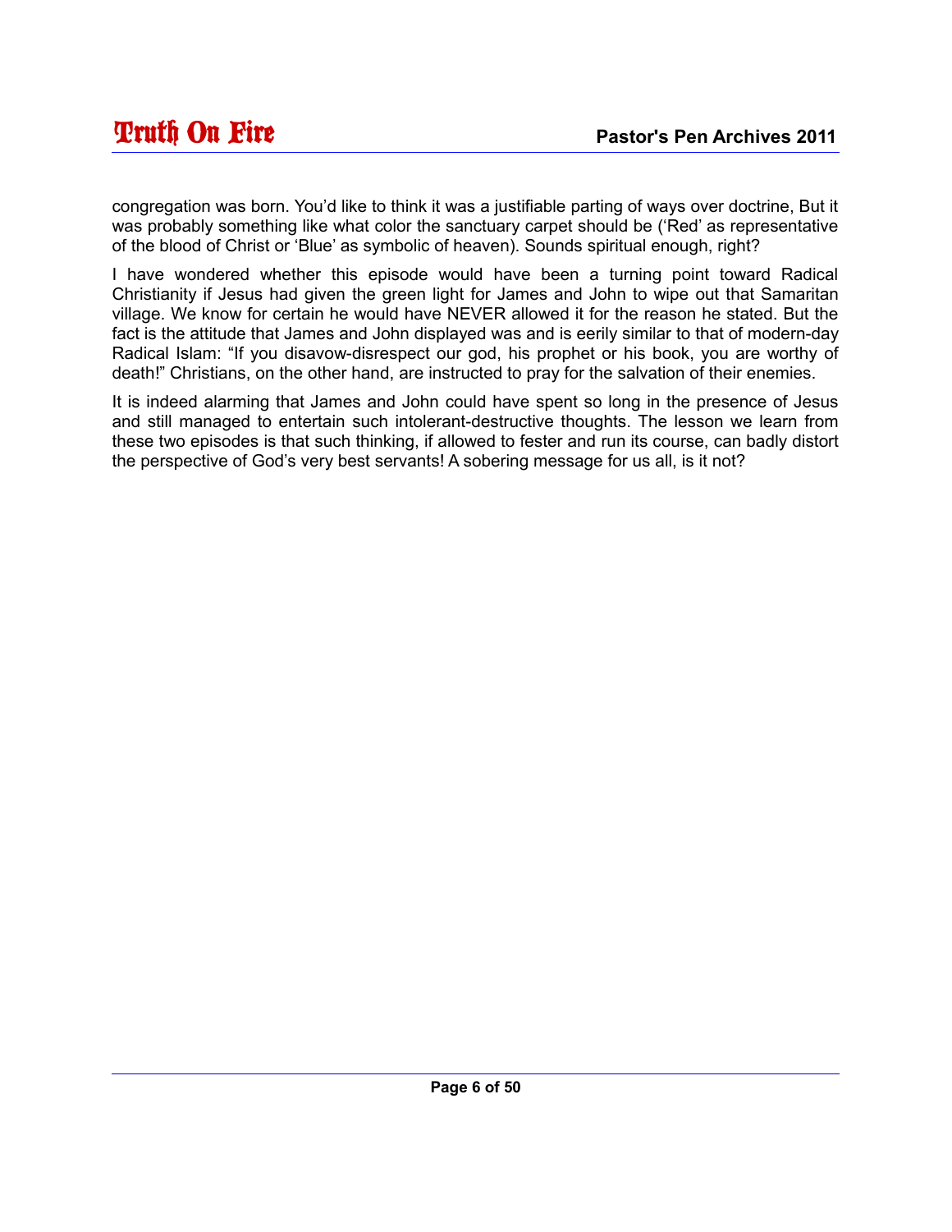congregation was born. You'd like to think it was a justifiable parting of ways over doctrine, But it was probably something like what color the sanctuary carpet should be ('Red' as representative of the blood of Christ or 'Blue' as symbolic of heaven). Sounds spiritual enough, right?

I have wondered whether this episode would have been a turning point toward Radical Christianity if Jesus had given the green light for James and John to wipe out that Samaritan village. We know for certain he would have NEVER allowed it for the reason he stated. But the fact is the attitude that James and John displayed was and is eerily similar to that of modern-day Radical Islam: "If you disavow-disrespect our god, his prophet or his book, you are worthy of death!" Christians, on the other hand, are instructed to pray for the salvation of their enemies.

It is indeed alarming that James and John could have spent so long in the presence of Jesus and still managed to entertain such intolerant-destructive thoughts. The lesson we learn from these two episodes is that such thinking, if allowed to fester and run its course, can badly distort the perspective of God's very best servants! A sobering message for us all, is it not?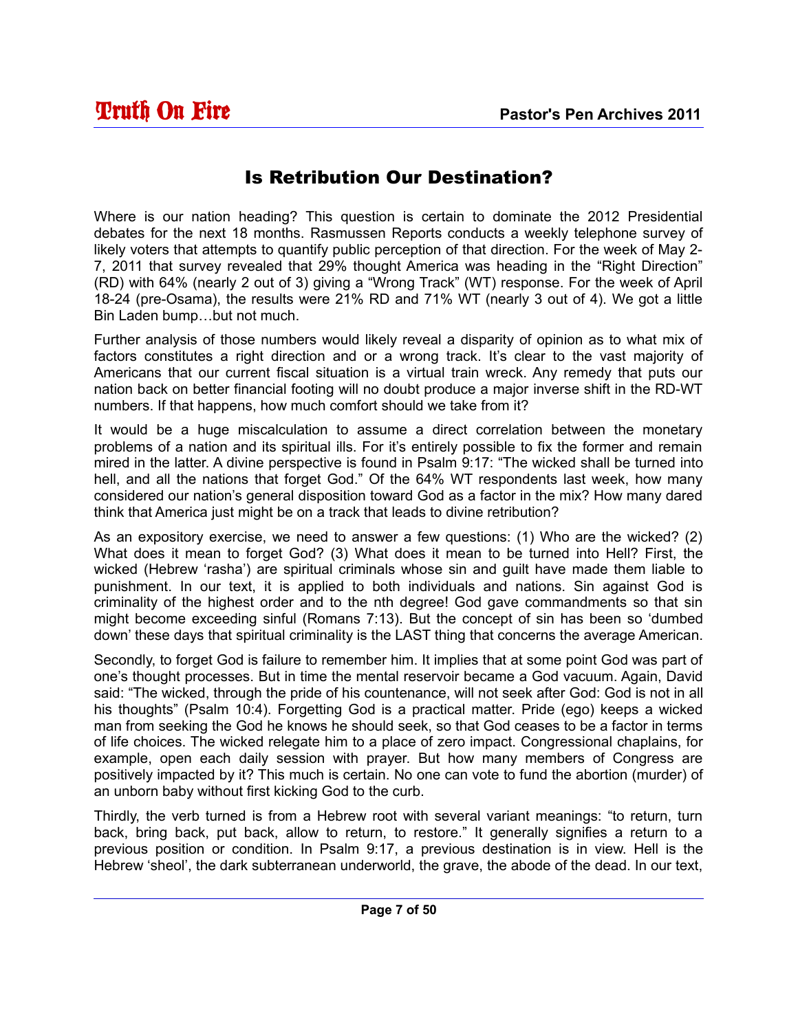# Is Retribution Our Destination?

Where is our nation heading? This question is certain to dominate the 2012 Presidential debates for the next 18 months. Rasmussen Reports conducts a weekly telephone survey of likely voters that attempts to quantify public perception of that direction. For the week of May 2-7, 2011 that survey revealed that 29% thought America was heading in the "Right Direction" (RD) with 64% (nearly 2 out of 3) giving a "Wrong Track" (WT) response. For the week of April 18-24 (pre-Osama), the results were 21% RD and 71% WT (nearly 3 out of 4). We got a little Bin Laden bump…but not much.

Further analysis of those numbers would likely reveal a disparity of opinion as to what mix of factors constitutes a right direction and or a wrong track. It's clear to the vast majority of Americans that our current fiscal situation is a virtual train wreck. Any remedy that puts our nation back on better financial footing will no doubt produce a major inverse shift in the RD-WT numbers. If that happens, how much comfort should we take from it?

It would be a huge miscalculation to assume a direct correlation between the monetary problems of a nation and its spiritual ills. For it's entirely possible to fix the former and remain mired in the latter. A divine perspective is found in Psalm 9:17: "The wicked shall be turned into hell, and all the nations that forget God." Of the 64% WT respondents last week, how many considered our nation's general disposition toward God as a factor in the mix? How many dared think that America just might be on a track that leads to divine retribution?

As an expository exercise, we need to answer a few questions: (1) Who are the wicked? (2) What does it mean to forget God? (3) What does it mean to be turned into Hell? First, the wicked (Hebrew 'rasha') are spiritual criminals whose sin and guilt have made them liable to punishment. In our text, it is applied to both individuals and nations. Sin against God is criminality of the highest order and to the nth degree! God gave commandments so that sin might become exceeding sinful (Romans 7:13). But the concept of sin has been so 'dumbed down' these days that spiritual criminality is the LAST thing that concerns the average American.

Secondly, to forget God is failure to remember him. It implies that at some point God was part of one's thought processes. But in time the mental reservoir became a God vacuum. Again, David said: "The wicked, through the pride of his countenance, will not seek after God: God is not in all his thoughts" (Psalm 10:4). Forgetting God is a practical matter. Pride (ego) keeps a wicked man from seeking the God he knows he should seek, so that God ceases to be a factor in terms of life choices. The wicked relegate him to a place of zero impact. Congressional chaplains, for example, open each daily session with prayer. But how many members of Congress are positively impacted by it? This much is certain. No one can vote to fund the abortion (murder) of an unborn baby without first kicking God to the curb.

Thirdly, the verb turned is from a Hebrew root with several variant meanings: "to return, turn back, bring back, put back, allow to return, to restore." It generally signifies a return to a previous position or condition. In Psalm 9:17, a previous destination is in view. Hell is the Hebrew 'sheol', the dark subterranean underworld, the grave, the abode of the dead. In our text,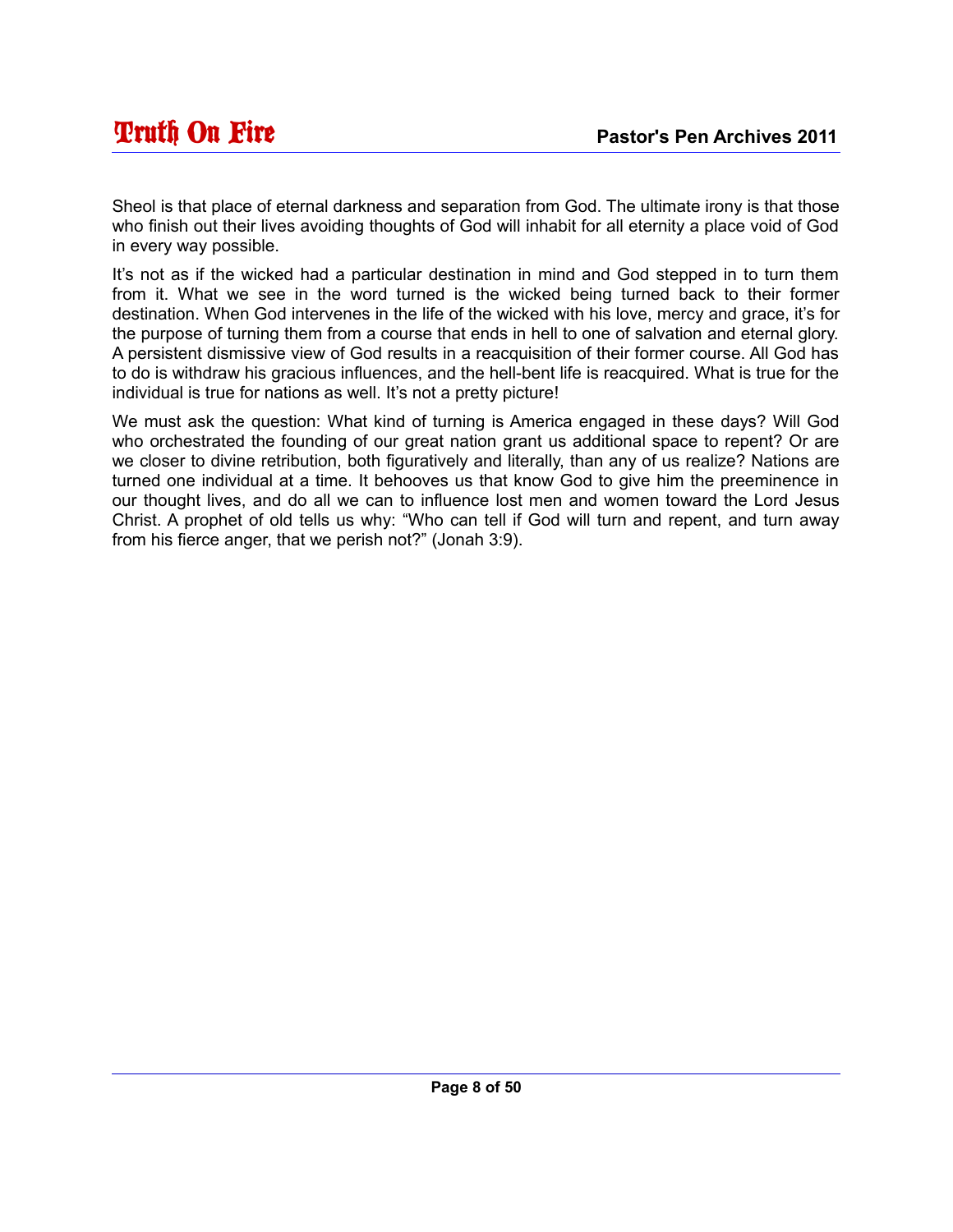Sheol is that place of eternal darkness and separation from God. The ultimate irony is that those who finish out their lives avoiding thoughts of God will inhabit for all eternity a place void of God in every way possible.

It’s not as if the wicked had a particular destination in mind and God stepped in to turn them from it. What we see in the word turned is the wicked being turned back to their former destination. When God intervenes in the life of the wicked with his love, mercy and grace, it’s for the purpose of turning them from a course that ends in hell to one of salvation and eternal glory. A persistent dismissive view of God results in a reacquisition of their former course. All God has to do is withdraw his gracious influences, and the hell-bent life is reacquired. What is true for the individual is true for nations as well. It’s not a pretty picture!

We must ask the question: What kind of turning is America engaged in these days? Will God who orchestrated the founding of our great nation grant us additional space to repent? Or are we closer to divine retribution, both figuratively and literally, than any of us realize? Nations are turned one individual at a time. It behooves us that know God to give him the preeminence in our thought lives, and do all we can to influence lost men and women toward the Lord Jesus Christ. A prophet of old tells us why: “Who can tell if God will turn and repent, and turn away from his fierce anger, that we perish not?” (Jonah 3:9).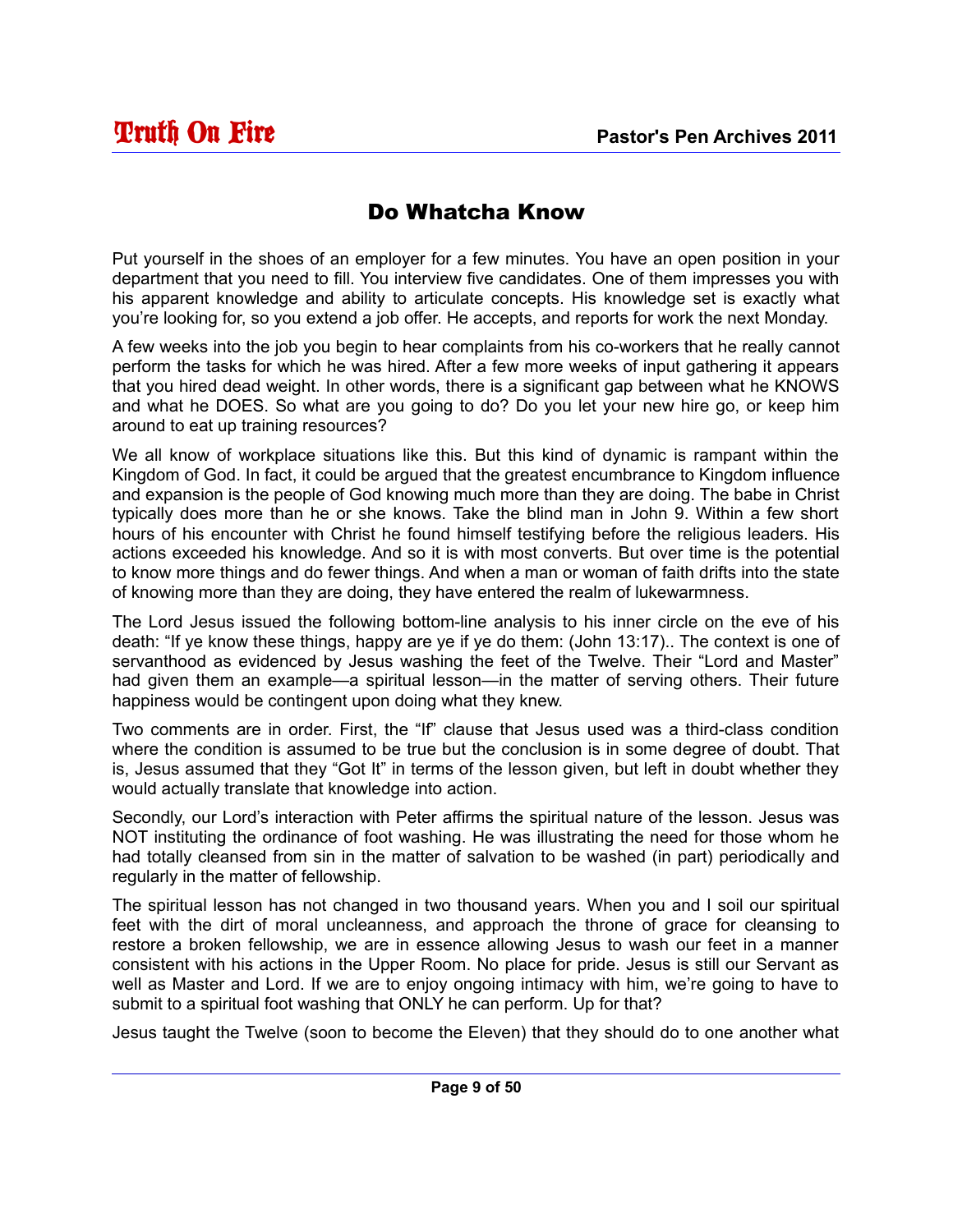# Do Whatcha Know

Put yourself in the shoes of an employer for a few minutes. You have an open position in your department that you need to fill. You interview five candidates. One of them impresses you with his apparent knowledge and ability to articulate concepts. His knowledge set is exactly what you're looking for, so you extend a job offer. He accepts, and reports for work the next Monday.

A few weeks into the job you begin to hear complaints from his co-workers that he really cannot perform the tasks for which he was hired. After a few more weeks of input gathering it appears that you hired dead weight. In other words, there is a significant gap between what he KNOWS and what he DOES. So what are you going to do? Do you let your new hire go, or keep him around to eat up training resources?

We all know of workplace situations like this. But this kind of dynamic is rampant within the Kingdom of God. In fact, it could be argued that the greatest encumbrance to Kingdom influence and expansion is the people of God knowing much more than they are doing. The babe in Christ typically does more than he or she knows. Take the blind man in John 9. Within a few short hours of his encounter with Christ he found himself testifying before the religious leaders. His actions exceeded his knowledge. And so it is with most converts. But over time is the potential to know more things and do fewer things. And when a man or woman of faith drifts into the state of knowing more than they are doing, they have entered the realm of lukewarmness.

The Lord Jesus issued the following bottom-line analysis to his inner circle on the eve of his death: "If ye know these things, happy are ye if ye do them: (John 13:17).. The context is one of servanthood as evidenced by Jesus washing the feet of the Twelve. Their "Lord and Master" had given them an example—a spiritual lesson—in the matter of serving others. Their future happiness would be contingent upon doing what they knew.

Two comments are in order. First, the "If" clause that Jesus used was a third-class condition where the condition is assumed to be true but the conclusion is in some degree of doubt. That is, Jesus assumed that they "Got It" in terms of the lesson given, but left in doubt whether they would actually translate that knowledge into action.

Secondly, our Lord's interaction with Peter affirms the spiritual nature of the lesson. Jesus was NOT instituting the ordinance of foot washing. He was illustrating the need for those whom he had totally cleansed from sin in the matter of salvation to be washed (in part) periodically and regularly in the matter of fellowship.

The spiritual lesson has not changed in two thousand years. When you and I soil our spiritual feet with the dirt of moral uncleanness, and approach the throne of grace for cleansing to restore a broken fellowship, we are in essence allowing Jesus to wash our feet in a manner consistent with his actions in the Upper Room. No place for pride. Jesus is still our Servant as well as Master and Lord. If we are to enjoy ongoing intimacy with him, we're going to have to submit to a spiritual foot washing that ONLY he can perform. Up for that?

Jesus taught the Twelve (soon to become the Eleven) that they should do to one another what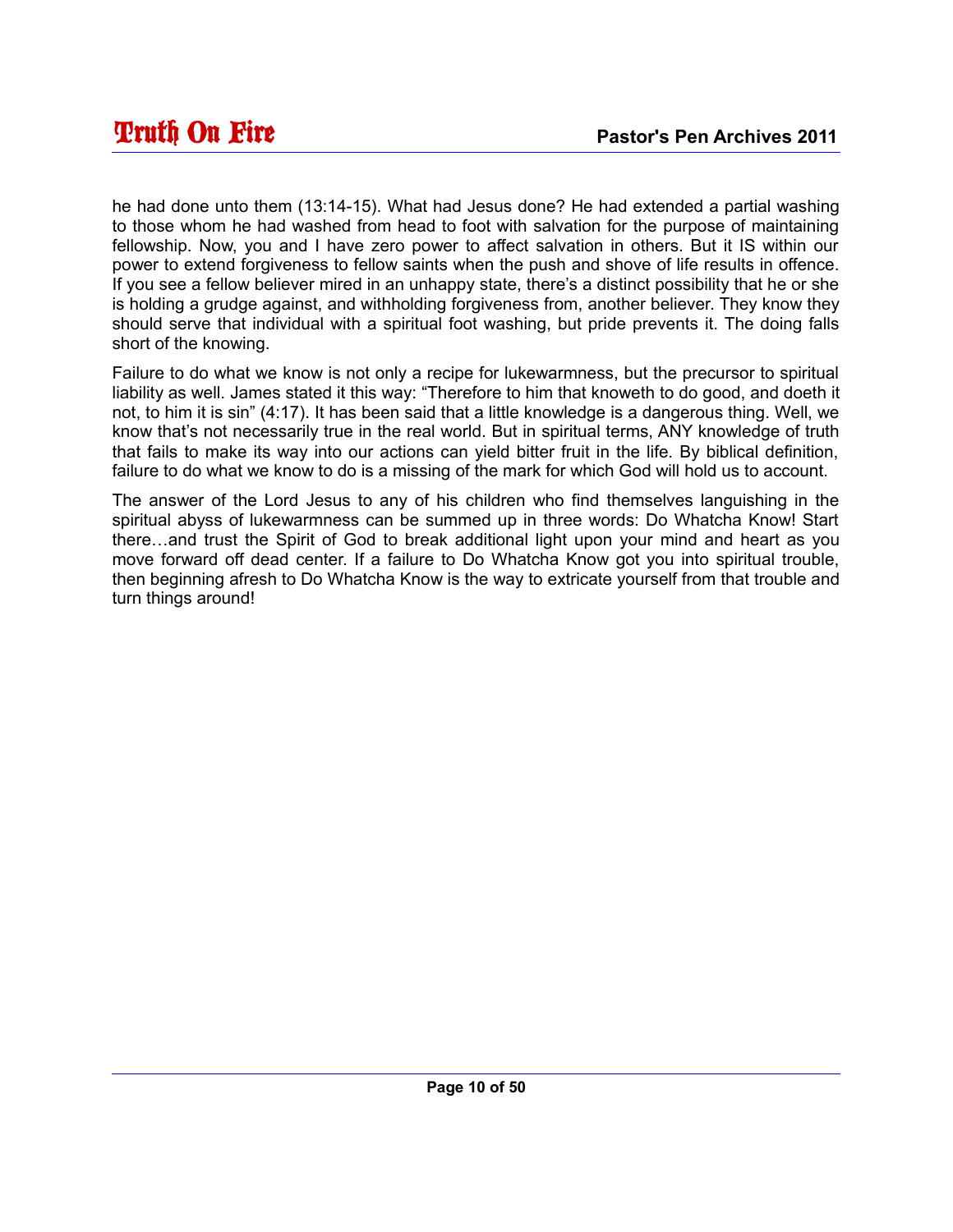he had done unto them (13:14-15). What had Jesus done? He had extended a partial washing to those whom he had washed from head to foot with salvation for the purpose of maintaining fellowship. Now, you and I have zero power to affect salvation in others. But it IS within our power to extend forgiveness to fellow saints when the push and shove of life results in offence. If you see a fellow believer mired in an unhappy state, there's a distinct possibility that he or she is holding a grudge against, and withholding forgiveness from, another believer. They know they should serve that individual with a spiritual foot washing, but pride prevents it. The doing falls short of the knowing.

Failure to do what we know is not only a recipe for lukewarmness, but the precursor to spiritual liability as well. James stated it this way: "Therefore to him that knoweth to do good, and doeth it not, to him it is sin" (4:17). It has been said that a little knowledge is a dangerous thing. Well, we know that's not necessarily true in the real world. But in spiritual terms, ANY knowledge of truth that fails to make its way into our actions can yield bitter fruit in the life. By biblical definition, failure to do what we know to do is a missing of the mark for which God will hold us to account.

The answer of the Lord Jesus to any of his children who find themselves languishing in the spiritual abyss of lukewarmness can be summed up in three words: Do Whatcha Know! Start there…and trust the Spirit of God to break additional light upon your mind and heart as you move forward off dead center. If a failure to Do Whatcha Know got you into spiritual trouble, then beginning afresh to Do Whatcha Know is the way to extricate yourself from that trouble and turn things around!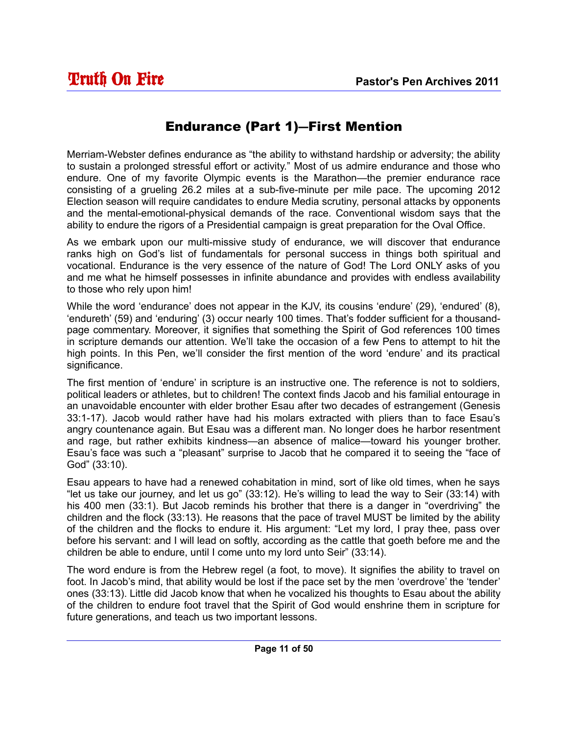# Endurance (Part 1)—First Mention

Merriam-Webster defines endurance as "the ability to withstand hardship or adversity; the ability to sustain a prolonged stressful effort or activity." Most of us admire endurance and those who endure. One of my favorite Olympic events is the Marathon—the premier endurance race consisting of a grueling 26.2 miles at a sub-five-minute per mile pace. The upcoming 2012 Election season will require candidates to endure Media scrutiny, personal attacks by opponents and the mental-emotional-physical demands of the race. Conventional wisdom says that the ability to endure the rigors of a Presidential campaign is great preparation for the Oval Office.

As we embark upon our multi-missive study of endurance, we will discover that endurance ranks high on God's list of fundamentals for personal success in things both spiritual and vocational. Endurance is the very essence of the nature of God! The Lord ONLY asks of you and me what he himself possesses in infinite abundance and provides with endless availability to those who rely upon him!

While the word 'endurance' does not appear in the KJV, its cousins 'endure' (29), 'endured' (8), 'endureth' (59) and 'enduring' (3) occur nearly 100 times. That's fodder sufficient for a thousand-page commentary. Moreover, it signifies that something the Spirit of God references 100 times in scripture demands our attention. We'll take the occasion of a few Pens to attempt to hit the high points. In this Pen, we'll consider the first mention of the word 'endure' and its practical significance.

The first mention of 'endure' in scripture is an instructive one. The reference is not to soldiers, political leaders or athletes, but to children! The context finds Jacob and his familial entourage in an unavoidable encounter with elder brother Esau after two decades of estrangement (Genesis 33:1-17). Jacob would rather have had his molars extracted with pliers than to face Esau's angry countenance again. But Esau was a different man. No longer does he harbor resentment and rage, but rather exhibits kindness—an absence of malice—toward his younger brother. Esau's face was such a "pleasant" surprise to Jacob that he compared it to seeing the "face of God" (33:10).

Esau appears to have had a renewed cohabitation in mind, sort of like old times, when he says "let us take our journey, and let us go" (33:12). He's willing to lead the way to Seir (33:14) with his 400 men (33:1). But Jacob reminds his brother that there is a danger in "overdriving" the children and the flock (33:13). He reasons that the pace of travel MUST be limited by the ability of the children and the flocks to endure it. His argument: "Let my lord, I pray thee, pass over before his servant: and I will lead on softly, according as the cattle that goeth before me and the children be able to endure, until I come unto my lord unto Seir" (33:14).

The word endure is from the Hebrew regel (a foot, to move). It signifies the ability to travel on foot. In Jacob's mind, that ability would be lost if the pace set by the men 'overdrove' the 'tender' ones (33:13). Little did Jacob know that when he vocalized his thoughts to Esau about the ability of the children to endure foot travel that the Spirit of God would enshrine them in scripture for future generations, and teach us two important lessons.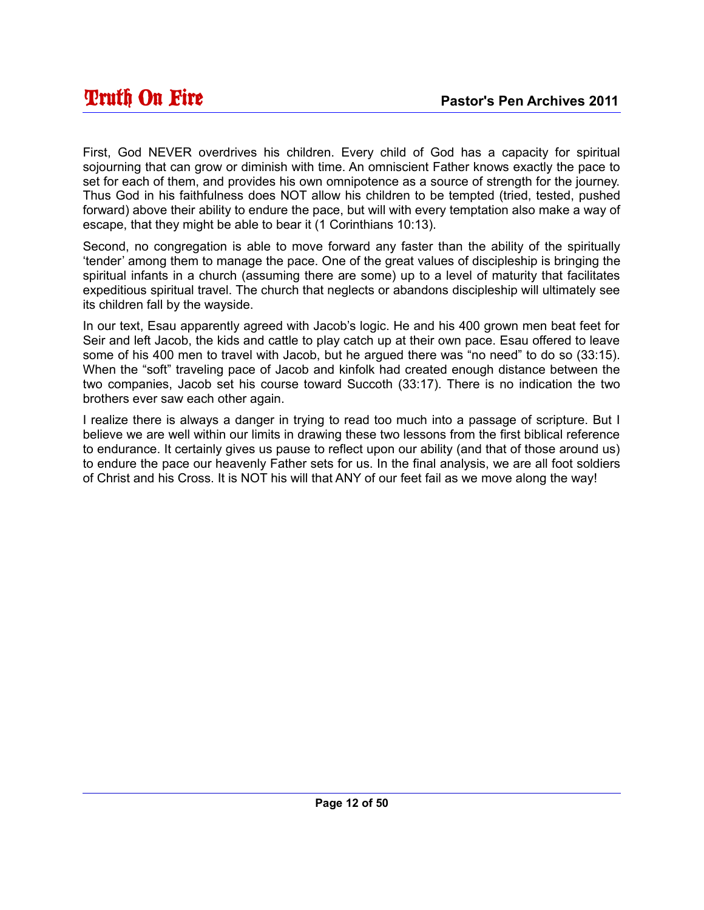First, God NEVER overdrives his children. Every child of God has a capacity for spiritual sojourning that can grow or diminish with time. An omniscient Father knows exactly the pace to set for each of them, and provides his own omnipotence as a source of strength for the journey. Thus God in his faithfulness does NOT allow his children to be tempted (tried, tested, pushed forward) above their ability to endure the pace, but will with every temptation also make a way of escape, that they might be able to bear it (1 Corinthians 10:13).

Second, no congregation is able to move forward any faster than the ability of the spiritually 'tender' among them to manage the pace. One of the great values of discipleship is bringing the spiritual infants in a church (assuming there are some) up to a level of maturity that facilitates expeditious spiritual travel. The church that neglects or abandons discipleship will ultimately see its children fall by the wayside.

In our text, Esau apparently agreed with Jacob's logic. He and his 400 grown men beat feet for Seir and left Jacob, the kids and cattle to play catch up at their own pace. Esau offered to leave some of his 400 men to travel with Jacob, but he argued there was "no need" to do so (33:15). When the "soft" traveling pace of Jacob and kinfolk had created enough distance between the two companies, Jacob set his course toward Succoth (33:17). There is no indication the two brothers ever saw each other again.

I realize there is always a danger in trying to read too much into a passage of scripture. But I believe we are well within our limits in drawing these two lessons from the first biblical reference to endurance. It certainly gives us pause to reflect upon our ability (and that of those around us) to endure the pace our heavenly Father sets for us. In the final analysis, we are all foot soldiers of Christ and his Cross. It is NOT his will that ANY of our feet fail as we move along the way!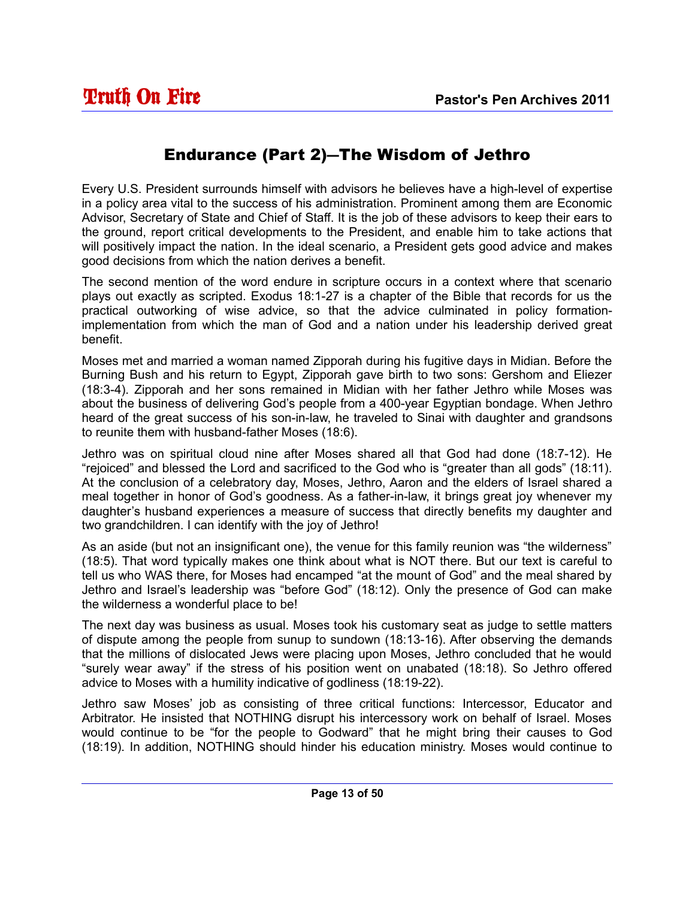## Endurance (Part 2)–The Wisdom of Jethro

Every U.S. President surrounds himself with advisors he believes have a high-level of expertise in a policy area vital to the success of his administration. Prominent among them are Economic Advisor, Secretary of State and Chief of Staff. It is the job of these advisors to keep their ears to the ground, report critical developments to the President, and enable him to take actions that will positively impact the nation. In the ideal scenario, a President gets good advice and makes good decisions from which the nation derives a benefit.

The second mention of the word endure in scripture occurs in a context where that scenario plays out exactly as scripted. Exodus 18:1-27 is a chapter of the Bible that records for us the practical outworking of wise advice, so that the advice culminated in policy formation-implementation from which the man of God and a nation under his leadership derived great benefit.

Moses met and married a woman named Zipporah during his fugitive days in Midian. Before the Burning Bush and his return to Egypt, Zipporah gave birth to two sons: Gershom and Eliezer (18:3-4). Zipporah and her sons remained in Midian with her father Jethro while Moses was about the business of delivering God's people from a 400-year Egyptian bondage. When Jethro heard of the great success of his son-in-law, he traveled to Sinai with daughter and grandsons to reunite them with husband-father Moses (18:6).

Jethro was on spiritual cloud nine after Moses shared all that God had done (18:7-12). He "rejoiced" and blessed the Lord and sacrificed to the God who is "greater than all gods" (18:11). At the conclusion of a celebratory day, Moses, Jethro, Aaron and the elders of Israel shared a meal together in honor of God's goodness. As a father-in-law, it brings great joy whenever my daughter's husband experiences a measure of success that directly benefits my daughter and two grandchildren. I can identify with the joy of Jethro!

As an aside (but not an insignificant one), the venue for this family reunion was "the wilderness" (18:5). That word typically makes one think about what is NOT there. But our text is careful to tell us who WAS there, for Moses had encamped "at the mount of God" and the meal shared by Jethro and Israel's leadership was "before God" (18:12). Only the presence of God can make the wilderness a wonderful place to be!

The next day was business as usual. Moses took his customary seat as judge to settle matters of dispute among the people from sunup to sundown (18:13-16). After observing the demands that the millions of dislocated Jews were placing upon Moses, Jethro concluded that he would "surely wear away" if the stress of his position went on unabated (18:18). So Jethro offered advice to Moses with a humility indicative of godliness (18:19-22).

Jethro saw Moses' job as consisting of three critical functions: Intercessor, Educator and Arbitrator. He insisted that NOTHING disrupt his intercessory work on behalf of Israel. Moses would continue to be "for the people to Godward" that he might bring their causes to God (18:19). In addition, NOTHING should hinder his education ministry. Moses would continue to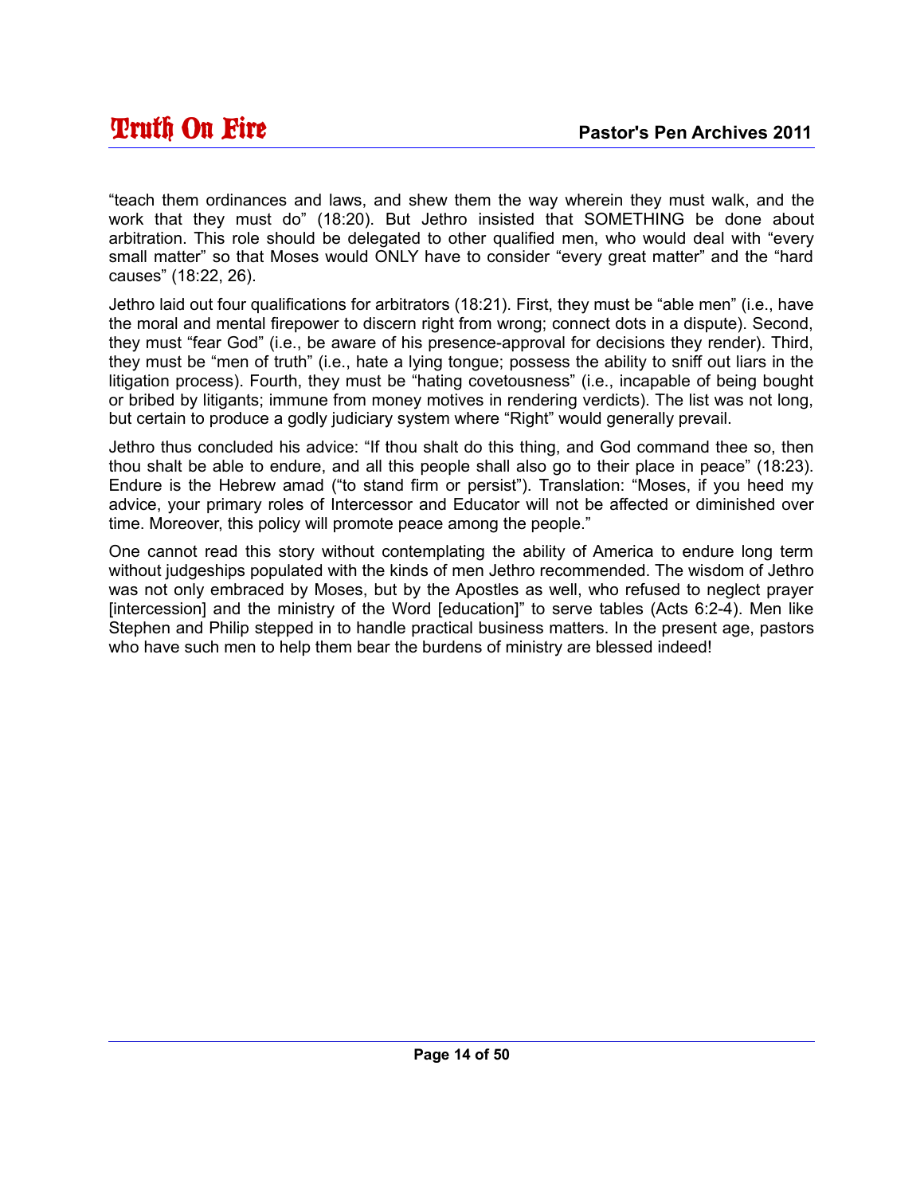"teach them ordinances and laws, and shew them the way wherein they must walk, and the work that they must do" (18:20). But Jethro insisted that SOMETHING be done about arbitration. This role should be delegated to other qualified men, who would deal with "every small matter" so that Moses would ONLY have to consider "every great matter" and the "hard causes" (18:22, 26).

Jethro laid out four qualifications for arbitrators (18:21). First, they must be "able men" (i.e., have the moral and mental firepower to discern right from wrong; connect dots in a dispute). Second, they must "fear God" (i.e., be aware of his presence-approval for decisions they render). Third, they must be "men of truth" (i.e., hate a lying tongue; possess the ability to sniff out liars in the litigation process). Fourth, they must be "hating covetousness" (i.e., incapable of being bought or bribed by litigants; immune from money motives in rendering verdicts). The list was not long, but certain to produce a godly judiciary system where "Right" would generally prevail.

Jethro thus concluded his advice: "If thou shalt do this thing, and God command thee so, then thou shalt be able to endure, and all this people shall also go to their place in peace" (18:23). Endure is the Hebrew amad ("to stand firm or persist"). Translation: "Moses, if you heed my advice, your primary roles of Intercessor and Educator will not be affected or diminished over time. Moreover, this policy will promote peace among the people."

One cannot read this story without contemplating the ability of America to endure long term without judgeships populated with the kinds of men Jethro recommended. The wisdom of Jethro was not only embraced by Moses, but by the Apostles as well, who refused to neglect prayer [intercession] and the ministry of the Word [education]" to serve tables (Acts 6:2-4). Men like Stephen and Philip stepped in to handle practical business matters. In the present age, pastors who have such men to help them bear the burdens of ministry are blessed indeed!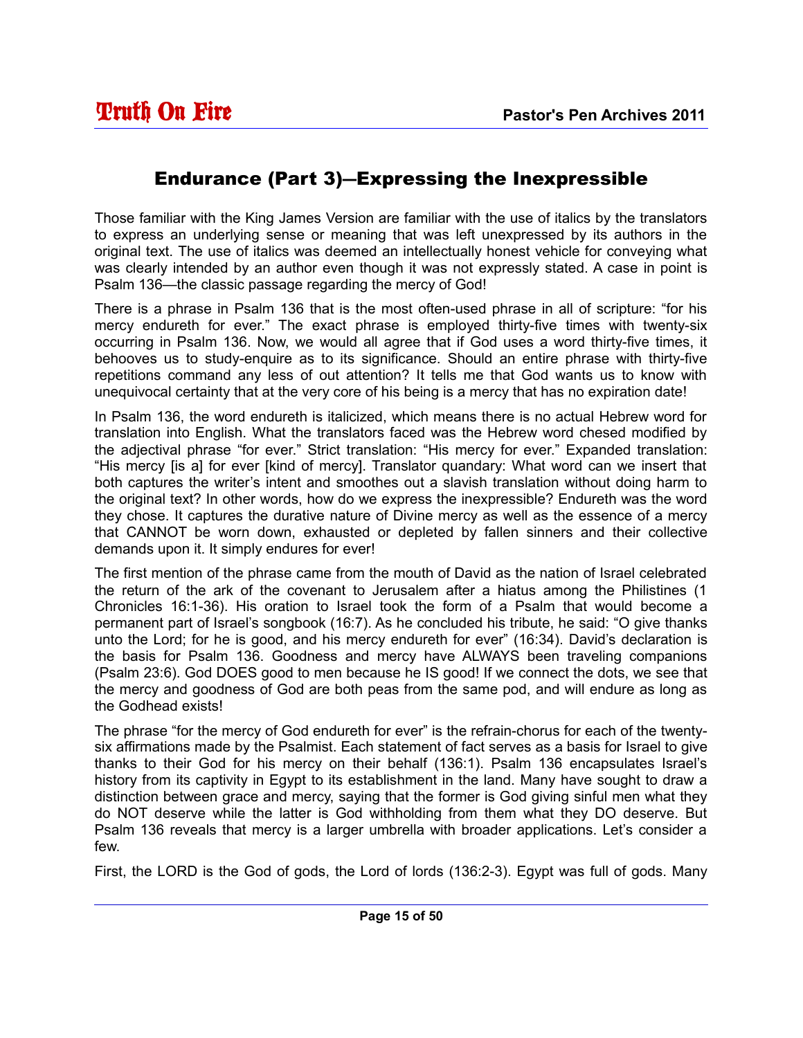## Endurance (Part 3)—Expressing the Inexpressible

Those familiar with the King James Version are familiar with the use of italics by the translators to express an underlying sense or meaning that was left unexpressed by its authors in the original text. The use of italics was deemed an intellectually honest vehicle for conveying what was clearly intended by an author even though it was not expressly stated. A case in point is Psalm 136—the classic passage regarding the mercy of God!

There is a phrase in Psalm 136 that is the most often-used phrase in all of scripture: "for his mercy endureth for ever." The exact phrase is employed thirty-five times with twenty-six occurring in Psalm 136. Now, we would all agree that if God uses a word thirty-five times, it behooves us to study-enquire as to its significance. Should an entire phrase with thirty-five repetitions command any less of out attention? It tells me that God wants us to know with unequivocal certainty that at the very core of his being is a mercy that has no expiration date!

In Psalm 136, the word endureth is italicized, which means there is no actual Hebrew word for translation into English. What the translators faced was the Hebrew word chesed modified by the adjectival phrase "for ever." Strict translation: "His mercy for ever." Expanded translation: "His mercy [is a] for ever [kind of mercy]. Translator quandary: What word can we insert that both captures the writer's intent and smoothes out a slavish translation without doing harm to the original text? In other words, how do we express the inexpressible? Endureth was the word they chose. It captures the durative nature of Divine mercy as well as the essence of a mercy that CANNOT be worn down, exhausted or depleted by fallen sinners and their collective demands upon it. It simply endures for ever!

The first mention of the phrase came from the mouth of David as the nation of Israel celebrated the return of the ark of the covenant to Jerusalem after a hiatus among the Philistines (1 Chronicles 16:1-36). His oration to Israel took the form of a Psalm that would become a permanent part of Israel's songbook (16:7). As he concluded his tribute, he said: "O give thanks unto the Lord; for he is good, and his mercy endureth for ever" (16:34). David's declaration is the basis for Psalm 136. Goodness and mercy have ALWAYS been traveling companions (Psalm 23:6). God DOES good to men because he IS good! If we connect the dots, we see that the mercy and goodness of God are both peas from the same pod, and will endure as long as the Godhead exists!

The phrase "for the mercy of God endureth for ever" is the refrain-chorus for each of the twenty-six affirmations made by the Psalmist. Each statement of fact serves as a basis for Israel to give thanks to their God for his mercy on their behalf (136:1). Psalm 136 encapsulates Israel's history from its captivity in Egypt to its establishment in the land. Many have sought to draw a distinction between grace and mercy, saying that the former is God giving sinful men what they do NOT deserve while the latter is God withholding from them what they DO deserve. But Psalm 136 reveals that mercy is a larger umbrella with broader applications. Let's consider a few.

First, the LORD is the God of gods, the Lord of lords (136:2-3). Egypt was full of gods. Many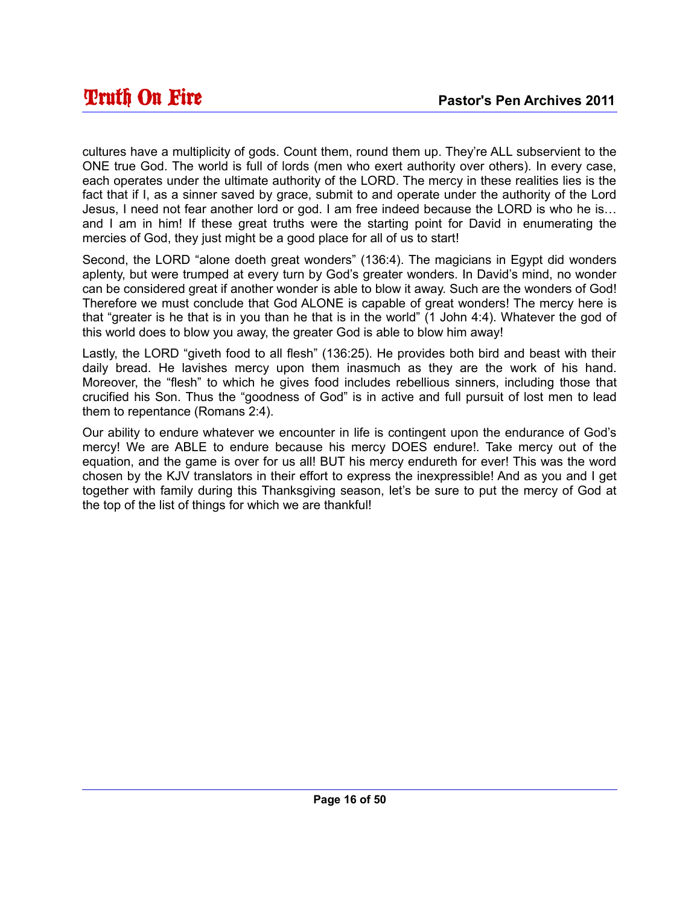cultures have a multiplicity of gods. Count them, round them up. They're ALL subservient to the ONE true God. The world is full of lords (men who exert authority over others). In every case, each operates under the ultimate authority of the LORD. The mercy in these realities lies is the fact that if I, as a sinner saved by grace, submit to and operate under the authority of the Lord Jesus, I need not fear another lord or god. I am free indeed because the LORD is who he is… and I am in him! If these great truths were the starting point for David in enumerating the mercies of God, they just might be a good place for all of us to start!

Second, the LORD "alone doeth great wonders" (136:4). The magicians in Egypt did wonders aplenty, but were trumped at every turn by God's greater wonders. In David's mind, no wonder can be considered great if another wonder is able to blow it away. Such are the wonders of God! Therefore we must conclude that God ALONE is capable of great wonders! The mercy here is that "greater is he that is in you than he that is in the world" (1 John 4:4). Whatever the god of this world does to blow you away, the greater God is able to blow him away!

Lastly, the LORD "giveth food to all flesh" (136:25). He provides both bird and beast with their daily bread. He lavishes mercy upon them inasmuch as they are the work of his hand. Moreover, the "flesh" to which he gives food includes rebellious sinners, including those that crucified his Son. Thus the "goodness of God" is in active and full pursuit of lost men to lead them to repentance (Romans 2:4).

Our ability to endure whatever we encounter in life is contingent upon the endurance of God's mercy! We are ABLE to endure because his mercy DOES endure!. Take mercy out of the equation, and the game is over for us all! BUT his mercy endureth for ever! This was the word chosen by the KJV translators in their effort to express the inexpressible! And as you and I get together with family during this Thanksgiving season, let's be sure to put the mercy of God at the top of the list of things for which we are thankful!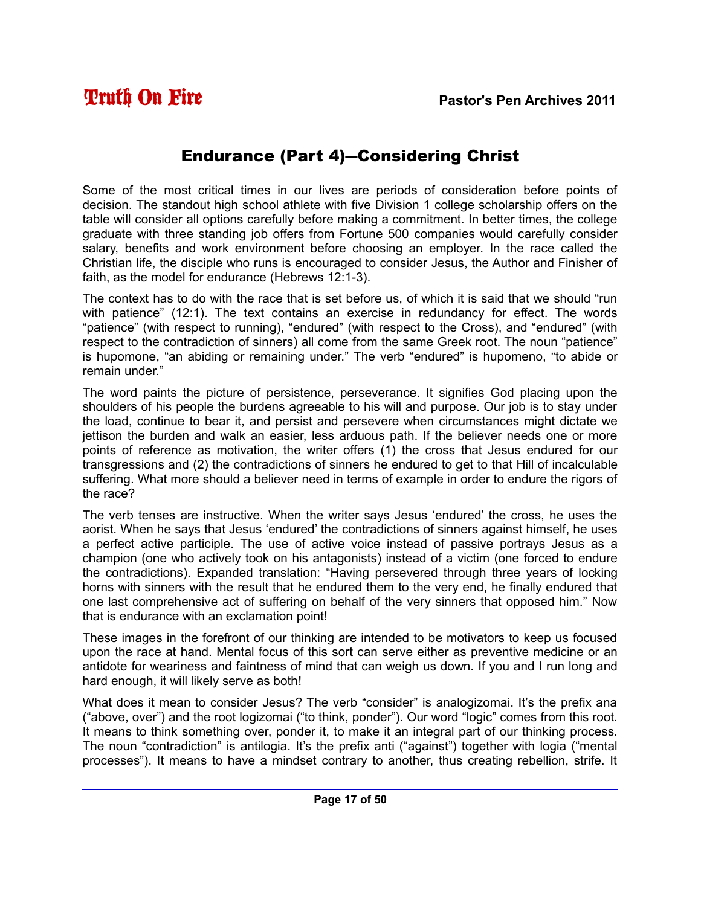## Endurance (Part 4)—Considering Christ

Some of the most critical times in our lives are periods of consideration before points of decision. The standout high school athlete with five Division 1 college scholarship offers on the table will consider all options carefully before making a commitment. In better times, the college graduate with three standing job offers from Fortune 500 companies would carefully consider salary, benefits and work environment before choosing an employer. In the race called the Christian life, the disciple who runs is encouraged to consider Jesus, the Author and Finisher of faith, as the model for endurance (Hebrews 12:1-3).

The context has to do with the race that is set before us, of which it is said that we should "run with patience" (12:1). The text contains an exercise in redundancy for effect. The words "patience" (with respect to running), "endured" (with respect to the Cross), and "endured" (with respect to the contradiction of sinners) all come from the same Greek root. The noun "patience" is hupomone, "an abiding or remaining under." The verb "endured" is hupomeno, "to abide or remain under."

The word paints the picture of persistence, perseverance. It signifies God placing upon the shoulders of his people the burdens agreeable to his will and purpose. Our job is to stay under the load, continue to bear it, and persist and persevere when circumstances might dictate we jettison the burden and walk an easier, less arduous path. If the believer needs one or more points of reference as motivation, the writer offers (1) the cross that Jesus endured for our transgressions and (2) the contradictions of sinners he endured to get to that Hill of incalculable suffering. What more should a believer need in terms of example in order to endure the rigors of the race?

The verb tenses are instructive. When the writer says Jesus 'endured' the cross, he uses the aorist. When he says that Jesus 'endured' the contradictions of sinners against himself, he uses a perfect active participle. The use of active voice instead of passive portrays Jesus as a champion (one who actively took on his antagonists) instead of a victim (one forced to endure the contradictions). Expanded translation: "Having persevered through three years of locking horns with sinners with the result that he endured them to the very end, he finally endured that one last comprehensive act of suffering on behalf of the very sinners that opposed him." Now that is endurance with an exclamation point!

These images in the forefront of our thinking are intended to be motivators to keep us focused upon the race at hand. Mental focus of this sort can serve either as preventive medicine or an antidote for weariness and faintness of mind that can weigh us down. If you and I run long and hard enough, it will likely serve as both!

What does it mean to consider Jesus? The verb "consider" is analogizomai. It's the prefix ana ("above, over") and the root logizomai ("to think, ponder"). Our word "logic" comes from this root. It means to think something over, ponder it, to make it an integral part of our thinking process. The noun "contradiction" is antilogia. It's the prefix anti ("against") together with logia ("mental processes"). It means to have a mindset contrary to another, thus creating rebellion, strife. It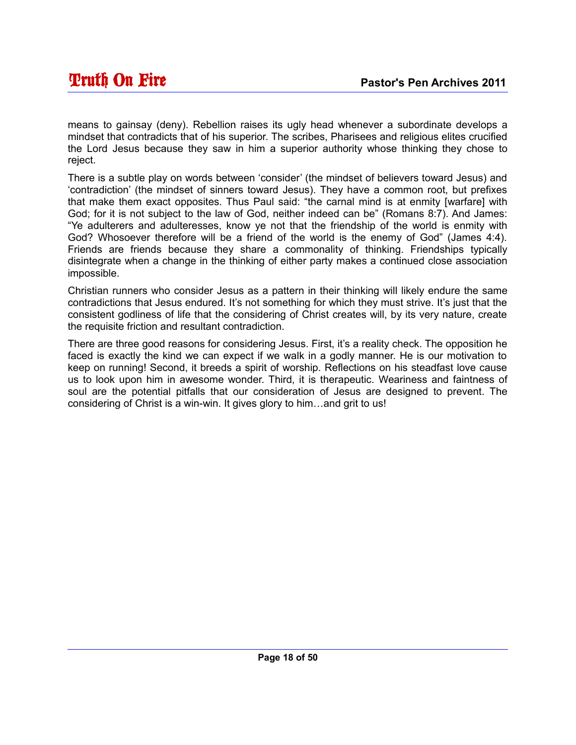means to gainsay (deny). Rebellion raises its ugly head whenever a subordinate develops a mindset that contradicts that of his superior. The scribes, Pharisees and religious elites crucified the Lord Jesus because they saw in him a superior authority whose thinking they chose to reject.

There is a subtle play on words between 'consider' (the mindset of believers toward Jesus) and 'contradiction' (the mindset of sinners toward Jesus). They have a common root, but prefixes that make them exact opposites. Thus Paul said: "the carnal mind is at enmity [warfare] with God; for it is not subject to the law of God, neither indeed can be" (Romans 8:7). And James: "Ye adulterers and adulteresses, know ye not that the friendship of the world is enmity with God? Whosoever therefore will be a friend of the world is the enemy of God" (James 4:4). Friends are friends because they share a commonality of thinking. Friendships typically disintegrate when a change in the thinking of either party makes a continued close association impossible.

Christian runners who consider Jesus as a pattern in their thinking will likely endure the same contradictions that Jesus endured. It's not something for which they must strive. It's just that the consistent godliness of life that the considering of Christ creates will, by its very nature, create the requisite friction and resultant contradiction.

There are three good reasons for considering Jesus. First, it's a reality check. The opposition he faced is exactly the kind we can expect if we walk in a godly manner. He is our motivation to keep on running! Second, it breeds a spirit of worship. Reflections on his steadfast love cause us to look upon him in awesome wonder. Third, it is therapeutic. Weariness and faintness of soul are the potential pitfalls that our consideration of Jesus are designed to prevent. The considering of Christ is a win-win. It gives glory to him…and grit to us!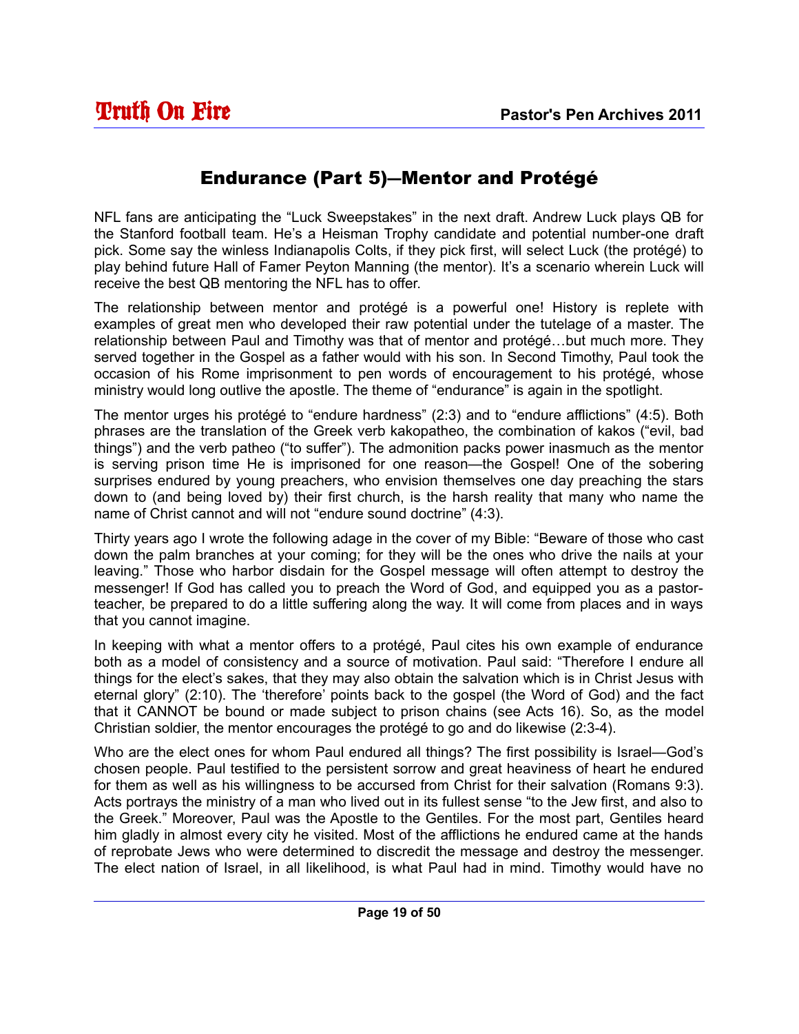## Endurance (Part 5)—Mentor and Protégé

NFL fans are anticipating the "Luck Sweepstakes" in the next draft. Andrew Luck plays QB for the Stanford football team. He's a Heisman Trophy candidate and potential number-one draft pick. Some say the winless Indianapolis Colts, if they pick first, will select Luck (the protégé) to play behind future Hall of Famer Peyton Manning (the mentor). It's a scenario wherein Luck will receive the best QB mentoring the NFL has to offer.

The relationship between mentor and protégé is a powerful one! History is replete with examples of great men who developed their raw potential under the tutelage of a master. The relationship between Paul and Timothy was that of mentor and protégé…but much more. They served together in the Gospel as a father would with his son. In Second Timothy, Paul took the occasion of his Rome imprisonment to pen words of encouragement to his protégé, whose ministry would long outlive the apostle. The theme of "endurance" is again in the spotlight.

The mentor urges his protégé to "endure hardness" (2:3) and to "endure afflictions" (4:5). Both phrases are the translation of the Greek verb kakopatheo, the combination of kakos ("evil, bad things") and the verb patheo ("to suffer"). The admonition packs power inasmuch as the mentor is serving prison time He is imprisoned for one reason—the Gospel! One of the sobering surprises endured by young preachers, who envision themselves one day preaching the stars down to (and being loved by) their first church, is the harsh reality that many who name the name of Christ cannot and will not "endure sound doctrine" (4:3).

Thirty years ago I wrote the following adage in the cover of my Bible: "Beware of those who cast down the palm branches at your coming; for they will be the ones who drive the nails at your leaving." Those who harbor disdain for the Gospel message will often attempt to destroy the messenger! If God has called you to preach the Word of God, and equipped you as a pastor-teacher, be prepared to do a little suffering along the way. It will come from places and in ways that you cannot imagine.

In keeping with what a mentor offers to a protégé, Paul cites his own example of endurance both as a model of consistency and a source of motivation. Paul said: "Therefore I endure all things for the elect's sakes, that they may also obtain the salvation which is in Christ Jesus with eternal glory" (2:10). The 'therefore' points back to the gospel (the Word of God) and the fact that it CANNOT be bound or made subject to prison chains (see Acts 16). So, as the model Christian soldier, the mentor encourages the protégé to go and do likewise (2:3-4).

Who are the elect ones for whom Paul endured all things? The first possibility is Israel—God's chosen people. Paul testified to the persistent sorrow and great heaviness of heart he endured for them as well as his willingness to be accursed from Christ for their salvation (Romans 9:3). Acts portrays the ministry of a man who lived out in its fullest sense "to the Jew first, and also to the Greek." Moreover, Paul was the Apostle to the Gentiles. For the most part, Gentiles heard him gladly in almost every city he visited. Most of the afflictions he endured came at the hands of reprobate Jews who were determined to discredit the message and destroy the messenger. The elect nation of Israel, in all likelihood, is what Paul had in mind. Timothy would have no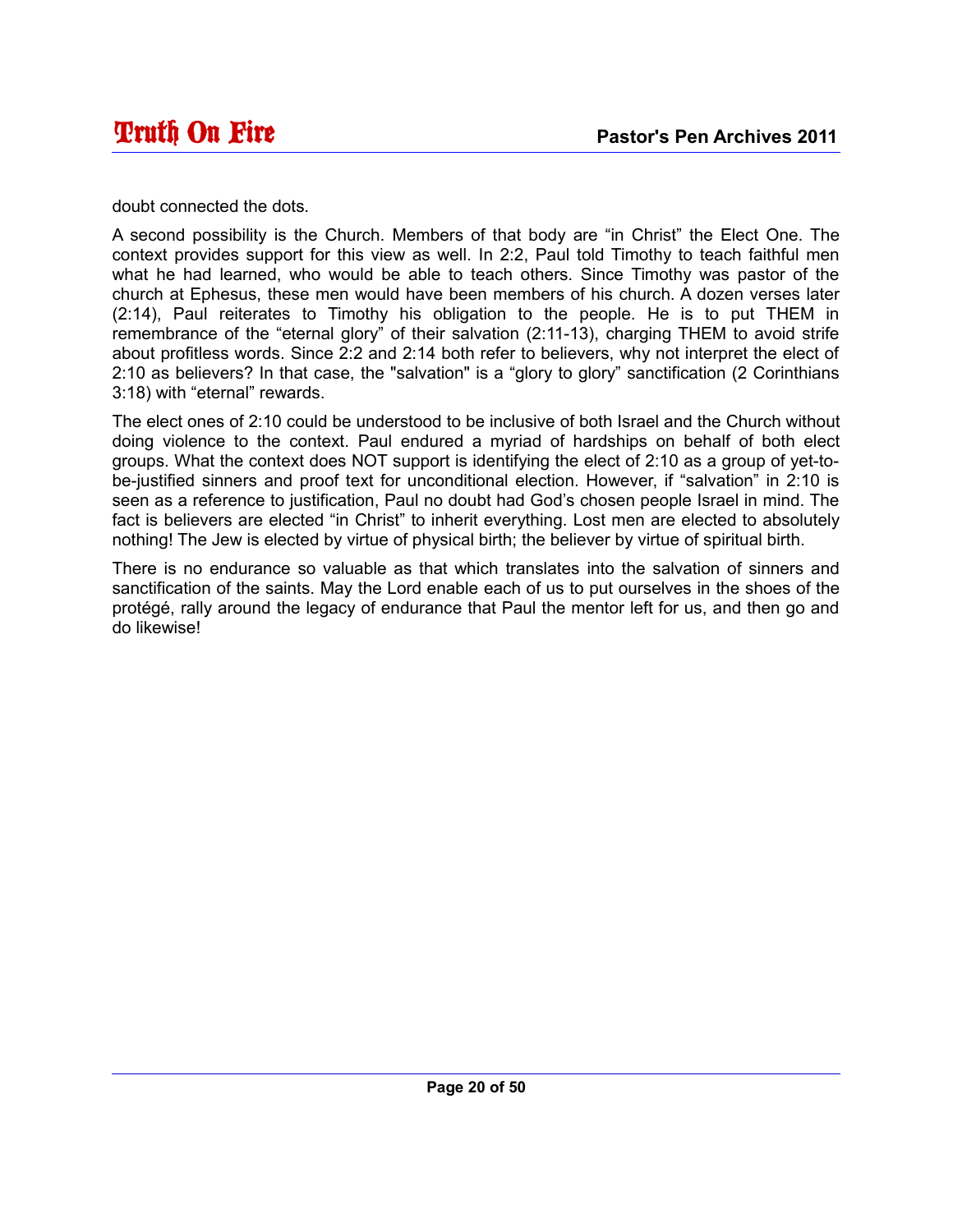doubt connected the dots.

A second possibility is the Church. Members of that body are "in Christ" the Elect One. The context provides support for this view as well. In 2:2, Paul told Timothy to teach faithful men what he had learned, who would be able to teach others. Since Timothy was pastor of the church at Ephesus, these men would have been members of his church. A dozen verses later (2:14), Paul reiterates to Timothy his obligation to the people. He is to put THEM in remembrance of the "eternal glory" of their salvation (2:11-13), charging THEM to avoid strife about profitless words. Since 2:2 and 2:14 both refer to believers, why not interpret the elect of 2:10 as believers? In that case, the "salvation" is a "glory to glory" sanctification (2 Corinthians 3:18) with "eternal" rewards.

The elect ones of 2:10 could be understood to be inclusive of both Israel and the Church without doing violence to the context. Paul endured a myriad of hardships on behalf of both elect groups. What the context does NOT support is identifying the elect of 2:10 as a group of yet-to-be-justified sinners and proof text for unconditional election. However, if "salvation" in 2:10 is seen as a reference to justification, Paul no doubt had God's chosen people Israel in mind. The fact is believers are elected "in Christ" to inherit everything. Lost men are elected to absolutely nothing! The Jew is elected by virtue of physical birth; the believer by virtue of spiritual birth.

There is no endurance so valuable as that which translates into the salvation of sinners and sanctification of the saints. May the Lord enable each of us to put ourselves in the shoes of the protégé, rally around the legacy of endurance that Paul the mentor left for us, and then go and do likewise!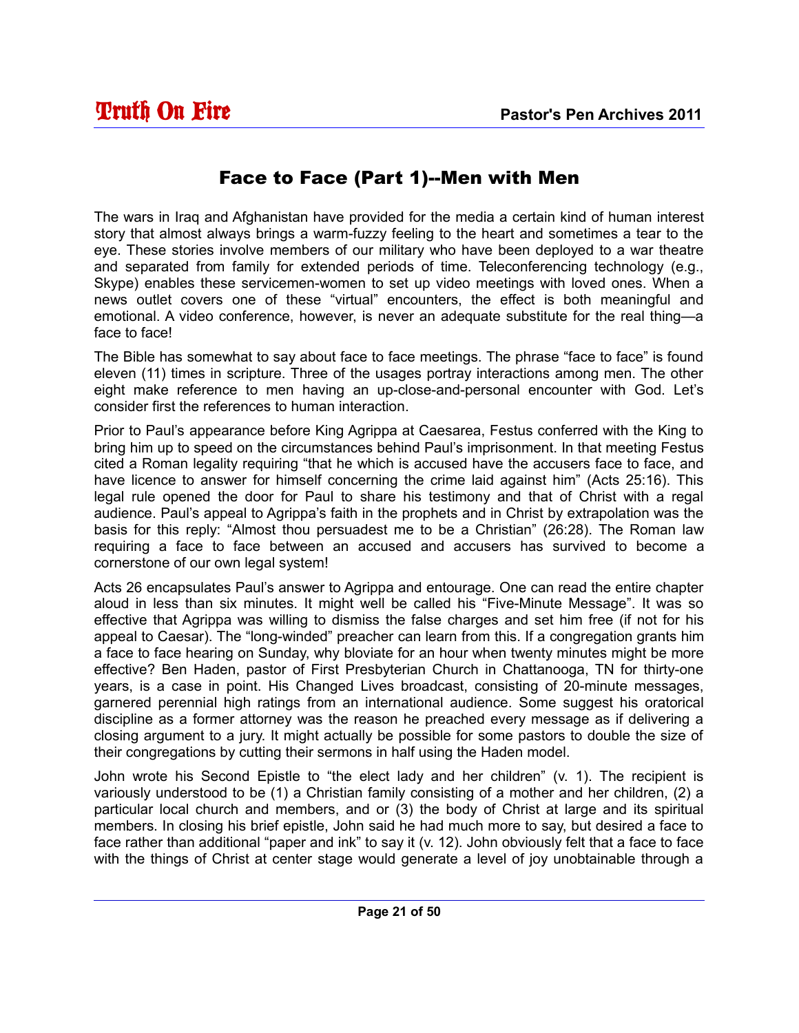# Face to Face (Part 1)--Men with Men

The wars in Iraq and Afghanistan have provided for the media a certain kind of human interest story that almost always brings a warm-fuzzy feeling to the heart and sometimes a tear to the eye. These stories involve members of our military who have been deployed to a war theatre and separated from family for extended periods of time. Teleconferencing technology (e.g., Skype) enables these servicemen-women to set up video meetings with loved ones. When a news outlet covers one of these "virtual" encounters, the effect is both meaningful and emotional. A video conference, however, is never an adequate substitute for the real thing—a face to face!

The Bible has somewhat to say about face to face meetings. The phrase "face to face" is found eleven (11) times in scripture. Three of the usages portray interactions among men. The other eight make reference to men having an up-close-and-personal encounter with God. Let's consider first the references to human interaction.

Prior to Paul's appearance before King Agrippa at Caesarea, Festus conferred with the King to bring him up to speed on the circumstances behind Paul's imprisonment. In that meeting Festus cited a Roman legality requiring "that he which is accused have the accusers face to face, and have licence to answer for himself concerning the crime laid against him" (Acts 25:16). This legal rule opened the door for Paul to share his testimony and that of Christ with a regal audience. Paul's appeal to Agrippa's faith in the prophets and in Christ by extrapolation was the basis for this reply: "Almost thou persuadest me to be a Christian" (26:28). The Roman law requiring a face to face between an accused and accusers has survived to become a cornerstone of our own legal system!

Acts 26 encapsulates Paul's answer to Agrippa and entourage. One can read the entire chapter aloud in less than six minutes. It might well be called his "Five-Minute Message". It was so effective that Agrippa was willing to dismiss the false charges and set him free (if not for his appeal to Caesar). The "long-winded" preacher can learn from this. If a congregation grants him a face to face hearing on Sunday, why bloviate for an hour when twenty minutes might be more effective? Ben Haden, pastor of First Presbyterian Church in Chattanooga, TN for thirty-one years, is a case in point. His Changed Lives broadcast, consisting of 20-minute messages, garnered perennial high ratings from an international audience. Some suggest his oratorical discipline as a former attorney was the reason he preached every message as if delivering a closing argument to a jury. It might actually be possible for some pastors to double the size of their congregations by cutting their sermons in half using the Haden model.

John wrote his Second Epistle to "the elect lady and her children" (v. 1). The recipient is variously understood to be (1) a Christian family consisting of a mother and her children, (2) a particular local church and members, and or (3) the body of Christ at large and its spiritual members. In closing his brief epistle, John said he had much more to say, but desired a face to face rather than additional "paper and ink" to say it (v. 12). John obviously felt that a face to face with the things of Christ at center stage would generate a level of joy unobtainable through a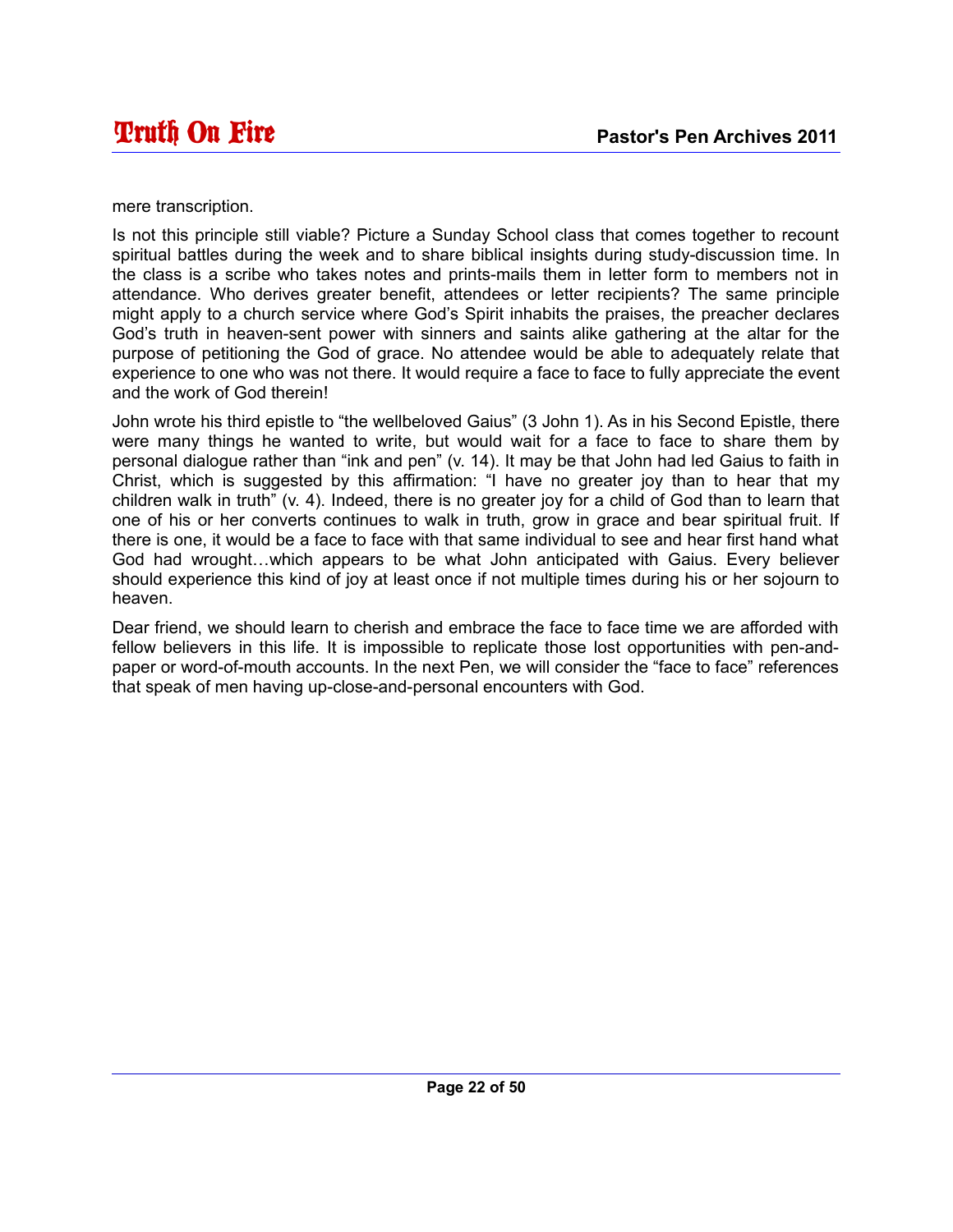mere transcription.

Is not this principle still viable? Picture a Sunday School class that comes together to recount spiritual battles during the week and to share biblical insights during study-discussion time. In the class is a scribe who takes notes and prints-mails them in letter form to members not in attendance. Who derives greater benefit, attendees or letter recipients? The same principle might apply to a church service where God's Spirit inhabits the praises, the preacher declares God's truth in heaven-sent power with sinners and saints alike gathering at the altar for the purpose of petitioning the God of grace. No attendee would be able to adequately relate that experience to one who was not there. It would require a face to face to fully appreciate the event and the work of God therein!

John wrote his third epistle to "the wellbeloved Gaius" (3 John 1). As in his Second Epistle, there were many things he wanted to write, but would wait for a face to face to share them by personal dialogue rather than "ink and pen" (v. 14). It may be that John had led Gaius to faith in Christ, which is suggested by this affirmation: "I have no greater joy than to hear that my children walk in truth" (v. 4). Indeed, there is no greater joy for a child of God than to learn that one of his or her converts continues to walk in truth, grow in grace and bear spiritual fruit. If there is one, it would be a face to face with that same individual to see and hear first hand what God had wrought…which appears to be what John anticipated with Gaius. Every believer should experience this kind of joy at least once if not multiple times during his or her sojourn to heaven.

Dear friend, we should learn to cherish and embrace the face to face time we are afforded with fellow believers in this life. It is impossible to replicate those lost opportunities with pen-and-paper or word-of-mouth accounts. In the next Pen, we will consider the "face to face" references that speak of men having up-close-and-personal encounters with God.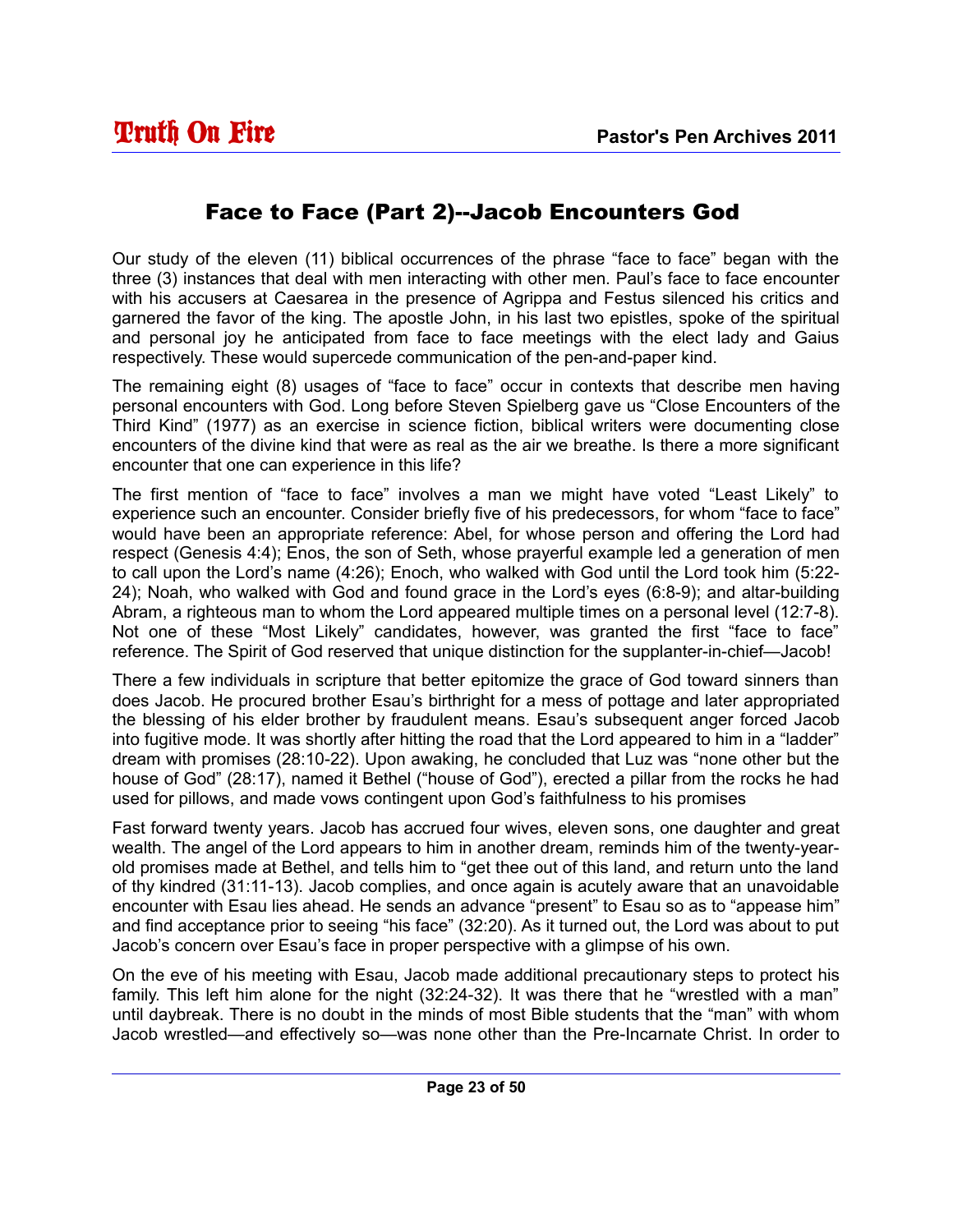## Face to Face (Part 2)--Jacob Encounters God

Our study of the eleven (11) biblical occurrences of the phrase “face to face” began with the three (3) instances that deal with men interacting with other men. Paul’s face to face encounter with his accusers at Caesarea in the presence of Agrippa and Festus silenced his critics and garnered the favor of the king. The apostle John, in his last two epistles, spoke of the spiritual and personal joy he anticipated from face to face meetings with the elect lady and Gaius respectively. These would supercede communication of the pen-and-paper kind.

The remaining eight (8) usages of “face to face” occur in contexts that describe men having personal encounters with God. Long before Steven Spielberg gave us “Close Encounters of the Third Kind” (1977) as an exercise in science fiction, biblical writers were documenting close encounters of the divine kind that were as real as the air we breathe. Is there a more significant encounter that one can experience in this life?

The first mention of “face to face” involves a man we might have voted “Least Likely” to experience such an encounter. Consider briefly five of his predecessors, for whom “face to face” would have been an appropriate reference: Abel, for whose person and offering the Lord had respect (Genesis 4:4); Enos, the son of Seth, whose prayerful example led a generation of men to call upon the Lord’s name (4:26); Enoch, who walked with God until the Lord took him (5:22-24); Noah, who walked with God and found grace in the Lord’s eyes (6:8-9); and altar-building Abram, a righteous man to whom the Lord appeared multiple times on a personal level (12:7-8). Not one of these “Most Likely” candidates, however, was granted the first “face to face” reference. The Spirit of God reserved that unique distinction for the supplanter-in-chief—Jacob!

There a few individuals in scripture that better epitomize the grace of God toward sinners than does Jacob. He procured brother Esau’s birthright for a mess of pottage and later appropriated the blessing of his elder brother by fraudulent means. Esau’s subsequent anger forced Jacob into fugitive mode. It was shortly after hitting the road that the Lord appeared to him in a “ladder” dream with promises (28:10-22). Upon awaking, he concluded that Luz was “none other but the house of God” (28:17), named it Bethel (“house of God”), erected a pillar from the rocks he had used for pillows, and made vows contingent upon God’s faithfulness to his promises

Fast forward twenty years. Jacob has accrued four wives, eleven sons, one daughter and great wealth. The angel of the Lord appears to him in another dream, reminds him of the twenty-year-old promises made at Bethel, and tells him to “get thee out of this land, and return unto the land of thy kindred (31:11-13). Jacob complies, and once again is acutely aware that an unavoidable encounter with Esau lies ahead. He sends an advance “present” to Esau so as to “appease him” and find acceptance prior to seeing “his face” (32:20). As it turned out, the Lord was about to put Jacob’s concern over Esau’s face in proper perspective with a glimpse of his own.

On the eve of his meeting with Esau, Jacob made additional precautionary steps to protect his family. This left him alone for the night (32:24-32). It was there that he “wrestled with a man” until daybreak. There is no doubt in the minds of most Bible students that the “man” with whom Jacob wrestled—and effectively so—was none other than the Pre-Incarnate Christ. In order to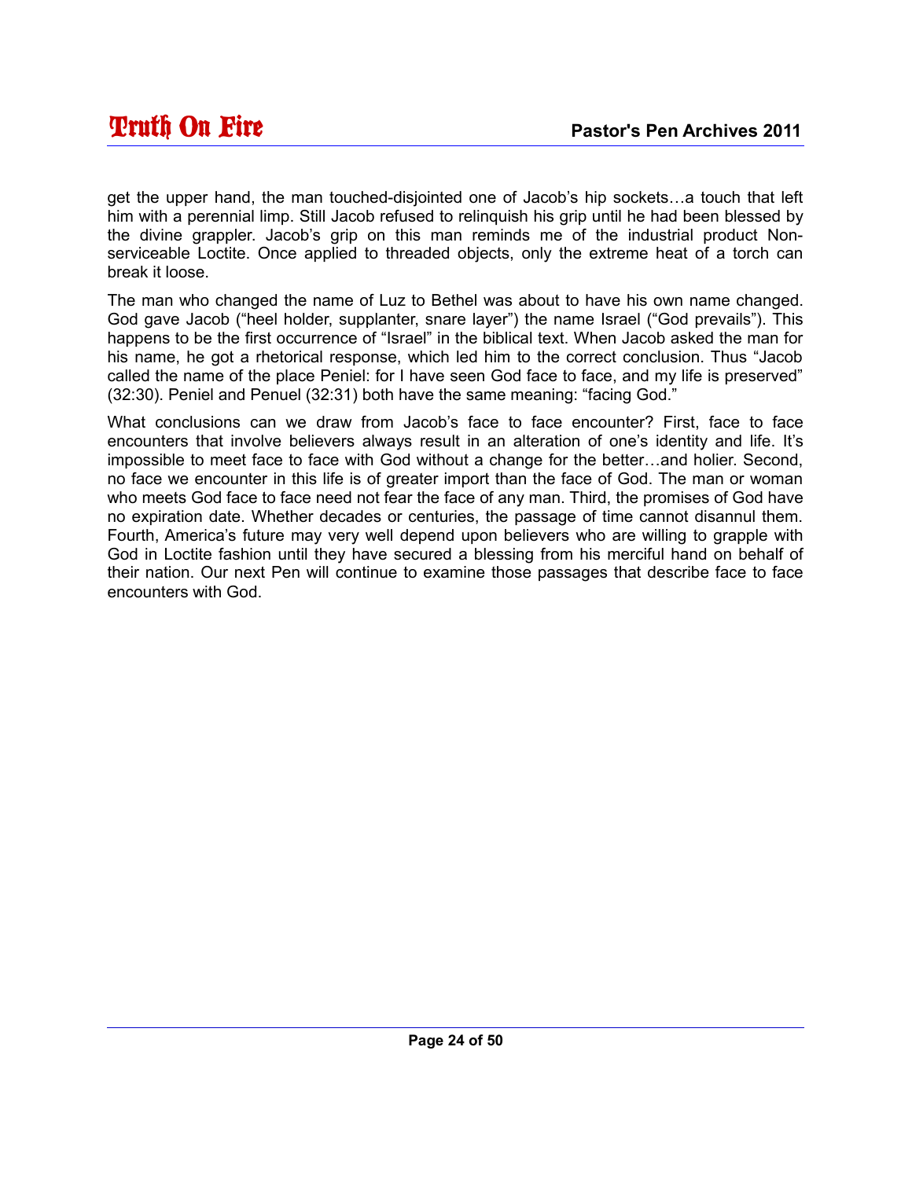get the upper hand, the man touched-disjointed one of Jacob's hip sockets…a touch that left him with a perennial limp. Still Jacob refused to relinquish his grip until he had been blessed by the divine grappler. Jacob's grip on this man reminds me of the industrial product Non-serviceable Loctite. Once applied to threaded objects, only the extreme heat of a torch can break it loose.

The man who changed the name of Luz to Bethel was about to have his own name changed. God gave Jacob ("heel holder, supplanter, snare layer") the name Israel ("God prevails"). This happens to be the first occurrence of "Israel" in the biblical text. When Jacob asked the man for his name, he got a rhetorical response, which led him to the correct conclusion. Thus "Jacob called the name of the place Peniel: for I have seen God face to face, and my life is preserved" (32:30). Peniel and Penuel (32:31) both have the same meaning: "facing God."

What conclusions can we draw from Jacob's face to face encounter? First, face to face encounters that involve believers always result in an alteration of one's identity and life. It's impossible to meet face to face with God without a change for the better…and holier. Second, no face we encounter in this life is of greater import than the face of God. The man or woman who meets God face to face need not fear the face of any man. Third, the promises of God have no expiration date. Whether decades or centuries, the passage of time cannot disannul them. Fourth, America's future may very well depend upon believers who are willing to grapple with God in Loctite fashion until they have secured a blessing from his merciful hand on behalf of their nation. Our next Pen will continue to examine those passages that describe face to face encounters with God.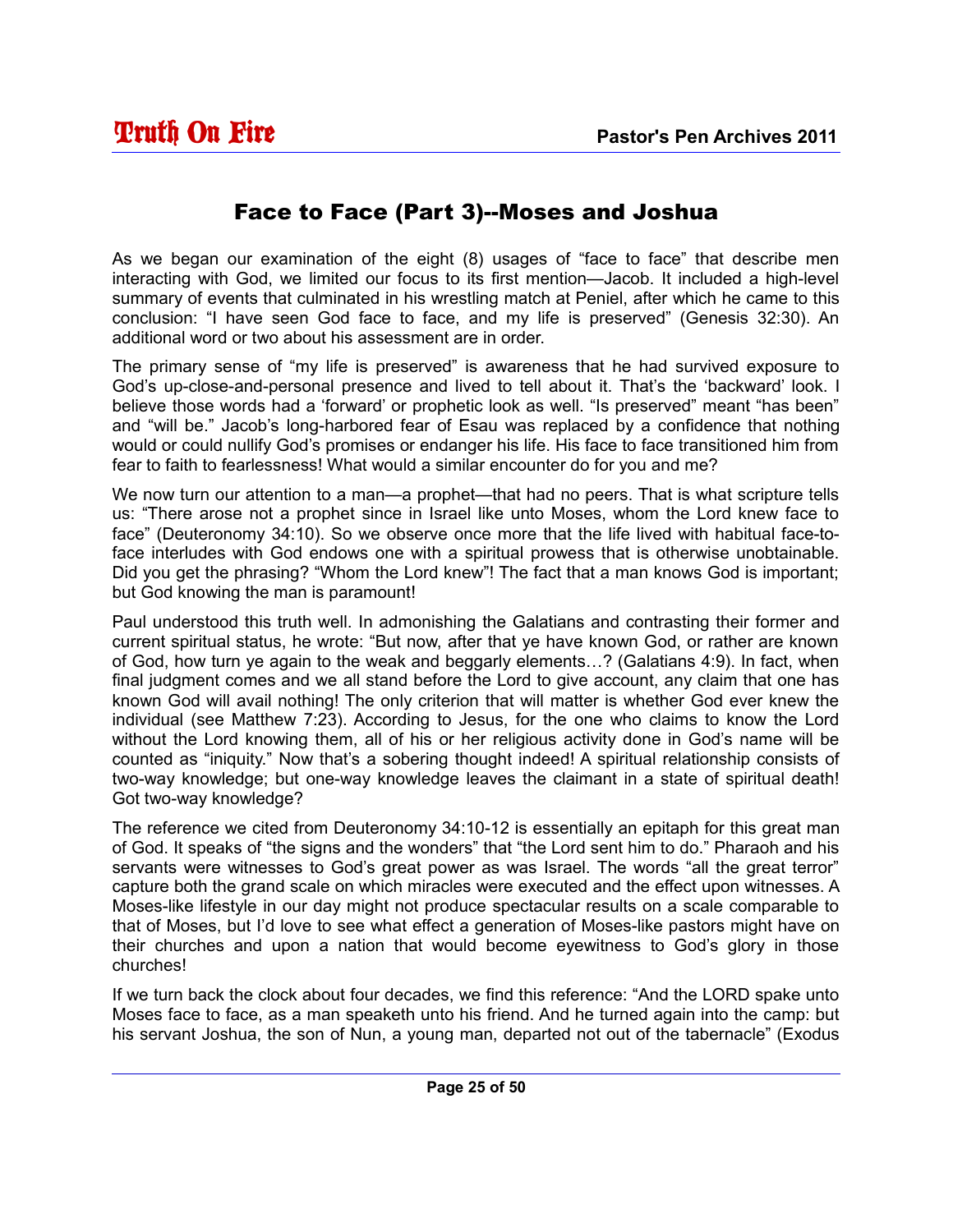# Face to Face (Part 3)--Moses and Joshua

As we began our examination of the eight (8) usages of "face to face" that describe men interacting with God, we limited our focus to its first mention—Jacob. It included a high-level summary of events that culminated in his wrestling match at Peniel, after which he came to this conclusion: "I have seen God face to face, and my life is preserved" (Genesis 32:30). An additional word or two about his assessment are in order.

The primary sense of "my life is preserved" is awareness that he had survived exposure to God's up-close-and-personal presence and lived to tell about it. That's the 'backward' look. I believe those words had a 'forward' or prophetic look as well. "Is preserved" meant "has been" and "will be." Jacob's long-harbored fear of Esau was replaced by a confidence that nothing would or could nullify God's promises or endanger his life. His face to face transitioned him from fear to faith to fearlessness! What would a similar encounter do for you and me?

We now turn our attention to a man—a prophet—that had no peers. That is what scripture tells us: "There arose not a prophet since in Israel like unto Moses, whom the Lord knew face to face" (Deuteronomy 34:10). So we observe once more that the life lived with habitual face-to-face interludes with God endows one with a spiritual prowess that is otherwise unobtainable. Did you get the phrasing? "Whom the Lord knew"! The fact that a man knows God is important; but God knowing the man is paramount!

Paul understood this truth well. In admonishing the Galatians and contrasting their former and current spiritual status, he wrote: "But now, after that ye have known God, or rather are known of God, how turn ye again to the weak and beggarly elements…? (Galatians 4:9). In fact, when final judgment comes and we all stand before the Lord to give account, any claim that one has known God will avail nothing! The only criterion that will matter is whether God ever knew the individual (see Matthew 7:23). According to Jesus, for the one who claims to know the Lord without the Lord knowing them, all of his or her religious activity done in God's name will be counted as "iniquity." Now that's a sobering thought indeed! A spiritual relationship consists of two-way knowledge; but one-way knowledge leaves the claimant in a state of spiritual death! Got two-way knowledge?

The reference we cited from Deuteronomy 34:10-12 is essentially an epitaph for this great man of God. It speaks of "the signs and the wonders" that "the Lord sent him to do." Pharaoh and his servants were witnesses to God's great power as was Israel. The words "all the great terror" capture both the grand scale on which miracles were executed and the effect upon witnesses. A Moses-like lifestyle in our day might not produce spectacular results on a scale comparable to that of Moses, but I'd love to see what effect a generation of Moses-like pastors might have on their churches and upon a nation that would become eyewitness to God's glory in those churches!

If we turn back the clock about four decades, we find this reference: "And the LORD spake unto Moses face to face, as a man speaketh unto his friend. And he turned again into the camp: but his servant Joshua, the son of Nun, a young man, departed not out of the tabernacle" (Exodus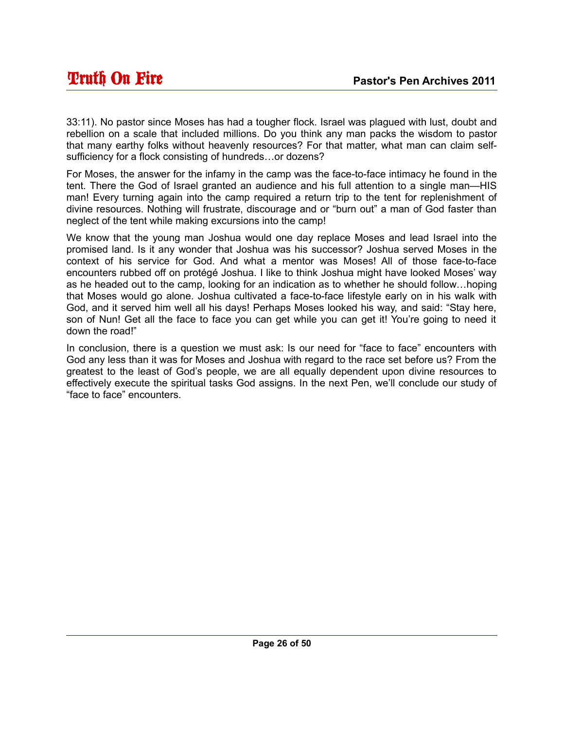33:11). No pastor since Moses has had a tougher flock. Israel was plagued with lust, doubt and rebellion on a scale that included millions. Do you think any man packs the wisdom to pastor that many earthy folks without heavenly resources? For that matter, what man can claim self-sufficiency for a flock consisting of hundreds…or dozens?

For Moses, the answer for the infamy in the camp was the face-to-face intimacy he found in the tent. There the God of Israel granted an audience and his full attention to a single man—HIS man! Every turning again into the camp required a return trip to the tent for replenishment of divine resources. Nothing will frustrate, discourage and or "burn out" a man of God faster than neglect of the tent while making excursions into the camp!

We know that the young man Joshua would one day replace Moses and lead Israel into the promised land. Is it any wonder that Joshua was his successor? Joshua served Moses in the context of his service for God. And what a mentor was Moses! All of those face-to-face encounters rubbed off on protégé Joshua. I like to think Joshua might have looked Moses' way as he headed out to the camp, looking for an indication as to whether he should follow…hoping that Moses would go alone. Joshua cultivated a face-to-face lifestyle early on in his walk with God, and it served him well all his days! Perhaps Moses looked his way, and said: "Stay here, son of Nun! Get all the face to face you can get while you can get it! You're going to need it down the road!"

In conclusion, there is a question we must ask: Is our need for "face to face" encounters with God any less than it was for Moses and Joshua with regard to the race set before us? From the greatest to the least of God's people, we are all equally dependent upon divine resources to effectively execute the spiritual tasks God assigns. In the next Pen, we'll conclude our study of "face to face" encounters.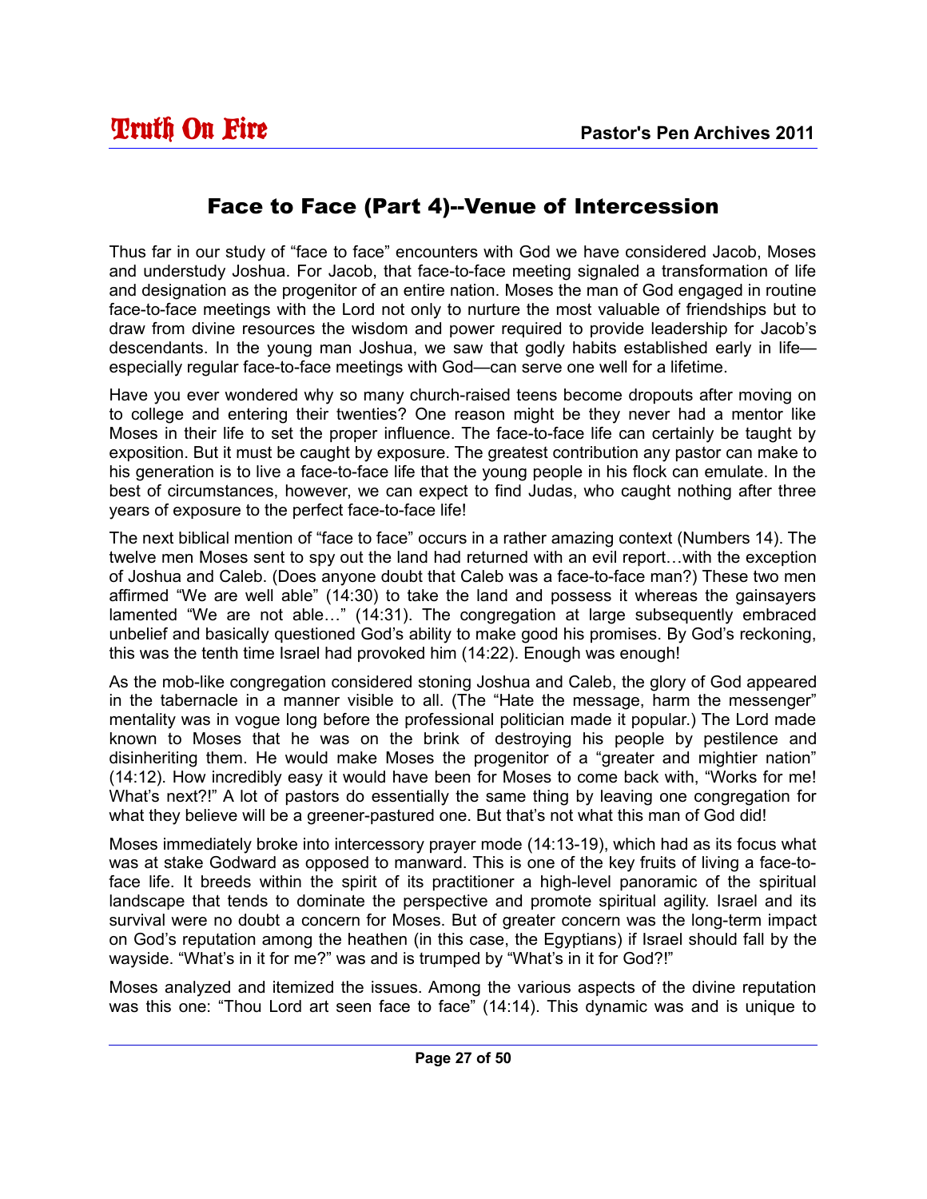## Face to Face (Part 4)--Venue of Intercession

Thus far in our study of "face to face" encounters with God we have considered Jacob, Moses and understudy Joshua. For Jacob, that face-to-face meeting signaled a transformation of life and designation as the progenitor of an entire nation. Moses the man of God engaged in routine face-to-face meetings with the Lord not only to nurture the most valuable of friendships but to draw from divine resources the wisdom and power required to provide leadership for Jacob's descendants. In the young man Joshua, we saw that godly habits established early in life—especially regular face-to-face meetings with God—can serve one well for a lifetime.

Have you ever wondered why so many church-raised teens become dropouts after moving on to college and entering their twenties? One reason might be they never had a mentor like Moses in their life to set the proper influence. The face-to-face life can certainly be taught by exposition. But it must be caught by exposure. The greatest contribution any pastor can make to his generation is to live a face-to-face life that the young people in his flock can emulate. In the best of circumstances, however, we can expect to find Judas, who caught nothing after three years of exposure to the perfect face-to-face life!

The next biblical mention of "face to face" occurs in a rather amazing context (Numbers 14). The twelve men Moses sent to spy out the land had returned with an evil report…with the exception of Joshua and Caleb. (Does anyone doubt that Caleb was a face-to-face man?) These two men affirmed "We are well able" (14:30) to take the land and possess it whereas the gainsayers lamented "We are not able…" (14:31). The congregation at large subsequently embraced unbelief and basically questioned God's ability to make good his promises. By God's reckoning, this was the tenth time Israel had provoked him (14:22). Enough was enough!

As the mob-like congregation considered stoning Joshua and Caleb, the glory of God appeared in the tabernacle in a manner visible to all. (The "Hate the message, harm the messenger" mentality was in vogue long before the professional politician made it popular.) The Lord made known to Moses that he was on the brink of destroying his people by pestilence and disinheriting them. He would make Moses the progenitor of a "greater and mightier nation" (14:12). How incredibly easy it would have been for Moses to come back with, "Works for me! What's next?!" A lot of pastors do essentially the same thing by leaving one congregation for what they believe will be a greener-pastured one. But that's not what this man of God did!

Moses immediately broke into intercessory prayer mode (14:13-19), which had as its focus what was at stake Godward as opposed to manward. This is one of the key fruits of living a face-to-face life. It breeds within the spirit of its practitioner a high-level panoramic of the spiritual landscape that tends to dominate the perspective and promote spiritual agility. Israel and its survival were no doubt a concern for Moses. But of greater concern was the long-term impact on God's reputation among the heathen (in this case, the Egyptians) if Israel should fall by the wayside. "What's in it for me?" was and is trumped by "What's in it for God?!"

Moses analyzed and itemized the issues. Among the various aspects of the divine reputation was this one: "Thou Lord art seen face to face" (14:14). This dynamic was and is unique to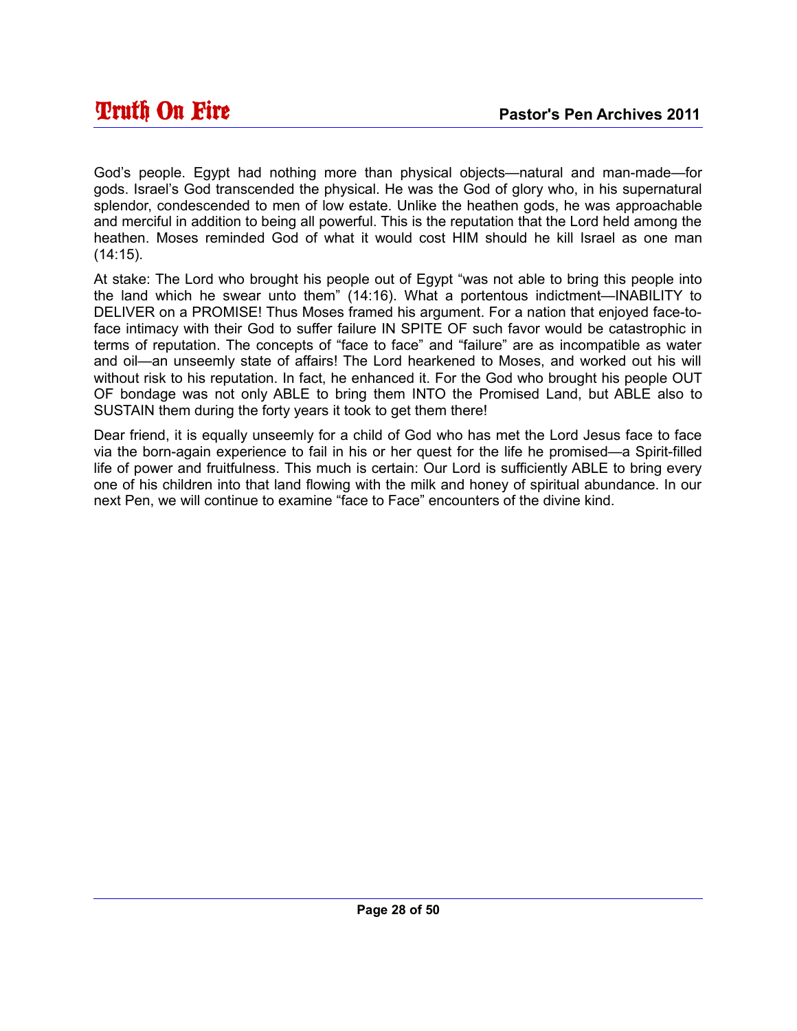God's people. Egypt had nothing more than physical objects—natural and man-made—for gods. Israel's God transcended the physical. He was the God of glory who, in his supernatural splendor, condescended to men of low estate. Unlike the heathen gods, he was approachable and merciful in addition to being all powerful. This is the reputation that the Lord held among the heathen. Moses reminded God of what it would cost HIM should he kill Israel as one man (14:15).

At stake: The Lord who brought his people out of Egypt "was not able to bring this people into the land which he swear unto them" (14:16). What a portentous indictment—INABILITY to DELIVER on a PROMISE! Thus Moses framed his argument. For a nation that enjoyed face-to-face intimacy with their God to suffer failure IN SPITE OF such favor would be catastrophic in terms of reputation. The concepts of "face to face" and "failure" are as incompatible as water and oil—an unseemly state of affairs! The Lord hearkened to Moses, and worked out his will without risk to his reputation. In fact, he enhanced it. For the God who brought his people OUT OF bondage was not only ABLE to bring them INTO the Promised Land, but ABLE also to SUSTAIN them during the forty years it took to get them there!

Dear friend, it is equally unseemly for a child of God who has met the Lord Jesus face to face via the born-again experience to fail in his or her quest for the life he promised—a Spirit-filled life of power and fruitfulness. This much is certain: Our Lord is sufficiently ABLE to bring every one of his children into that land flowing with the milk and honey of spiritual abundance. In our next Pen, we will continue to examine "face to Face" encounters of the divine kind.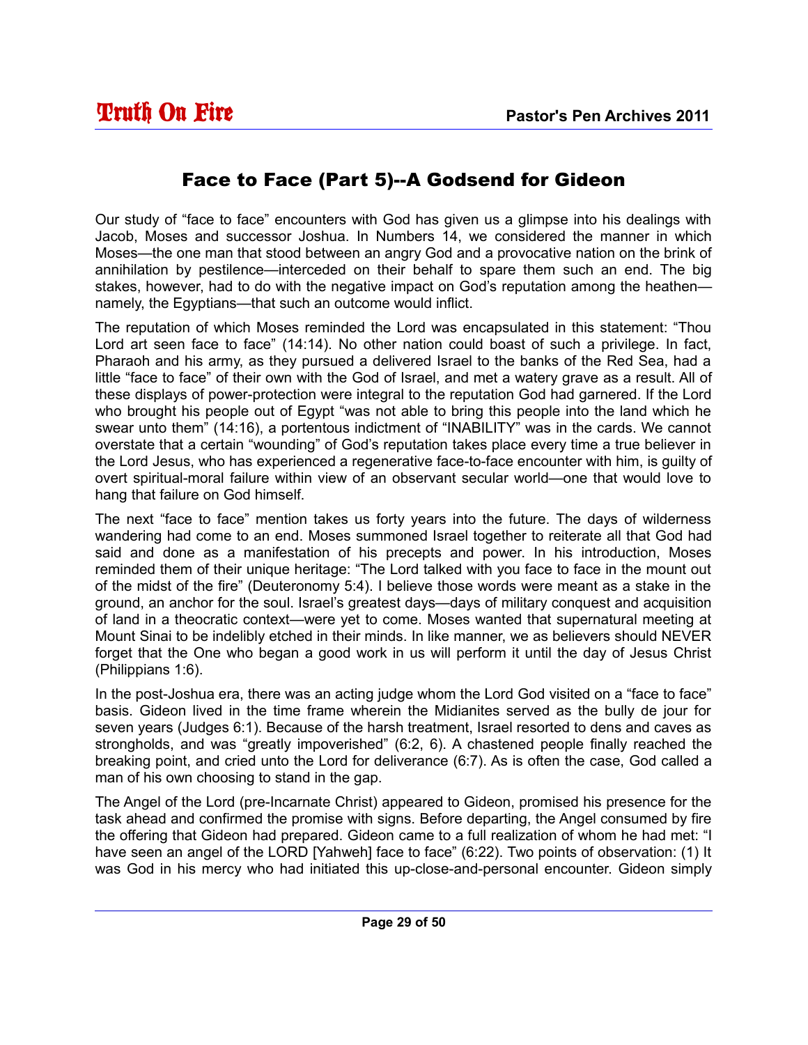# Face to Face (Part 5)--A Godsend for Gideon

Our study of "face to face" encounters with God has given us a glimpse into his dealings with Jacob, Moses and successor Joshua. In Numbers 14, we considered the manner in which Moses—the one man that stood between an angry God and a provocative nation on the brink of annihilation by pestilence—interceded on their behalf to spare them such an end. The big stakes, however, had to do with the negative impact on God's reputation among the heathen—namely, the Egyptians—that such an outcome would inflict.

The reputation of which Moses reminded the Lord was encapsulated in this statement: "Thou Lord art seen face to face" (14:14). No other nation could boast of such a privilege. In fact, Pharaoh and his army, as they pursued a delivered Israel to the banks of the Red Sea, had a little "face to face" of their own with the God of Israel, and met a watery grave as a result. All of these displays of power-protection were integral to the reputation God had garnered. If the Lord who brought his people out of Egypt "was not able to bring this people into the land which he swear unto them" (14:16), a portentous indictment of "INABILITY" was in the cards. We cannot overstate that a certain "wounding" of God's reputation takes place every time a true believer in the Lord Jesus, who has experienced a regenerative face-to-face encounter with him, is guilty of overt spiritual-moral failure within view of an observant secular world—one that would love to hang that failure on God himself.

The next "face to face" mention takes us forty years into the future. The days of wilderness wandering had come to an end. Moses summoned Israel together to reiterate all that God had said and done as a manifestation of his precepts and power. In his introduction, Moses reminded them of their unique heritage: "The Lord talked with you face to face in the mount out of the midst of the fire" (Deuteronomy 5:4). I believe those words were meant as a stake in the ground, an anchor for the soul. Israel's greatest days—days of military conquest and acquisition of land in a theocratic context—were yet to come. Moses wanted that supernatural meeting at Mount Sinai to be indelibly etched in their minds. In like manner, we as believers should NEVER forget that the One who began a good work in us will perform it until the day of Jesus Christ (Philippians 1:6).

In the post-Joshua era, there was an acting judge whom the Lord God visited on a "face to face" basis. Gideon lived in the time frame wherein the Midianites served as the bully de jour for seven years (Judges 6:1). Because of the harsh treatment, Israel resorted to dens and caves as strongholds, and was "greatly impoverished" (6:2, 6). A chastened people finally reached the breaking point, and cried unto the Lord for deliverance (6:7). As is often the case, God called a man of his own choosing to stand in the gap.

The Angel of the Lord (pre-Incarnate Christ) appeared to Gideon, promised his presence for the task ahead and confirmed the promise with signs. Before departing, the Angel consumed by fire the offering that Gideon had prepared. Gideon came to a full realization of whom he had met: "I have seen an angel of the LORD [Yahweh] face to face" (6:22). Two points of observation: (1) It was God in his mercy who had initiated this up-close-and-personal encounter. Gideon simply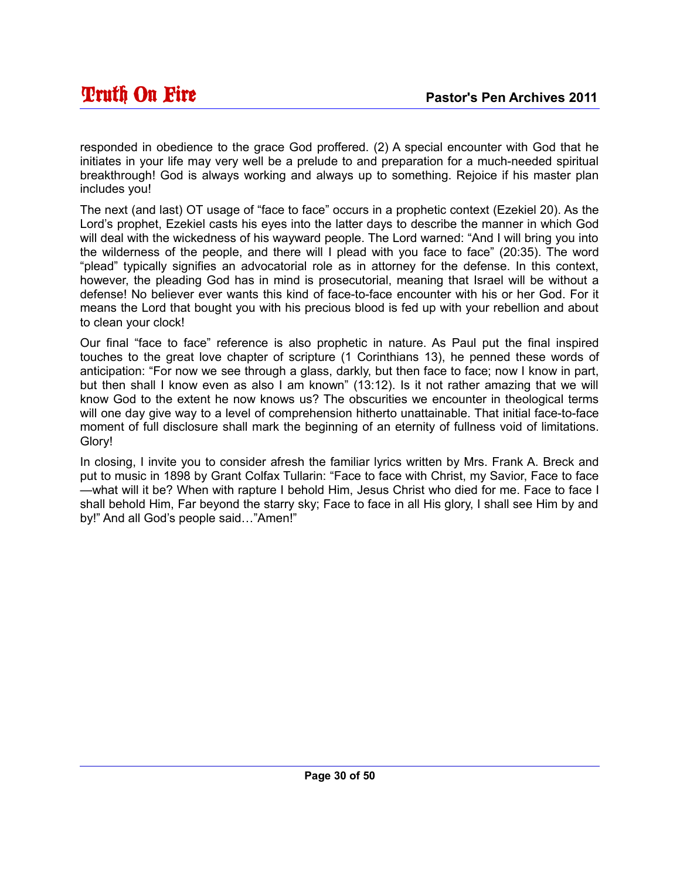responded in obedience to the grace God proffered. (2) A special encounter with God that he initiates in your life may very well be a prelude to and preparation for a much-needed spiritual breakthrough! God is always working and always up to something. Rejoice if his master plan includes you!

The next (and last) OT usage of "face to face" occurs in a prophetic context (Ezekiel 20). As the Lord's prophet, Ezekiel casts his eyes into the latter days to describe the manner in which God will deal with the wickedness of his wayward people. The Lord warned: "And I will bring you into the wilderness of the people, and there will I plead with you face to face" (20:35). The word "plead" typically signifies an advocatorial role as in attorney for the defense. In this context, however, the pleading God has in mind is prosecutorial, meaning that Israel will be without a defense! No believer ever wants this kind of face-to-face encounter with his or her God. For it means the Lord that bought you with his precious blood is fed up with your rebellion and about to clean your clock!

Our final "face to face" reference is also prophetic in nature. As Paul put the final inspired touches to the great love chapter of scripture (1 Corinthians 13), he penned these words of anticipation: "For now we see through a glass, darkly, but then face to face; now I know in part, but then shall I know even as also I am known" (13:12). Is it not rather amazing that we will know God to the extent he now knows us? The obscurities we encounter in theological terms will one day give way to a level of comprehension hitherto unattainable. That initial face-to-face moment of full disclosure shall mark the beginning of an eternity of fullness void of limitations. Glory!

In closing, I invite you to consider afresh the familiar lyrics written by Mrs. Frank A. Breck and put to music in 1898 by Grant Colfax Tullarin: "Face to face with Christ, my Savior, Face to face—what will it be? When with rapture I behold Him, Jesus Christ who died for me. Face to face I shall behold Him, Far beyond the starry sky; Face to face in all His glory, I shall see Him by and by!" And all God's people said…"Amen!"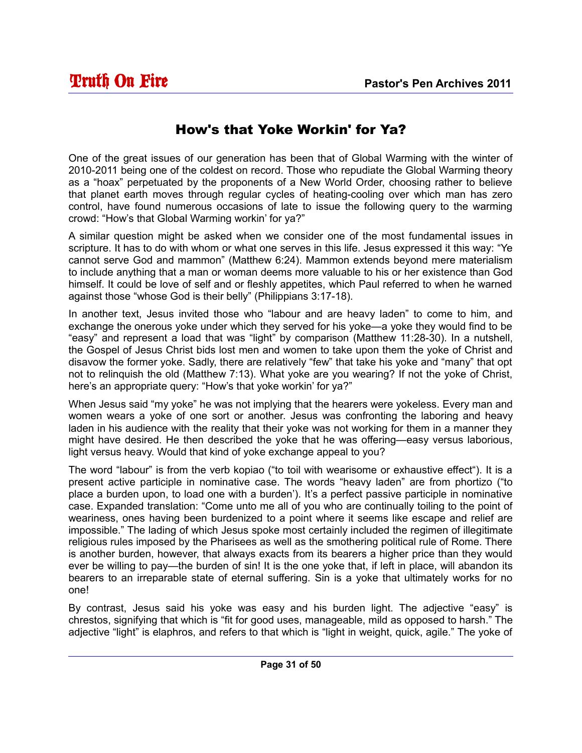# How's that Yoke Workin' for Ya?

One of the great issues of our generation has been that of Global Warming with the winter of 2010-2011 being one of the coldest on record. Those who repudiate the Global Warming theory as a "hoax" perpetuated by the proponents of a New World Order, choosing rather to believe that planet earth moves through regular cycles of heating-cooling over which man has zero control, have found numerous occasions of late to issue the following query to the warming crowd: "How's that Global Warming workin' for ya?"

A similar question might be asked when we consider one of the most fundamental issues in scripture. It has to do with whom or what one serves in this life. Jesus expressed it this way: "Ye cannot serve God and mammon" (Matthew 6:24). Mammon extends beyond mere materialism to include anything that a man or woman deems more valuable to his or her existence than God himself. It could be love of self and or fleshly appetites, which Paul referred to when he warned against those "whose God is their belly" (Philippians 3:17-18).

In another text, Jesus invited those who "labour and are heavy laden" to come to him, and exchange the onerous yoke under which they served for his yoke—a yoke they would find to be "easy" and represent a load that was "light" by comparison (Matthew 11:28-30). In a nutshell, the Gospel of Jesus Christ bids lost men and women to take upon them the yoke of Christ and disavow the former yoke. Sadly, there are relatively "few" that take his yoke and "many" that opt not to relinquish the old (Matthew 7:13). What yoke are you wearing? If not the yoke of Christ, here's an appropriate query: "How's that yoke workin' for ya?"

When Jesus said "my yoke" he was not implying that the hearers were yokeless. Every man and women wears a yoke of one sort or another. Jesus was confronting the laboring and heavy laden in his audience with the reality that their yoke was not working for them in a manner they might have desired. He then described the yoke that he was offering—easy versus laborious, light versus heavy. Would that kind of yoke exchange appeal to you?

The word "labour" is from the verb kopiao ("to toil with wearisome or exhaustive effect"). It is a present active participle in nominative case. The words "heavy laden" are from phortizo ("to place a burden upon, to load one with a burden'). It's a perfect passive participle in nominative case. Expanded translation: "Come unto me all of you who are continually toiling to the point of weariness, ones having been burdenized to a point where it seems like escape and relief are impossible." The lading of which Jesus spoke most certainly included the regimen of illegitimate religious rules imposed by the Pharisees as well as the smothering political rule of Rome. There is another burden, however, that always exacts from its bearers a higher price than they would ever be willing to pay—the burden of sin! It is the one yoke that, if left in place, will abandon its bearers to an irreparable state of eternal suffering. Sin is a yoke that ultimately works for no one!

By contrast, Jesus said his yoke was easy and his burden light. The adjective "easy" is chrestos, signifying that which is "fit for good uses, manageable, mild as opposed to harsh." The adjective "light" is elaphros, and refers to that which is "light in weight, quick, agile." The yoke of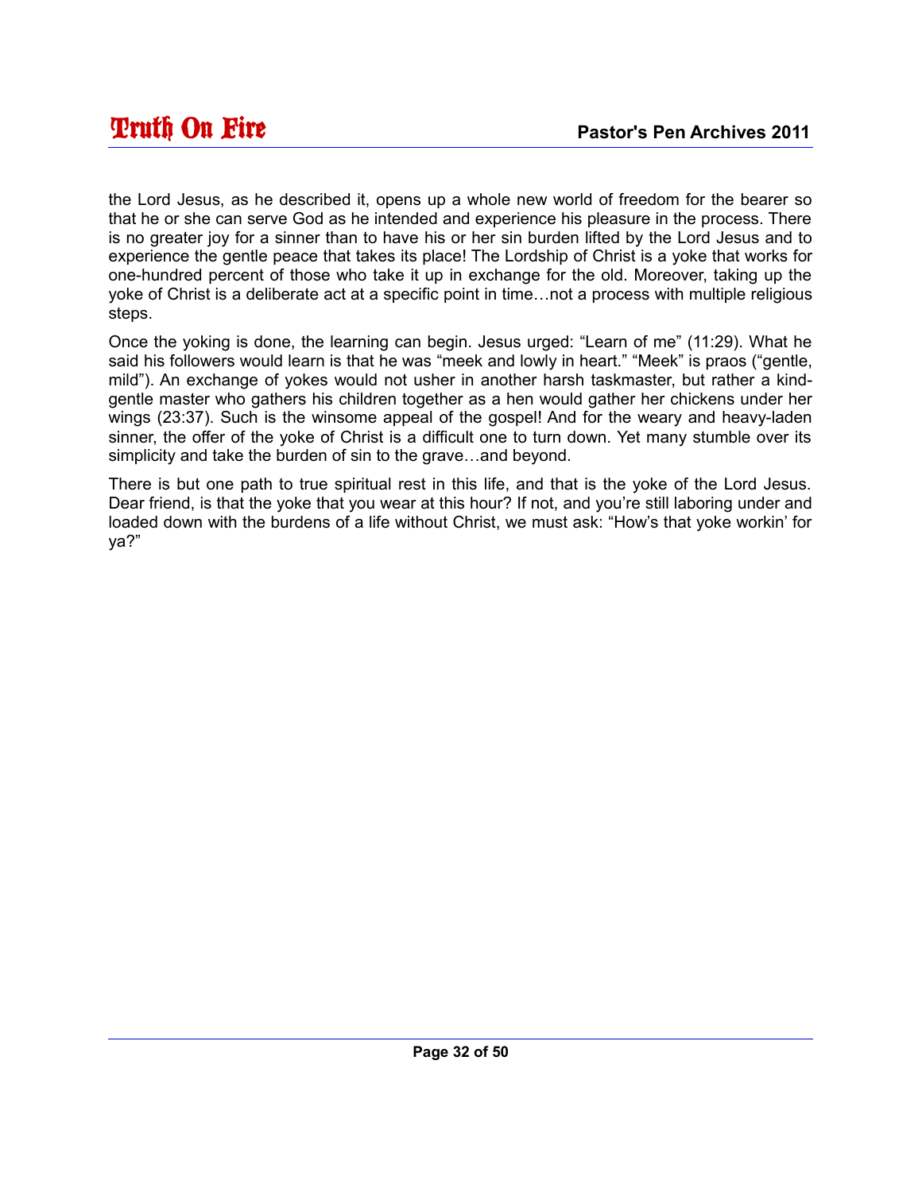the Lord Jesus, as he described it, opens up a whole new world of freedom for the bearer so that he or she can serve God as he intended and experience his pleasure in the process. There is no greater joy for a sinner than to have his or her sin burden lifted by the Lord Jesus and to experience the gentle peace that takes its place! The Lordship of Christ is a yoke that works for one-hundred percent of those who take it up in exchange for the old. Moreover, taking up the yoke of Christ is a deliberate act at a specific point in time…not a process with multiple religious steps.

Once the yoking is done, the learning can begin. Jesus urged: "Learn of me" (11:29). What he said his followers would learn is that he was "meek and lowly in heart." "Meek" is praos ("gentle, mild"). An exchange of yokes would not usher in another harsh taskmaster, but rather a kind-gentle master who gathers his children together as a hen would gather her chickens under her wings (23:37). Such is the winsome appeal of the gospel! And for the weary and heavy-laden sinner, the offer of the yoke of Christ is a difficult one to turn down. Yet many stumble over its simplicity and take the burden of sin to the grave…and beyond.

There is but one path to true spiritual rest in this life, and that is the yoke of the Lord Jesus. Dear friend, is that the yoke that you wear at this hour? If not, and you're still laboring under and loaded down with the burdens of a life without Christ, we must ask: "How's that yoke workin' for ya?"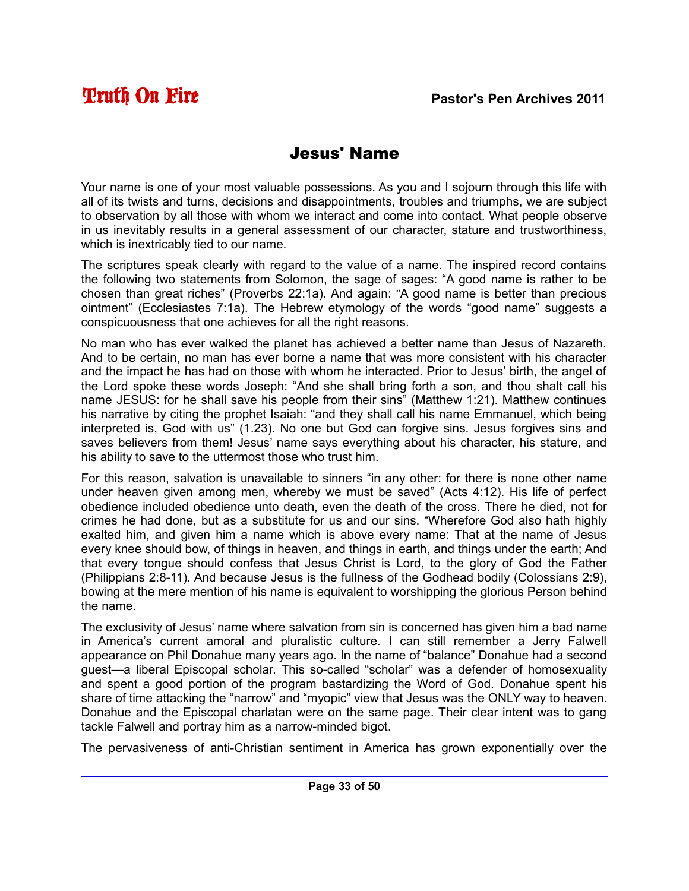## Jesus' Name

Your name is one of your most valuable possessions. As you and I sojourn through this life with all of its twists and turns, decisions and disappointments, troubles and triumphs, we are subject to observation by all those with whom we interact and come into contact. What people observe in us inevitably results in a general assessment of our character, stature and trustworthiness, which is inextricably tied to our name.

The scriptures speak clearly with regard to the value of a name. The inspired record contains the following two statements from Solomon, the sage of sages: "A good name is rather to be chosen than great riches" (Proverbs 22:1a). And again: "A good name is better than precious ointment" (Ecclesiastes 7:1a). The Hebrew etymology of the words "good name" suggests a conspicuousness that one achieves for all the right reasons.

No man who has ever walked the planet has achieved a better name than Jesus of Nazareth. And to be certain, no man has ever borne a name that was more consistent with his character and the impact he has had on those with whom he interacted. Prior to Jesus' birth, the angel of the Lord spoke these words Joseph: "And she shall bring forth a son, and thou shalt call his name JESUS: for he shall save his people from their sins" (Matthew 1:21). Matthew continues his narrative by citing the prophet Isaiah: "and they shall call his name Emmanuel, which being interpreted is, God with us" (1.23). No one but God can forgive sins. Jesus forgives sins and saves believers from them! Jesus' name says everything about his character, his stature, and his ability to save to the uttermost those who trust him.

For this reason, salvation is unavailable to sinners "in any other: for there is none other name under heaven given among men, whereby we must be saved" (Acts 4:12). His life of perfect obedience included obedience unto death, even the death of the cross. There he died, not for crimes he had done, but as a substitute for us and our sins. "Wherefore God also hath highly exalted him, and given him a name which is above every name: That at the name of Jesus every knee should bow, of things in heaven, and things in earth, and things under the earth; And that every tongue should confess that Jesus Christ is Lord, to the glory of God the Father (Philippians 2:8-11). And because Jesus is the fullness of the Godhead bodily (Colossians 2:9), bowing at the mere mention of his name is equivalent to worshipping the glorious Person behind the name.

The exclusivity of Jesus' name where salvation from sin is concerned has given him a bad name in America's current amoral and pluralistic culture. I can still remember a Jerry Falwell appearance on Phil Donahue many years ago. In the name of "balance" Donahue had a second guest—a liberal Episcopal scholar. This so-called "scholar" was a defender of homosexuality and spent a good portion of the program bastardizing the Word of God. Donahue spent his share of time attacking the "narrow" and "myopic" view that Jesus was the ONLY way to heaven. Donahue and the Episcopal charlatan were on the same page. Their clear intent was to gang tackle Falwell and portray him as a narrow-minded bigot.

The pervasiveness of anti-Christian sentiment in America has grown exponentially over the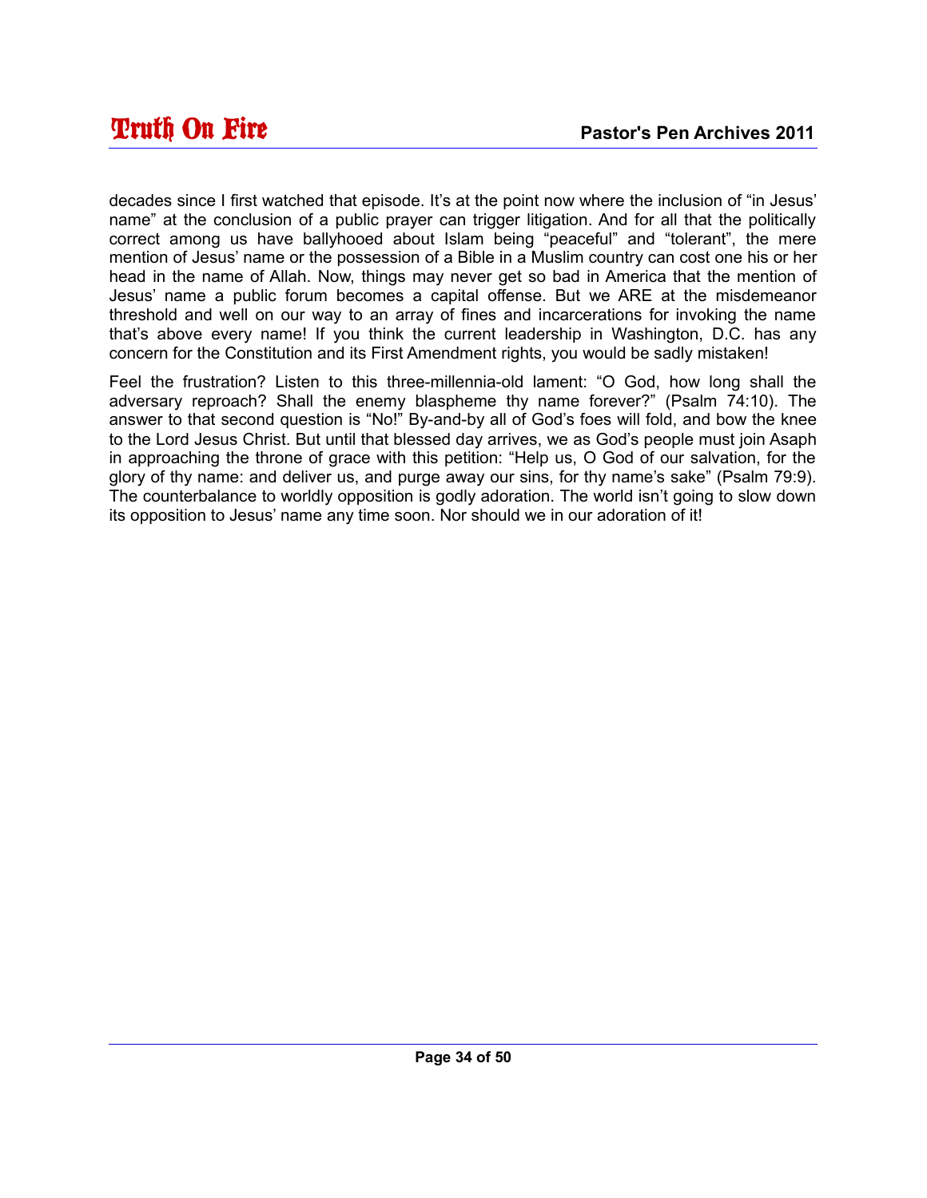decades since I first watched that episode. It's at the point now where the inclusion of "in Jesus' name" at the conclusion of a public prayer can trigger litigation. And for all that the politically correct among us have ballyhooed about Islam being "peaceful" and "tolerant", the mere mention of Jesus' name or the possession of a Bible in a Muslim country can cost one his or her head in the name of Allah. Now, things may never get so bad in America that the mention of Jesus' name a public forum becomes a capital offense. But we ARE at the misdemeanor threshold and well on our way to an array of fines and incarcerations for invoking the name that's above every name! If you think the current leadership in Washington, D.C. has any concern for the Constitution and its First Amendment rights, you would be sadly mistaken!

Feel the frustration? Listen to this three-millennia-old lament: "O God, how long shall the adversary reproach? Shall the enemy blaspheme thy name forever?" (Psalm 74:10). The answer to that second question is "No!" By-and-by all of God's foes will fold, and bow the knee to the Lord Jesus Christ. But until that blessed day arrives, we as God's people must join Asaph in approaching the throne of grace with this petition: "Help us, O God of our salvation, for the glory of thy name: and deliver us, and purge away our sins, for thy name's sake" (Psalm 79:9). The counterbalance to worldly opposition is godly adoration. The world isn't going to slow down its opposition to Jesus' name any time soon. Nor should we in our adoration of it!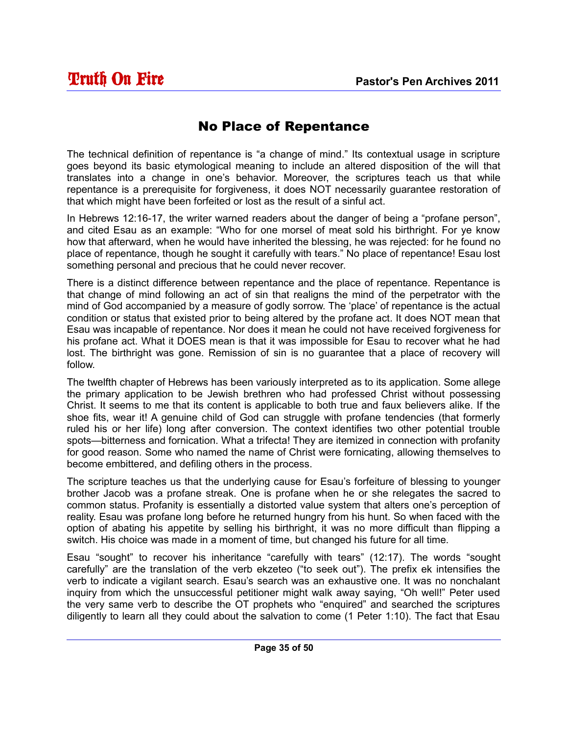## No Place of Repentance

The technical definition of repentance is "a change of mind." Its contextual usage in scripture goes beyond its basic etymological meaning to include an altered disposition of the will that translates into a change in one's behavior. Moreover, the scriptures teach us that while repentance is a prerequisite for forgiveness, it does NOT necessarily guarantee restoration of that which might have been forfeited or lost as the result of a sinful act.

In Hebrews 12:16-17, the writer warned readers about the danger of being a "profane person", and cited Esau as an example: "Who for one morsel of meat sold his birthright. For ye know how that afterward, when he would have inherited the blessing, he was rejected: for he found no place of repentance, though he sought it carefully with tears." No place of repentance! Esau lost something personal and precious that he could never recover.

There is a distinct difference between repentance and the place of repentance. Repentance is that change of mind following an act of sin that realigns the mind of the perpetrator with the mind of God accompanied by a measure of godly sorrow. The 'place' of repentance is the actual condition or status that existed prior to being altered by the profane act. It does NOT mean that Esau was incapable of repentance. Nor does it mean he could not have received forgiveness for his profane act. What it DOES mean is that it was impossible for Esau to recover what he had lost. The birthright was gone. Remission of sin is no guarantee that a place of recovery will follow.

The twelfth chapter of Hebrews has been variously interpreted as to its application. Some allege the primary application to be Jewish brethren who had professed Christ without possessing Christ. It seems to me that its content is applicable to both true and faux believers alike. If the shoe fits, wear it! A genuine child of God can struggle with profane tendencies (that formerly ruled his or her life) long after conversion. The context identifies two other potential trouble spots—bitterness and fornication. What a trifecta! They are itemized in connection with profanity for good reason. Some who named the name of Christ were fornicating, allowing themselves to become embittered, and defiling others in the process.

The scripture teaches us that the underlying cause for Esau's forfeiture of blessing to younger brother Jacob was a profane streak. One is profane when he or she relegates the sacred to common status. Profanity is essentially a distorted value system that alters one's perception of reality. Esau was profane long before he returned hungry from his hunt. So when faced with the option of abating his appetite by selling his birthright, it was no more difficult than flipping a switch. His choice was made in a moment of time, but changed his future for all time.

Esau "sought" to recover his inheritance "carefully with tears" (12:17). The words "sought carefully" are the translation of the verb ekzeteo ("to seek out"). The prefix ek intensifies the verb to indicate a vigilant search. Esau's search was an exhaustive one. It was no nonchalant inquiry from which the unsuccessful petitioner might walk away saying, "Oh well!" Peter used the very same verb to describe the OT prophets who "enquired" and searched the scriptures diligently to learn all they could about the salvation to come (1 Peter 1:10). The fact that Esau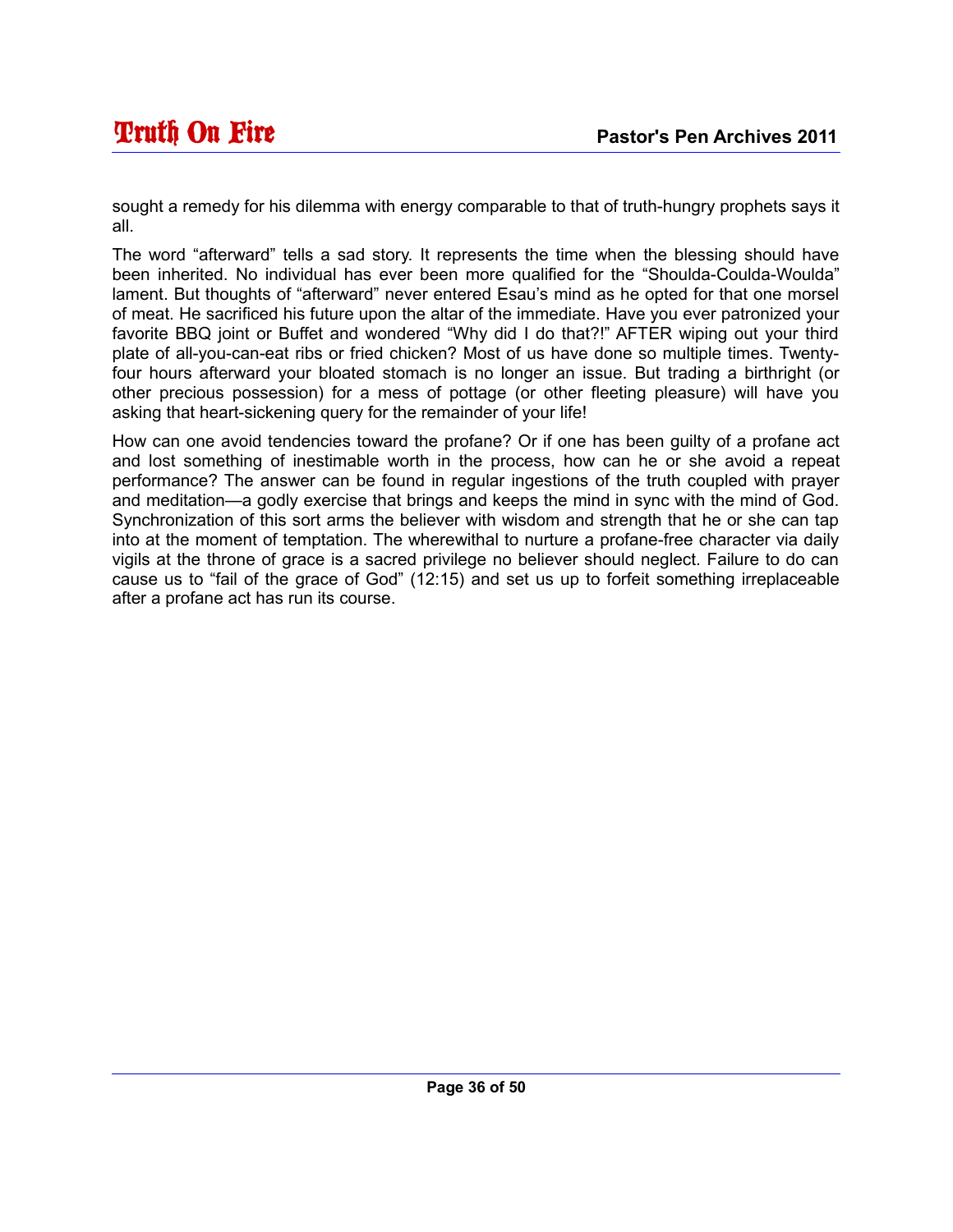sought a remedy for his dilemma with energy comparable to that of truth-hungry prophets says it all.

The word “afterward” tells a sad story. It represents the time when the blessing should have been inherited. No individual has ever been more qualified for the “Shoulda-Coulda-Woulda” lament. But thoughts of “afterward” never entered Esau’s mind as he opted for that one morsel of meat. He sacrificed his future upon the altar of the immediate. Have you ever patronized your favorite BBQ joint or Buffet and wondered “Why did I do that?!” AFTER wiping out your third plate of all-you-can-eat ribs or fried chicken? Most of us have done so multiple times. Twenty-four hours afterward your bloated stomach is no longer an issue. But trading a birthright (or other precious possession) for a mess of pottage (or other fleeting pleasure) will have you asking that heart-sickening query for the remainder of your life!

How can one avoid tendencies toward the profane? Or if one has been guilty of a profane act and lost something of inestimable worth in the process, how can he or she avoid a repeat performance? The answer can be found in regular ingestions of the truth coupled with prayer and meditation—a godly exercise that brings and keeps the mind in sync with the mind of God. Synchronization of this sort arms the believer with wisdom and strength that he or she can tap into at the moment of temptation. The wherewithal to nurture a profane-free character via daily vigils at the throne of grace is a sacred privilege no believer should neglect. Failure to do can cause us to “fail of the grace of God” (12:15) and set us up to forfeit something irreplaceable after a profane act has run its course.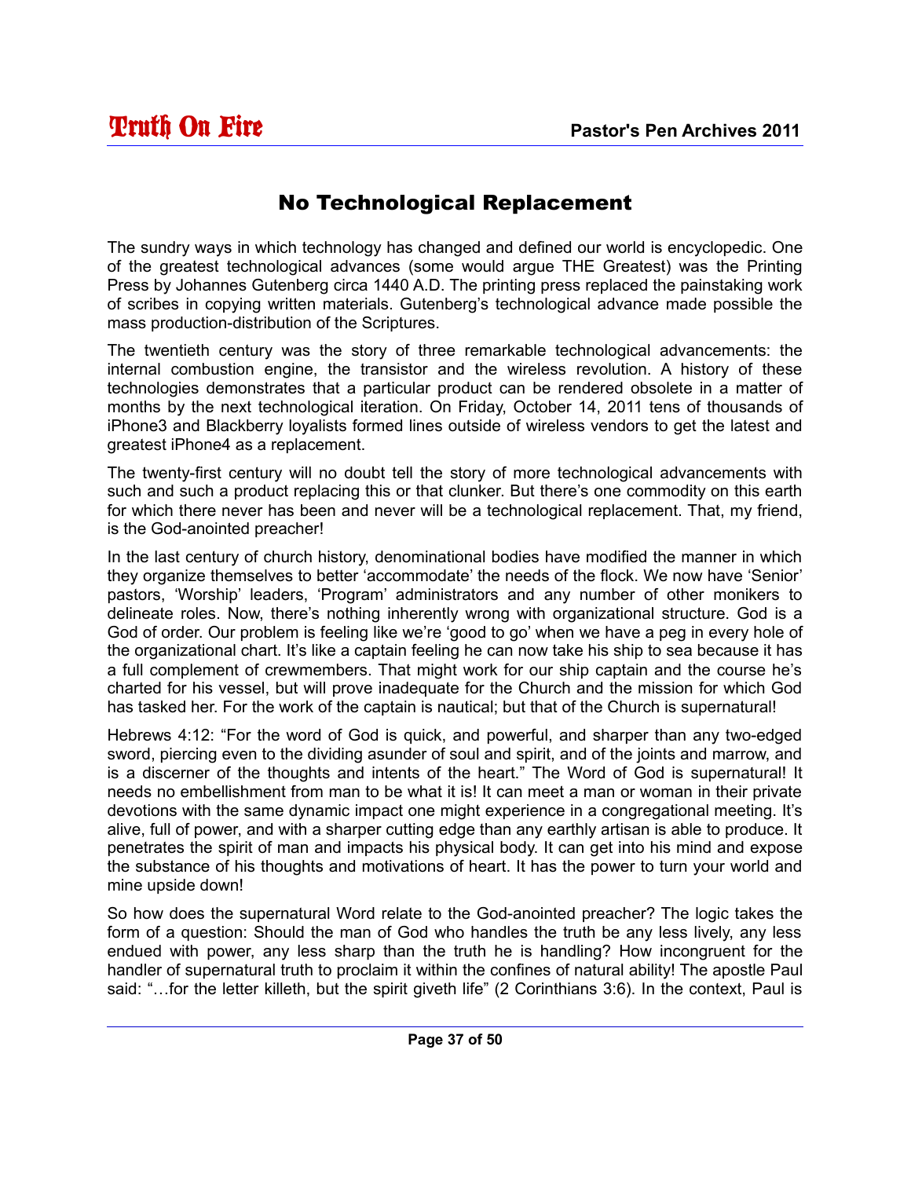# No Technological Replacement

The sundry ways in which technology has changed and defined our world is encyclopedic. One of the greatest technological advances (some would argue THE Greatest) was the Printing Press by Johannes Gutenberg circa 1440 A.D. The printing press replaced the painstaking work of scribes in copying written materials. Gutenberg's technological advance made possible the mass production-distribution of the Scriptures.

The twentieth century was the story of three remarkable technological advancements: the internal combustion engine, the transistor and the wireless revolution. A history of these technologies demonstrates that a particular product can be rendered obsolete in a matter of months by the next technological iteration. On Friday, October 14, 2011 tens of thousands of iPhone3 and Blackberry loyalists formed lines outside of wireless vendors to get the latest and greatest iPhone4 as a replacement.

The twenty-first century will no doubt tell the story of more technological advancements with such and such a product replacing this or that clunker. But there's one commodity on this earth for which there never has been and never will be a technological replacement. That, my friend, is the God-anointed preacher!

In the last century of church history, denominational bodies have modified the manner in which they organize themselves to better 'accommodate' the needs of the flock. We now have 'Senior' pastors, 'Worship' leaders, 'Program' administrators and any number of other monikers to delineate roles. Now, there's nothing inherently wrong with organizational structure. God is a God of order. Our problem is feeling like we're 'good to go' when we have a peg in every hole of the organizational chart. It's like a captain feeling he can now take his ship to sea because it has a full complement of crewmembers. That might work for our ship captain and the course he's charted for his vessel, but will prove inadequate for the Church and the mission for which God has tasked her. For the work of the captain is nautical; but that of the Church is supernatural!

Hebrews 4:12: "For the word of God is quick, and powerful, and sharper than any two-edged sword, piercing even to the dividing asunder of soul and spirit, and of the joints and marrow, and is a discerner of the thoughts and intents of the heart." The Word of God is supernatural! It needs no embellishment from man to be what it is! It can meet a man or woman in their private devotions with the same dynamic impact one might experience in a congregational meeting. It's alive, full of power, and with a sharper cutting edge than any earthly artisan is able to produce. It penetrates the spirit of man and impacts his physical body. It can get into his mind and expose the substance of his thoughts and motivations of heart. It has the power to turn your world and mine upside down!

So how does the supernatural Word relate to the God-anointed preacher? The logic takes the form of a question: Should the man of God who handles the truth be any less lively, any less endued with power, any less sharp than the truth he is handling? How incongruent for the handler of supernatural truth to proclaim it within the confines of natural ability! The apostle Paul said: "…for the letter killeth, but the spirit giveth life" (2 Corinthians 3:6). In the context, Paul is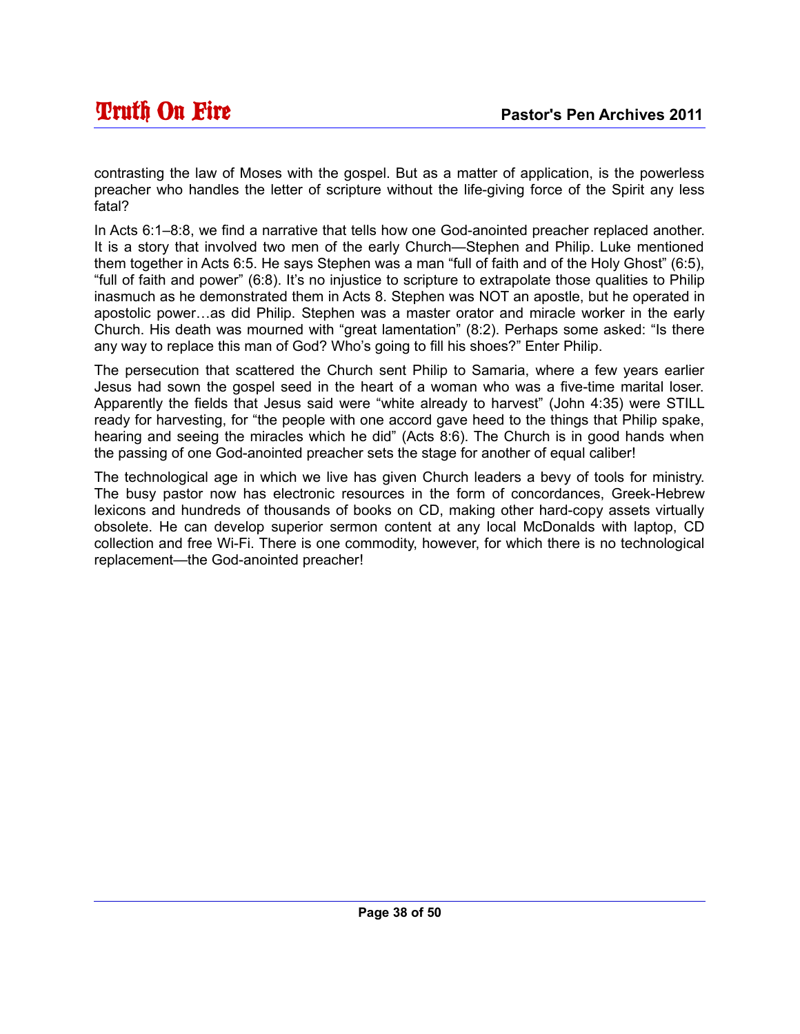contrasting the law of Moses with the gospel. But as a matter of application, is the powerless preacher who handles the letter of scripture without the life-giving force of the Spirit any less fatal?

In Acts 6:1–8:8, we find a narrative that tells how one God-anointed preacher replaced another. It is a story that involved two men of the early Church—Stephen and Philip. Luke mentioned them together in Acts 6:5. He says Stephen was a man "full of faith and of the Holy Ghost" (6:5), "full of faith and power" (6:8). It's no injustice to scripture to extrapolate those qualities to Philip inasmuch as he demonstrated them in Acts 8. Stephen was NOT an apostle, but he operated in apostolic power…as did Philip. Stephen was a master orator and miracle worker in the early Church. His death was mourned with "great lamentation" (8:2). Perhaps some asked: "Is there any way to replace this man of God? Who's going to fill his shoes?" Enter Philip.

The persecution that scattered the Church sent Philip to Samaria, where a few years earlier Jesus had sown the gospel seed in the heart of a woman who was a five-time marital loser. Apparently the fields that Jesus said were "white already to harvest" (John 4:35) were STILL ready for harvesting, for "the people with one accord gave heed to the things that Philip spake, hearing and seeing the miracles which he did" (Acts 8:6). The Church is in good hands when the passing of one God-anointed preacher sets the stage for another of equal caliber!

The technological age in which we live has given Church leaders a bevy of tools for ministry. The busy pastor now has electronic resources in the form of concordances, Greek-Hebrew lexicons and hundreds of thousands of books on CD, making other hard-copy assets virtually obsolete. He can develop superior sermon content at any local McDonalds with laptop, CD collection and free Wi-Fi. There is one commodity, however, for which there is no technological replacement—the God-anointed preacher!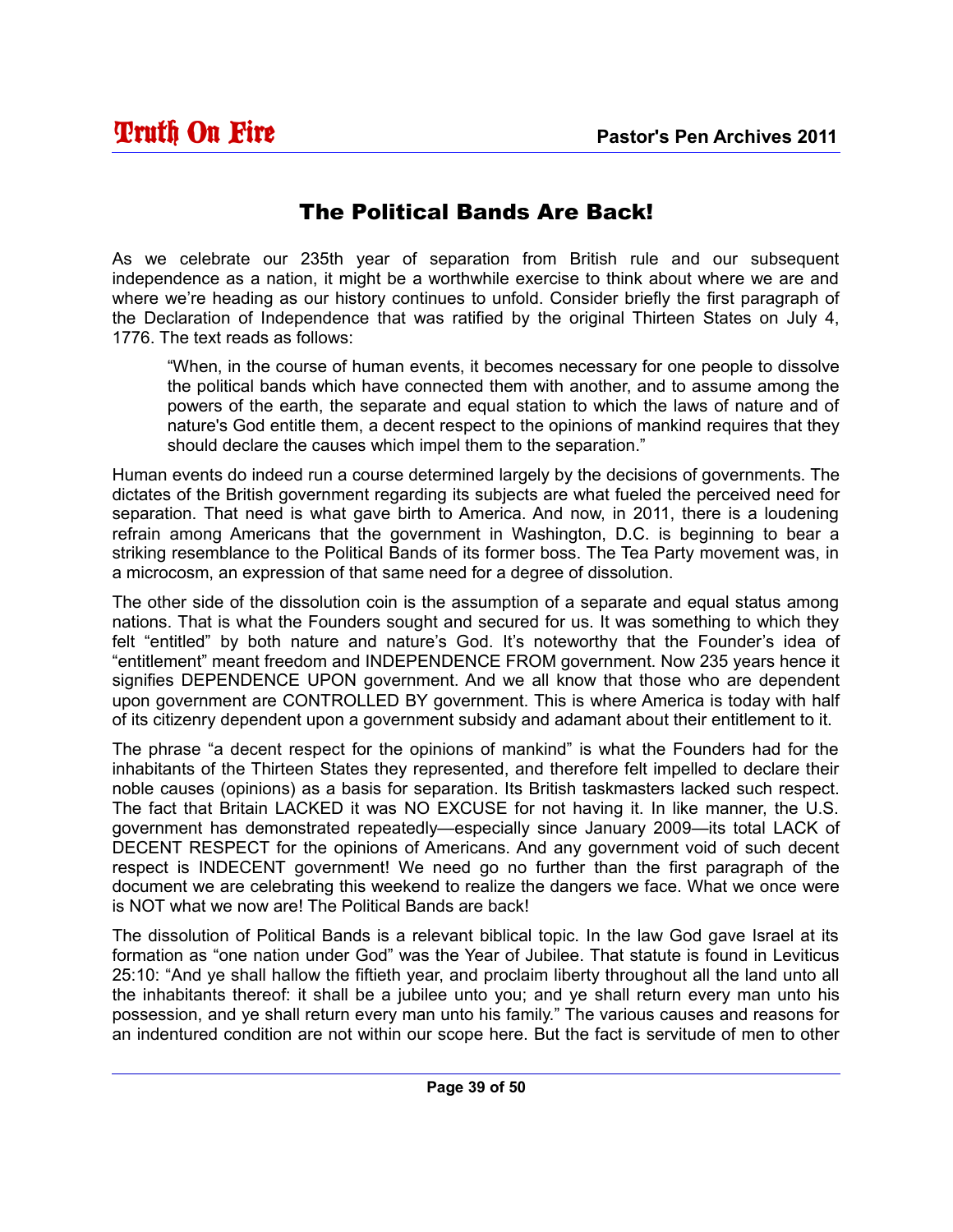## The Political Bands Are Back!

As we celebrate our 235th year of separation from British rule and our subsequent independence as a nation, it might be a worthwhile exercise to think about where we are and where we're heading as our history continues to unfold. Consider briefly the first paragraph of the Declaration of Independence that was ratified by the original Thirteen States on July 4, 1776. The text reads as follows:

> "When, in the course of human events, it becomes necessary for one people to dissolve the political bands which have connected them with another, and to assume among the powers of the earth, the separate and equal station to which the laws of nature and of nature's God entitle them, a decent respect to the opinions of mankind requires that they should declare the causes which impel them to the separation."

Human events do indeed run a course determined largely by the decisions of governments. The dictates of the British government regarding its subjects are what fueled the perceived need for separation. That need is what gave birth to America. And now, in 2011, there is a loudening refrain among Americans that the government in Washington, D.C. is beginning to bear a striking resemblance to the Political Bands of its former boss. The Tea Party movement was, in a microcosm, an expression of that same need for a degree of dissolution.

The other side of the dissolution coin is the assumption of a separate and equal status among nations. That is what the Founders sought and secured for us. It was something to which they felt "entitled" by both nature and nature's God. It's noteworthy that the Founder's idea of "entitlement" meant freedom and INDEPENDENCE FROM government. Now 235 years hence it signifies DEPENDENCE UPON government. And we all know that those who are dependent upon government are CONTROLLED BY government. This is where America is today with half of its citizenry dependent upon a government subsidy and adamant about their entitlement to it.

The phrase "a decent respect for the opinions of mankind" is what the Founders had for the inhabitants of the Thirteen States they represented, and therefore felt impelled to declare their noble causes (opinions) as a basis for separation. Its British taskmasters lacked such respect. The fact that Britain LACKED it was NO EXCUSE for not having it. In like manner, the U.S. government has demonstrated repeatedly—especially since January 2009—its total LACK of DECENT RESPECT for the opinions of Americans. And any government void of such decent respect is INDECENT government! We need go no further than the first paragraph of the document we are celebrating this weekend to realize the dangers we face. What we once were is NOT what we now are! The Political Bands are back!

The dissolution of Political Bands is a relevant biblical topic. In the law God gave Israel at its formation as "one nation under God" was the Year of Jubilee. That statute is found in Leviticus 25:10: "And ye shall hallow the fiftieth year, and proclaim liberty throughout all the land unto all the inhabitants thereof: it shall be a jubilee unto you; and ye shall return every man unto his possession, and ye shall return every man unto his family." The various causes and reasons for an indentured condition are not within our scope here. But the fact is servitude of men to other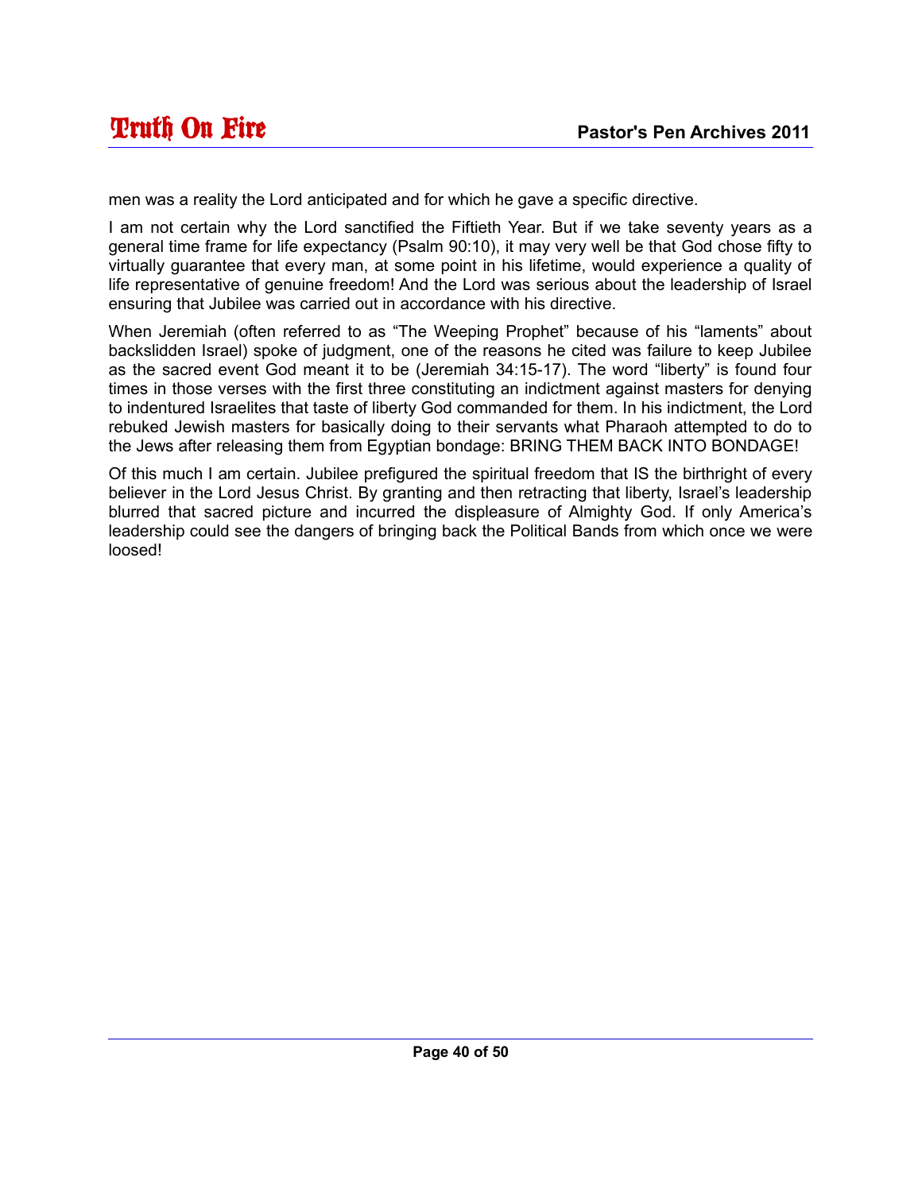men was a reality the Lord anticipated and for which he gave a specific directive.

I am not certain why the Lord sanctified the Fiftieth Year. But if we take seventy years as a general time frame for life expectancy (Psalm 90:10), it may very well be that God chose fifty to virtually guarantee that every man, at some point in his lifetime, would experience a quality of life representative of genuine freedom! And the Lord was serious about the leadership of Israel ensuring that Jubilee was carried out in accordance with his directive.

When Jeremiah (often referred to as “The Weeping Prophet” because of his “laments” about backslidden Israel) spoke of judgment, one of the reasons he cited was failure to keep Jubilee as the sacred event God meant it to be (Jeremiah 34:15-17). The word “liberty” is found four times in those verses with the first three constituting an indictment against masters for denying to indentured Israelites that taste of liberty God commanded for them. In his indictment, the Lord rebuked Jewish masters for basically doing to their servants what Pharaoh attempted to do to the Jews after releasing them from Egyptian bondage: BRING THEM BACK INTO BONDAGE!

Of this much I am certain. Jubilee prefigured the spiritual freedom that IS the birthright of every believer in the Lord Jesus Christ. By granting and then retracting that liberty, Israel’s leadership blurred that sacred picture and incurred the displeasure of Almighty God. If only America’s leadership could see the dangers of bringing back the Political Bands from which once we were loosed!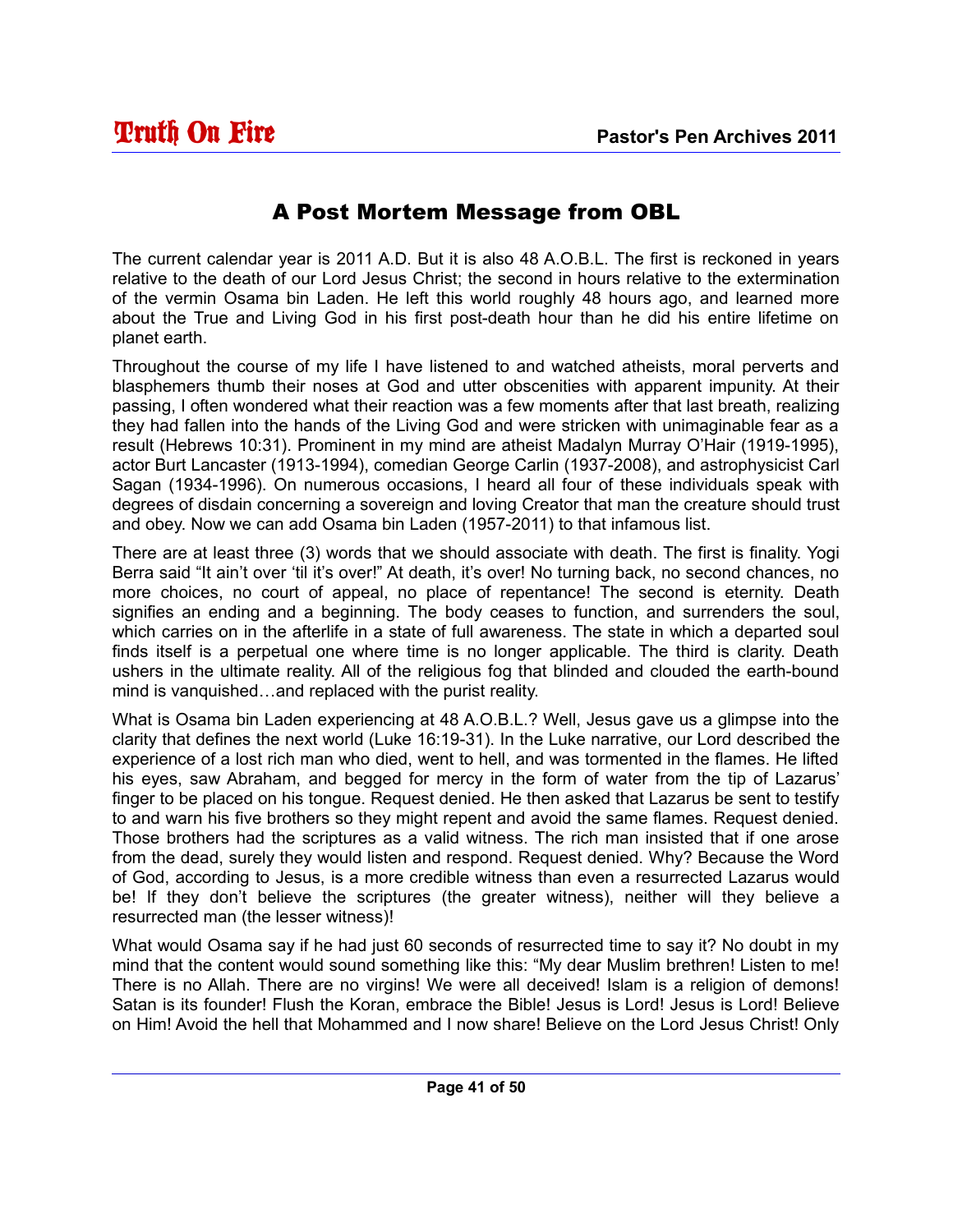# A Post Mortem Message from OBL

The current calendar year is 2011 A.D. But it is also 48 A.O.B.L. The first is reckoned in years relative to the death of our Lord Jesus Christ; the second in hours relative to the extermination of the vermin Osama bin Laden. He left this world roughly 48 hours ago, and learned more about the True and Living God in his first post-death hour than he did his entire lifetime on planet earth.

Throughout the course of my life I have listened to and watched atheists, moral perverts and blasphemers thumb their noses at God and utter obscenities with apparent impunity. At their passing, I often wondered what their reaction was a few moments after that last breath, realizing they had fallen into the hands of the Living God and were stricken with unimaginable fear as a result (Hebrews 10:31). Prominent in my mind are atheist Madalyn Murray O'Hair (1919-1995), actor Burt Lancaster (1913-1994), comedian George Carlin (1937-2008), and astrophysicist Carl Sagan (1934-1996). On numerous occasions, I heard all four of these individuals speak with degrees of disdain concerning a sovereign and loving Creator that man the creature should trust and obey. Now we can add Osama bin Laden (1957-2011) to that infamous list.

There are at least three (3) words that we should associate with death. The first is finality. Yogi Berra said "It ain't over 'til it's over!" At death, it's over! No turning back, no second chances, no more choices, no court of appeal, no place of repentance! The second is eternity. Death signifies an ending and a beginning. The body ceases to function, and surrenders the soul, which carries on in the afterlife in a state of full awareness. The state in which a departed soul finds itself is a perpetual one where time is no longer applicable. The third is clarity. Death ushers in the ultimate reality. All of the religious fog that blinded and clouded the earth-bound mind is vanquished…and replaced with the purist reality.

What is Osama bin Laden experiencing at 48 A.O.B.L.? Well, Jesus gave us a glimpse into the clarity that defines the next world (Luke 16:19-31). In the Luke narrative, our Lord described the experience of a lost rich man who died, went to hell, and was tormented in the flames. He lifted his eyes, saw Abraham, and begged for mercy in the form of water from the tip of Lazarus' finger to be placed on his tongue. Request denied. He then asked that Lazarus be sent to testify to and warn his five brothers so they might repent and avoid the same flames. Request denied. Those brothers had the scriptures as a valid witness. The rich man insisted that if one arose from the dead, surely they would listen and respond. Request denied. Why? Because the Word of God, according to Jesus, is a more credible witness than even a resurrected Lazarus would be! If they don't believe the scriptures (the greater witness), neither will they believe a resurrected man (the lesser witness)!

What would Osama say if he had just 60 seconds of resurrected time to say it? No doubt in my mind that the content would sound something like this: "My dear Muslim brethren! Listen to me! There is no Allah. There are no virgins! We were all deceived! Islam is a religion of demons! Satan is its founder! Flush the Koran, embrace the Bible! Jesus is Lord! Jesus is Lord! Believe on Him! Avoid the hell that Mohammed and I now share! Believe on the Lord Jesus Christ! Only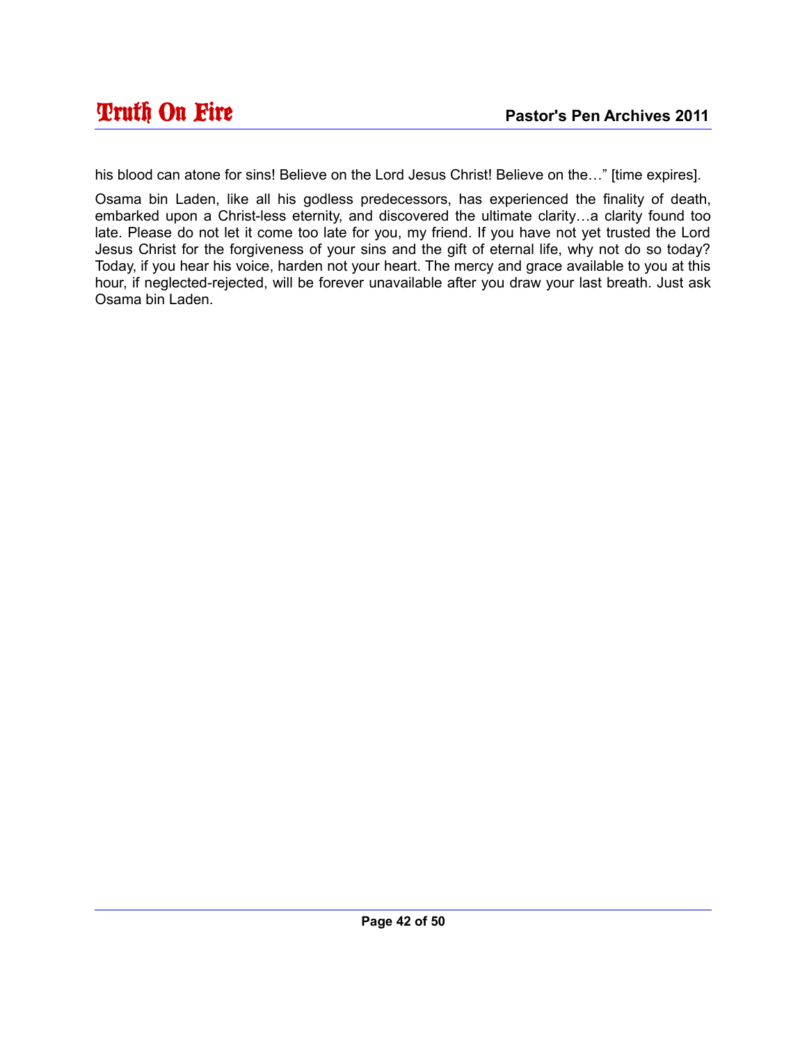his blood can atone for sins! Believe on the Lord Jesus Christ! Believe on the…" [time expires].

Osama bin Laden, like all his godless predecessors, has experienced the finality of death, embarked upon a Christ-less eternity, and discovered the ultimate clarity…a clarity found too late. Please do not let it come too late for you, my friend. If you have not yet trusted the Lord Jesus Christ for the forgiveness of your sins and the gift of eternal life, why not do so today? Today, if you hear his voice, harden not your heart. The mercy and grace available to you at this hour, if neglected-rejected, will be forever unavailable after you draw your last breath. Just ask Osama bin Laden.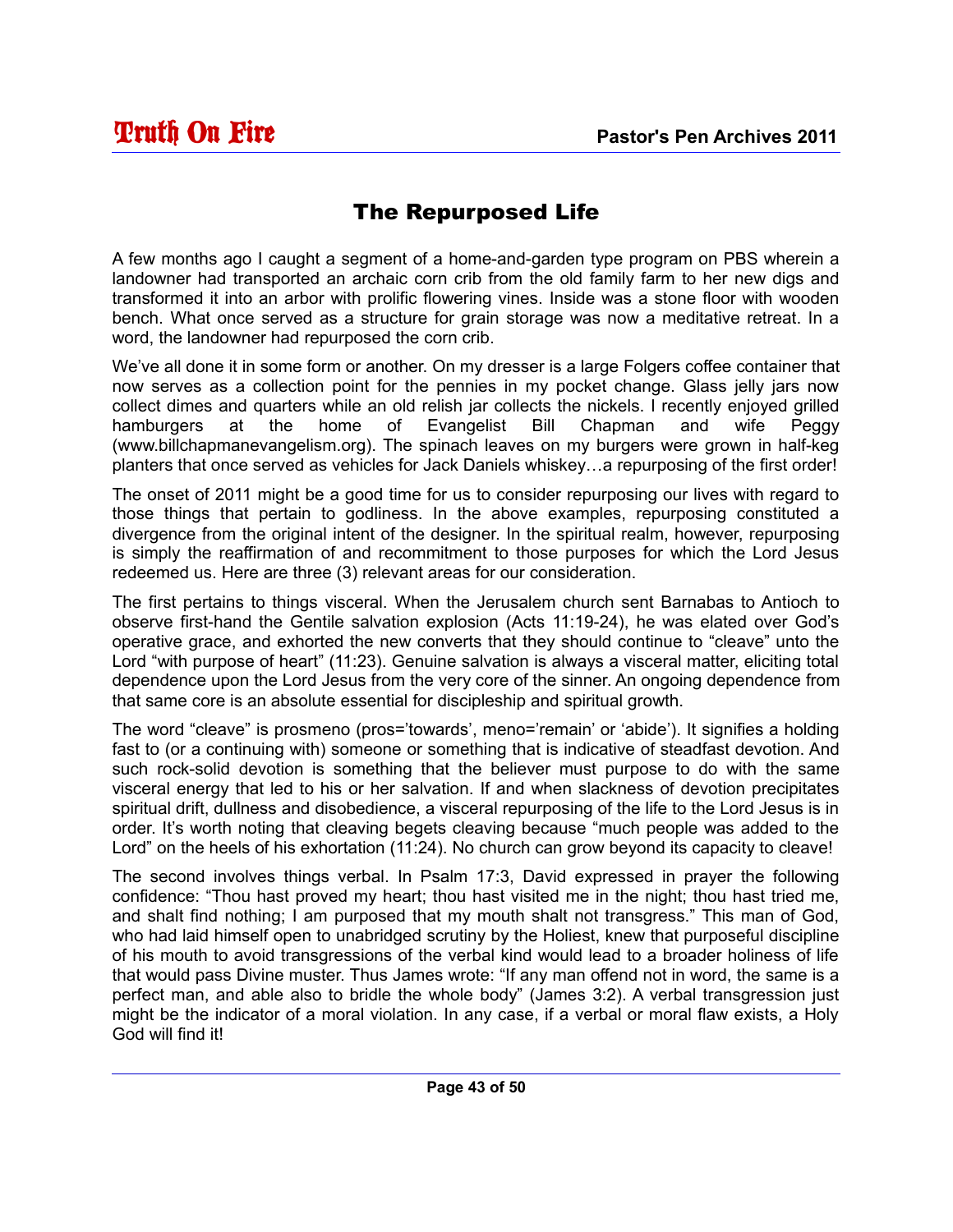# The Repurposed Life

A few months ago I caught a segment of a home-and-garden type program on PBS wherein a landowner had transported an archaic corn crib from the old family farm to her new digs and transformed it into an arbor with prolific flowering vines. Inside was a stone floor with wooden bench. What once served as a structure for grain storage was now a meditative retreat. In a word, the landowner had repurposed the corn crib.

We've all done it in some form or another. On my dresser is a large Folgers coffee container that now serves as a collection point for the pennies in my pocket change. Glass jelly jars now collect dimes and quarters while an old relish jar collects the nickels. I recently enjoyed grilled hamburgers at the home of Evangelist Bill Chapman and wife Peggy (www.billchapmanevangelism.org). The spinach leaves on my burgers were grown in half-keg planters that once served as vehicles for Jack Daniels whiskey…a repurposing of the first order!

The onset of 2011 might be a good time for us to consider repurposing our lives with regard to those things that pertain to godliness. In the above examples, repurposing constituted a divergence from the original intent of the designer. In the spiritual realm, however, repurposing is simply the reaffirmation of and recommitment to those purposes for which the Lord Jesus redeemed us. Here are three (3) relevant areas for our consideration.

The first pertains to things visceral. When the Jerusalem church sent Barnabas to Antioch to observe first-hand the Gentile salvation explosion (Acts 11:19-24), he was elated over God's operative grace, and exhorted the new converts that they should continue to "cleave" unto the Lord "with purpose of heart" (11:23). Genuine salvation is always a visceral matter, eliciting total dependence upon the Lord Jesus from the very core of the sinner. An ongoing dependence from that same core is an absolute essential for discipleship and spiritual growth.

The word "cleave" is prosmeno (pros='towards', meno='remain' or 'abide'). It signifies a holding fast to (or a continuing with) someone or something that is indicative of steadfast devotion. And such rock-solid devotion is something that the believer must purpose to do with the same visceral energy that led to his or her salvation. If and when slackness of devotion precipitates spiritual drift, dullness and disobedience, a visceral repurposing of the life to the Lord Jesus is in order. It's worth noting that cleaving begets cleaving because "much people was added to the Lord" on the heels of his exhortation (11:24). No church can grow beyond its capacity to cleave!

The second involves things verbal. In Psalm 17:3, David expressed in prayer the following confidence: "Thou hast proved my heart; thou hast visited me in the night; thou hast tried me, and shalt find nothing; I am purposed that my mouth shalt not transgress." This man of God, who had laid himself open to unabridged scrutiny by the Holiest, knew that purposeful discipline of his mouth to avoid transgressions of the verbal kind would lead to a broader holiness of life that would pass Divine muster. Thus James wrote: "If any man offend not in word, the same is a perfect man, and able also to bridle the whole body" (James 3:2). A verbal transgression just might be the indicator of a moral violation. In any case, if a verbal or moral flaw exists, a Holy God will find it!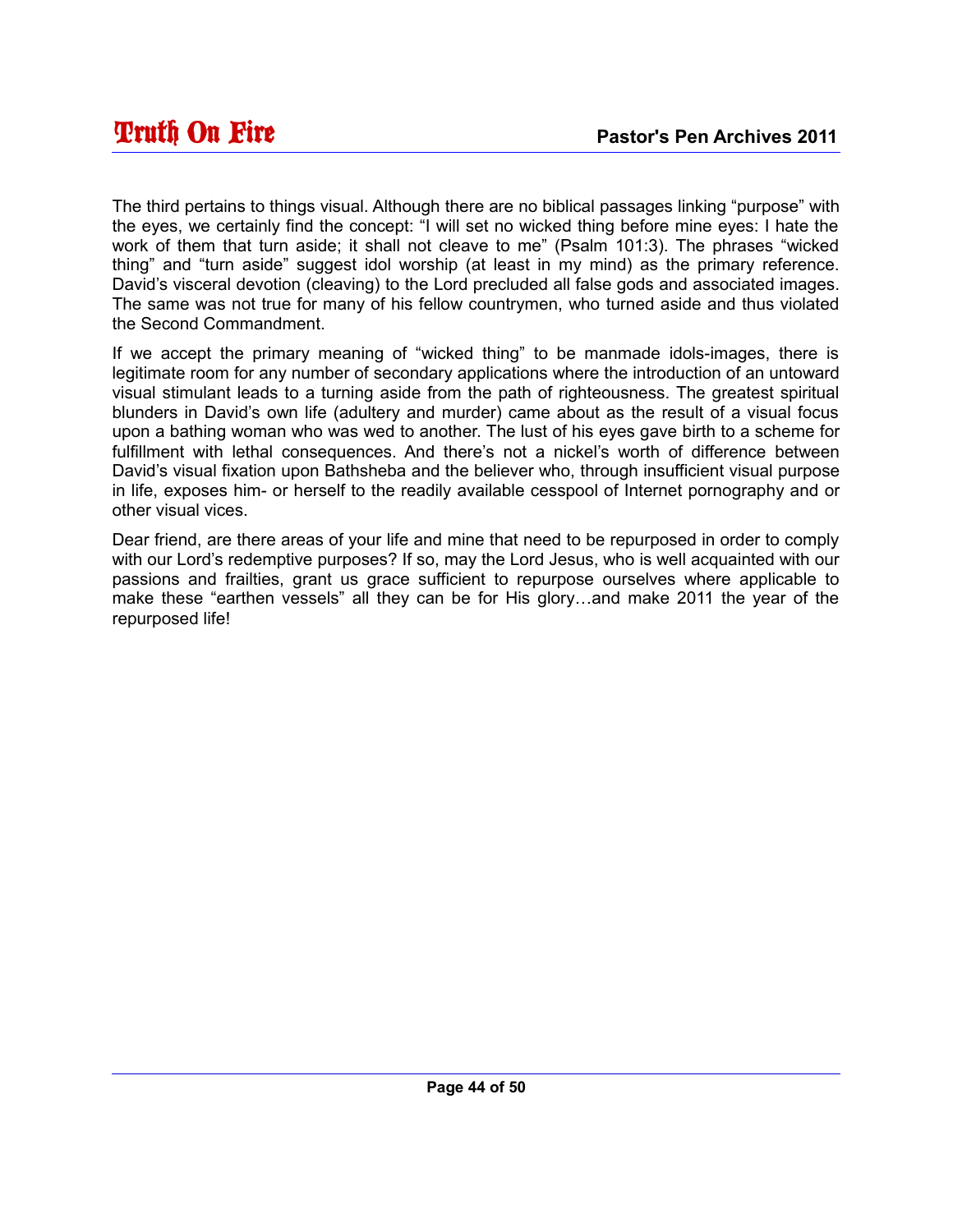The third pertains to things visual. Although there are no biblical passages linking “purpose” with the eyes, we certainly find the concept: “I will set no wicked thing before mine eyes: I hate the work of them that turn aside; it shall not cleave to me” (Psalm 101:3). The phrases “wicked thing” and “turn aside” suggest idol worship (at least in my mind) as the primary reference. David’s visceral devotion (cleaving) to the Lord precluded all false gods and associated images. The same was not true for many of his fellow countrymen, who turned aside and thus violated the Second Commandment.

If we accept the primary meaning of “wicked thing” to be manmade idols-images, there is legitimate room for any number of secondary applications where the introduction of an untoward visual stimulant leads to a turning aside from the path of righteousness. The greatest spiritual blunders in David’s own life (adultery and murder) came about as the result of a visual focus upon a bathing woman who was wed to another. The lust of his eyes gave birth to a scheme for fulfillment with lethal consequences. And there’s not a nickel’s worth of difference between David’s visual fixation upon Bathsheba and the believer who, through insufficient visual purpose in life, exposes him- or herself to the readily available cesspool of Internet pornography and or other visual vices.

Dear friend, are there areas of your life and mine that need to be repurposed in order to comply with our Lord’s redemptive purposes? If so, may the Lord Jesus, who is well acquainted with our passions and frailties, grant us grace sufficient to repurpose ourselves where applicable to make these “earthen vessels” all they can be for His glory…and make 2011 the year of the repurposed life!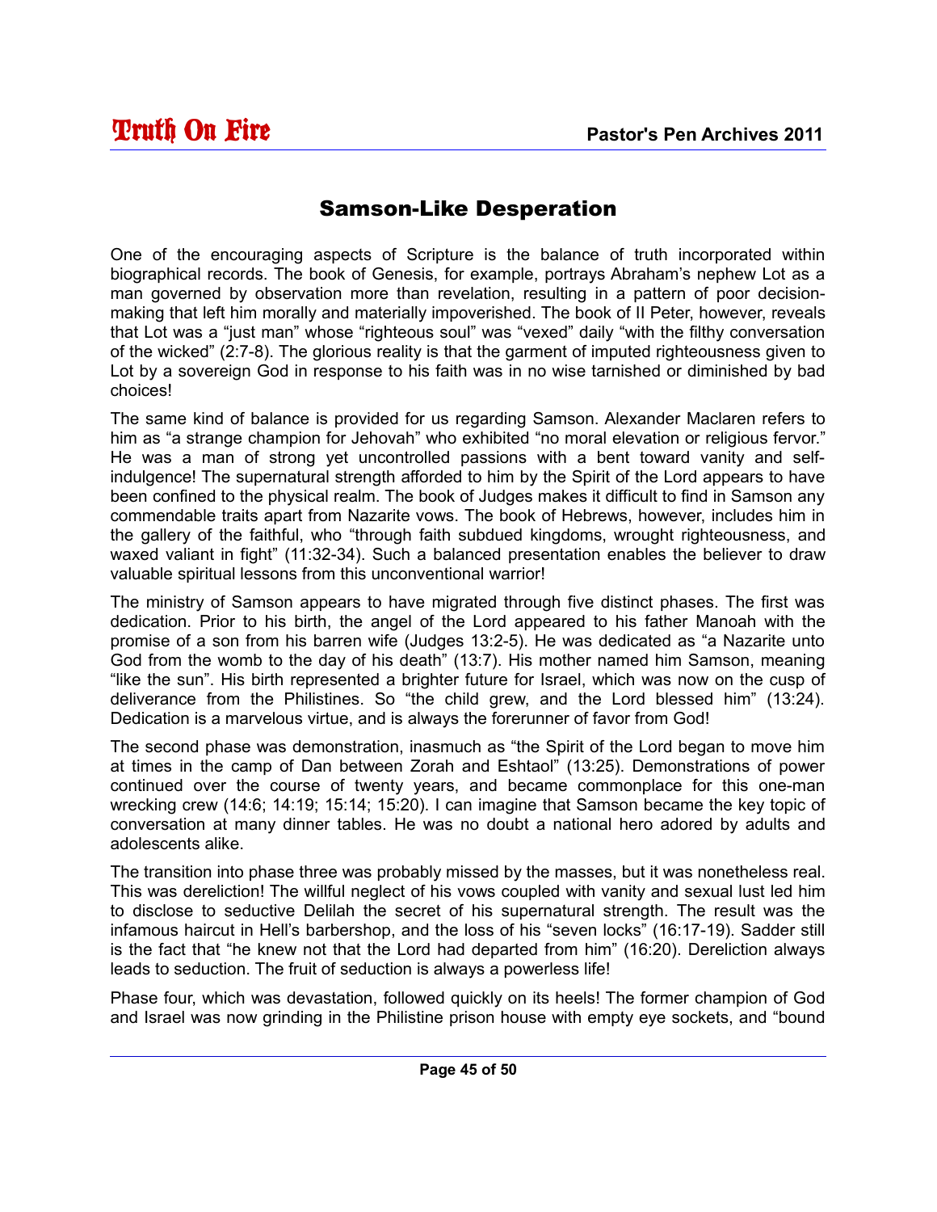## Samson-Like Desperation

One of the encouraging aspects of Scripture is the balance of truth incorporated within biographical records. The book of Genesis, for example, portrays Abraham's nephew Lot as a man governed by observation more than revelation, resulting in a pattern of poor decision-making that left him morally and materially impoverished. The book of II Peter, however, reveals that Lot was a "just man" whose "righteous soul" was "vexed" daily "with the filthy conversation of the wicked" (2:7-8). The glorious reality is that the garment of imputed righteousness given to Lot by a sovereign God in response to his faith was in no wise tarnished or diminished by bad choices!

The same kind of balance is provided for us regarding Samson. Alexander Maclaren refers to him as "a strange champion for Jehovah" who exhibited "no moral elevation or religious fervor." He was a man of strong yet uncontrolled passions with a bent toward vanity and self-indulgence! The supernatural strength afforded to him by the Spirit of the Lord appears to have been confined to the physical realm. The book of Judges makes it difficult to find in Samson any commendable traits apart from Nazarite vows. The book of Hebrews, however, includes him in the gallery of the faithful, who "through faith subdued kingdoms, wrought righteousness, and waxed valiant in fight" (11:32-34). Such a balanced presentation enables the believer to draw valuable spiritual lessons from this unconventional warrior!

The ministry of Samson appears to have migrated through five distinct phases. The first was dedication. Prior to his birth, the angel of the Lord appeared to his father Manoah with the promise of a son from his barren wife (Judges 13:2-5). He was dedicated as "a Nazarite unto God from the womb to the day of his death" (13:7). His mother named him Samson, meaning "like the sun". His birth represented a brighter future for Israel, which was now on the cusp of deliverance from the Philistines. So "the child grew, and the Lord blessed him" (13:24). Dedication is a marvelous virtue, and is always the forerunner of favor from God!

The second phase was demonstration, inasmuch as "the Spirit of the Lord began to move him at times in the camp of Dan between Zorah and Eshtaol" (13:25). Demonstrations of power continued over the course of twenty years, and became commonplace for this one-man wrecking crew (14:6; 14:19; 15:14; 15:20). I can imagine that Samson became the key topic of conversation at many dinner tables. He was no doubt a national hero adored by adults and adolescents alike.

The transition into phase three was probably missed by the masses, but it was nonetheless real. This was dereliction! The willful neglect of his vows coupled with vanity and sexual lust led him to disclose to seductive Delilah the secret of his supernatural strength. The result was the infamous haircut in Hell's barbershop, and the loss of his "seven locks" (16:17-19). Sadder still is the fact that "he knew not that the Lord had departed from him" (16:20). Dereliction always leads to seduction. The fruit of seduction is always a powerless life!

Phase four, which was devastation, followed quickly on its heels! The former champion of God and Israel was now grinding in the Philistine prison house with empty eye sockets, and "bound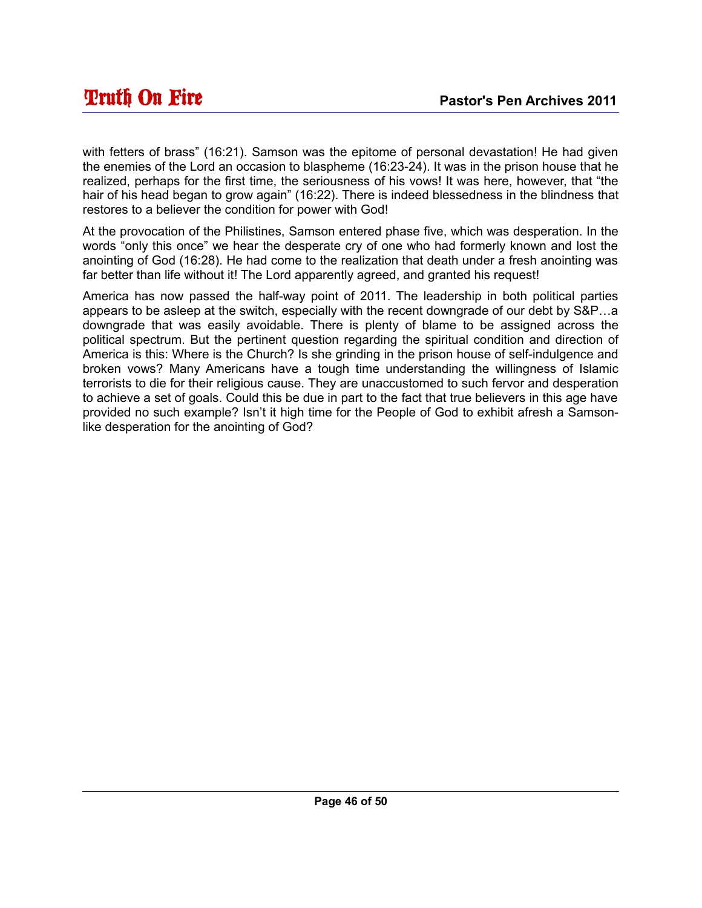with fetters of brass" (16:21). Samson was the epitome of personal devastation! He had given the enemies of the Lord an occasion to blaspheme (16:23-24). It was in the prison house that he realized, perhaps for the first time, the seriousness of his vows! It was here, however, that "the hair of his head began to grow again" (16:22). There is indeed blessedness in the blindness that restores to a believer the condition for power with God!

At the provocation of the Philistines, Samson entered phase five, which was desperation. In the words "only this once" we hear the desperate cry of one who had formerly known and lost the anointing of God (16:28). He had come to the realization that death under a fresh anointing was far better than life without it! The Lord apparently agreed, and granted his request!

America has now passed the half-way point of 2011. The leadership in both political parties appears to be asleep at the switch, especially with the recent downgrade of our debt by S&P…a downgrade that was easily avoidable. There is plenty of blame to be assigned across the political spectrum. But the pertinent question regarding the spiritual condition and direction of America is this: Where is the Church? Is she grinding in the prison house of self-indulgence and broken vows? Many Americans have a tough time understanding the willingness of Islamic terrorists to die for their religious cause. They are unaccustomed to such fervor and desperation to achieve a set of goals. Could this be due in part to the fact that true believers in this age have provided no such example? Isn't it high time for the People of God to exhibit afresh a Samson-like desperation for the anointing of God?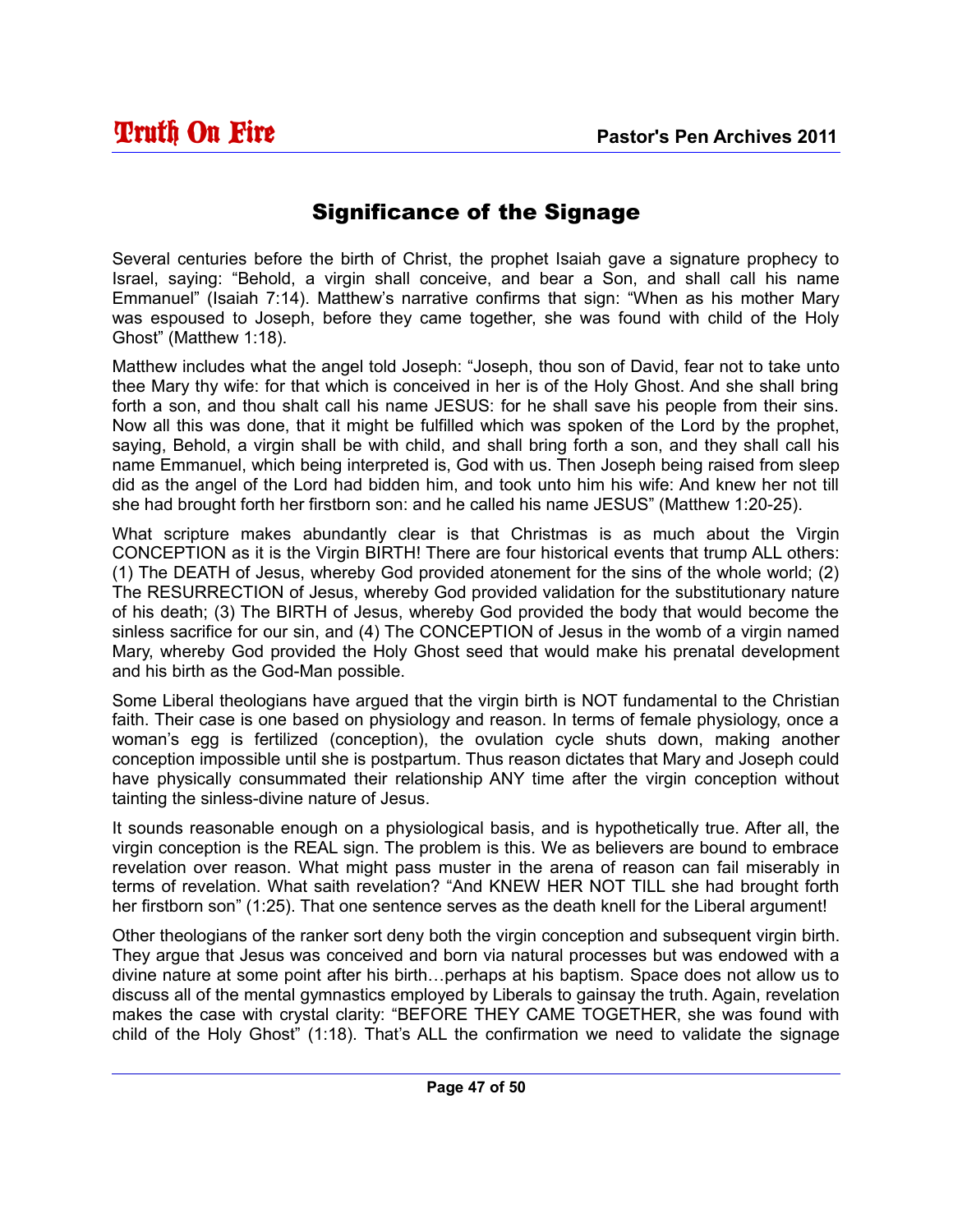## Significance of the Signage

Several centuries before the birth of Christ, the prophet Isaiah gave a signature prophecy to Israel, saying: "Behold, a virgin shall conceive, and bear a Son, and shall call his name Emmanuel" (Isaiah 7:14). Matthew's narrative confirms that sign: "When as his mother Mary was espoused to Joseph, before they came together, she was found with child of the Holy Ghost" (Matthew 1:18).

Matthew includes what the angel told Joseph: "Joseph, thou son of David, fear not to take unto thee Mary thy wife: for that which is conceived in her is of the Holy Ghost. And she shall bring forth a son, and thou shalt call his name JESUS: for he shall save his people from their sins. Now all this was done, that it might be fulfilled which was spoken of the Lord by the prophet, saying, Behold, a virgin shall be with child, and shall bring forth a son, and they shall call his name Emmanuel, which being interpreted is, God with us. Then Joseph being raised from sleep did as the angel of the Lord had bidden him, and took unto him his wife: And knew her not till she had brought forth her firstborn son: and he called his name JESUS" (Matthew 1:20-25).

What scripture makes abundantly clear is that Christmas is as much about the Virgin CONCEPTION as it is the Virgin BIRTH! There are four historical events that trump ALL others: (1) The DEATH of Jesus, whereby God provided atonement for the sins of the whole world; (2) The RESURRECTION of Jesus, whereby God provided validation for the substitutionary nature of his death; (3) The BIRTH of Jesus, whereby God provided the body that would become the sinless sacrifice for our sin, and (4) The CONCEPTION of Jesus in the womb of a virgin named Mary, whereby God provided the Holy Ghost seed that would make his prenatal development and his birth as the God-Man possible.

Some Liberal theologians have argued that the virgin birth is NOT fundamental to the Christian faith. Their case is one based on physiology and reason. In terms of female physiology, once a woman's egg is fertilized (conception), the ovulation cycle shuts down, making another conception impossible until she is postpartum. Thus reason dictates that Mary and Joseph could have physically consummated their relationship ANY time after the virgin conception without tainting the sinless-divine nature of Jesus.

It sounds reasonable enough on a physiological basis, and is hypothetically true. After all, the virgin conception is the REAL sign. The problem is this. We as believers are bound to embrace revelation over reason. What might pass muster in the arena of reason can fail miserably in terms of revelation. What saith revelation? "And KNEW HER NOT TILL she had brought forth her firstborn son" (1:25). That one sentence serves as the death knell for the Liberal argument!

Other theologians of the ranker sort deny both the virgin conception and subsequent virgin birth. They argue that Jesus was conceived and born via natural processes but was endowed with a divine nature at some point after his birth…perhaps at his baptism. Space does not allow us to discuss all of the mental gymnastics employed by Liberals to gainsay the truth. Again, revelation makes the case with crystal clarity: "BEFORE THEY CAME TOGETHER, she was found with child of the Holy Ghost" (1:18). That's ALL the confirmation we need to validate the signage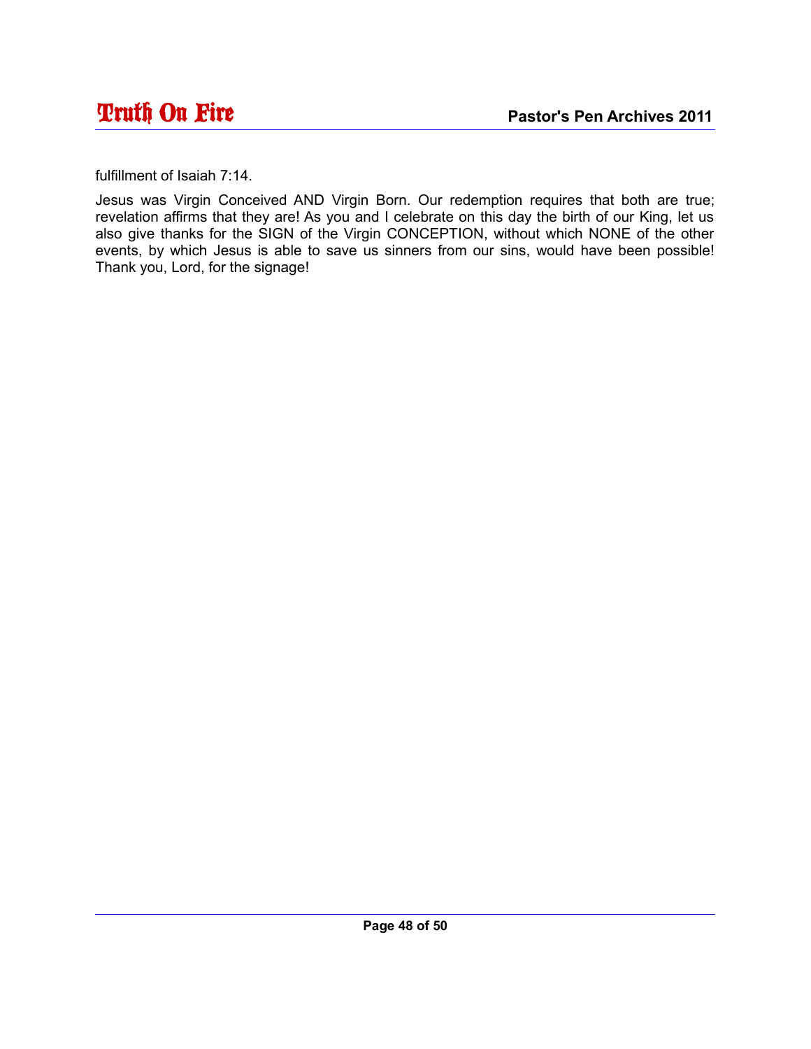fulfillment of Isaiah 7:14.

Jesus was Virgin Conceived AND Virgin Born. Our redemption requires that both are true; revelation affirms that they are! As you and I celebrate on this day the birth of our King, let us also give thanks for the SIGN of the Virgin CONCEPTION, without which NONE of the other events, by which Jesus is able to save us sinners from our sins, would have been possible! Thank you, Lord, for the signage!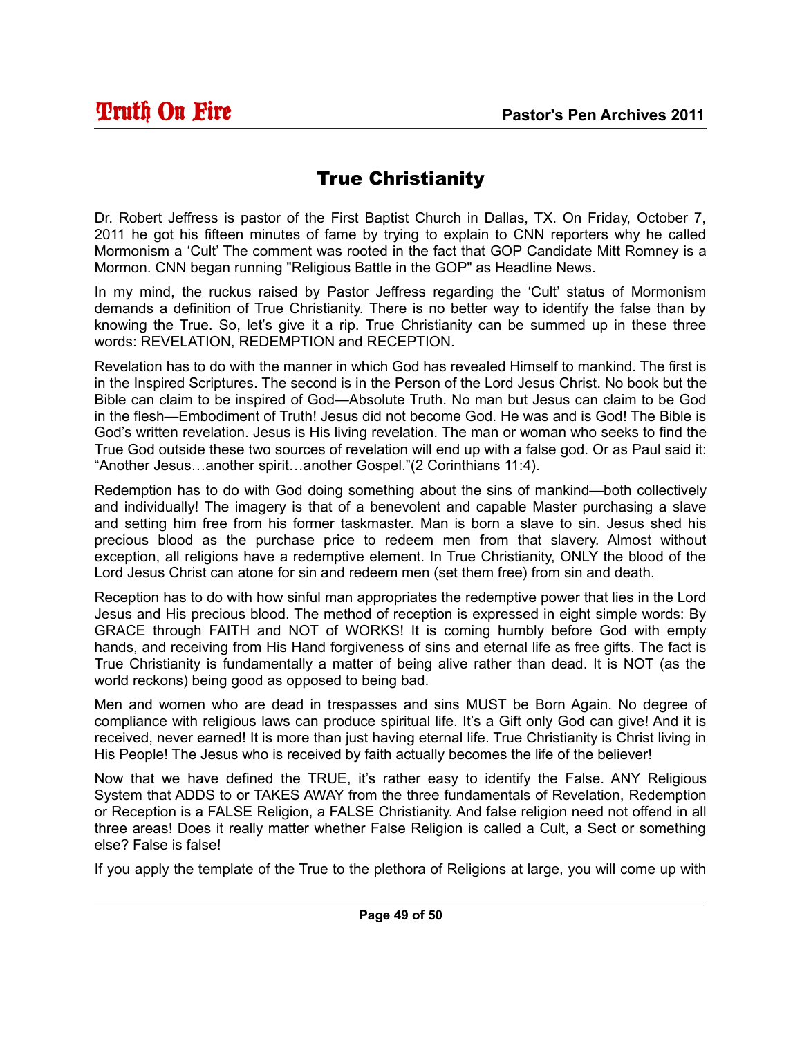# True Christianity

Dr. Robert Jeffress is pastor of the First Baptist Church in Dallas, TX. On Friday, October 7, 2011 he got his fifteen minutes of fame by trying to explain to CNN reporters why he called Mormonism a 'Cult' The comment was rooted in the fact that GOP Candidate Mitt Romney is a Mormon. CNN began running "Religious Battle in the GOP" as Headline News.

In my mind, the ruckus raised by Pastor Jeffress regarding the 'Cult' status of Mormonism demands a definition of True Christianity. There is no better way to identify the false than by knowing the True. So, let's give it a rip. True Christianity can be summed up in these three words: REVELATION, REDEMPTION and RECEPTION.

Revelation has to do with the manner in which God has revealed Himself to mankind. The first is in the Inspired Scriptures. The second is in the Person of the Lord Jesus Christ. No book but the Bible can claim to be inspired of God—Absolute Truth. No man but Jesus can claim to be God in the flesh—Embodiment of Truth! Jesus did not become God. He was and is God! The Bible is God's written revelation. Jesus is His living revelation. The man or woman who seeks to find the True God outside these two sources of revelation will end up with a false god. Or as Paul said it: "Another Jesus…another spirit…another Gospel."(2 Corinthians 11:4).

Redemption has to do with God doing something about the sins of mankind—both collectively and individually! The imagery is that of a benevolent and capable Master purchasing a slave and setting him free from his former taskmaster. Man is born a slave to sin. Jesus shed his precious blood as the purchase price to redeem men from that slavery. Almost without exception, all religions have a redemptive element. In True Christianity, ONLY the blood of the Lord Jesus Christ can atone for sin and redeem men (set them free) from sin and death.

Reception has to do with how sinful man appropriates the redemptive power that lies in the Lord Jesus and His precious blood. The method of reception is expressed in eight simple words: By GRACE through FAITH and NOT of WORKS! It is coming humbly before God with empty hands, and receiving from His Hand forgiveness of sins and eternal life as free gifts. The fact is True Christianity is fundamentally a matter of being alive rather than dead. It is NOT (as the world reckons) being good as opposed to being bad.

Men and women who are dead in trespasses and sins MUST be Born Again. No degree of compliance with religious laws can produce spiritual life. It's a Gift only God can give! And it is received, never earned! It is more than just having eternal life. True Christianity is Christ living in His People! The Jesus who is received by faith actually becomes the life of the believer!

Now that we have defined the TRUE, it's rather easy to identify the False. ANY Religious System that ADDS to or TAKES AWAY from the three fundamentals of Revelation, Redemption or Reception is a FALSE Religion, a FALSE Christianity. And false religion need not offend in all three areas! Does it really matter whether False Religion is called a Cult, a Sect or something else? False is false!

If you apply the template of the True to the plethora of Religions at large, you will come up with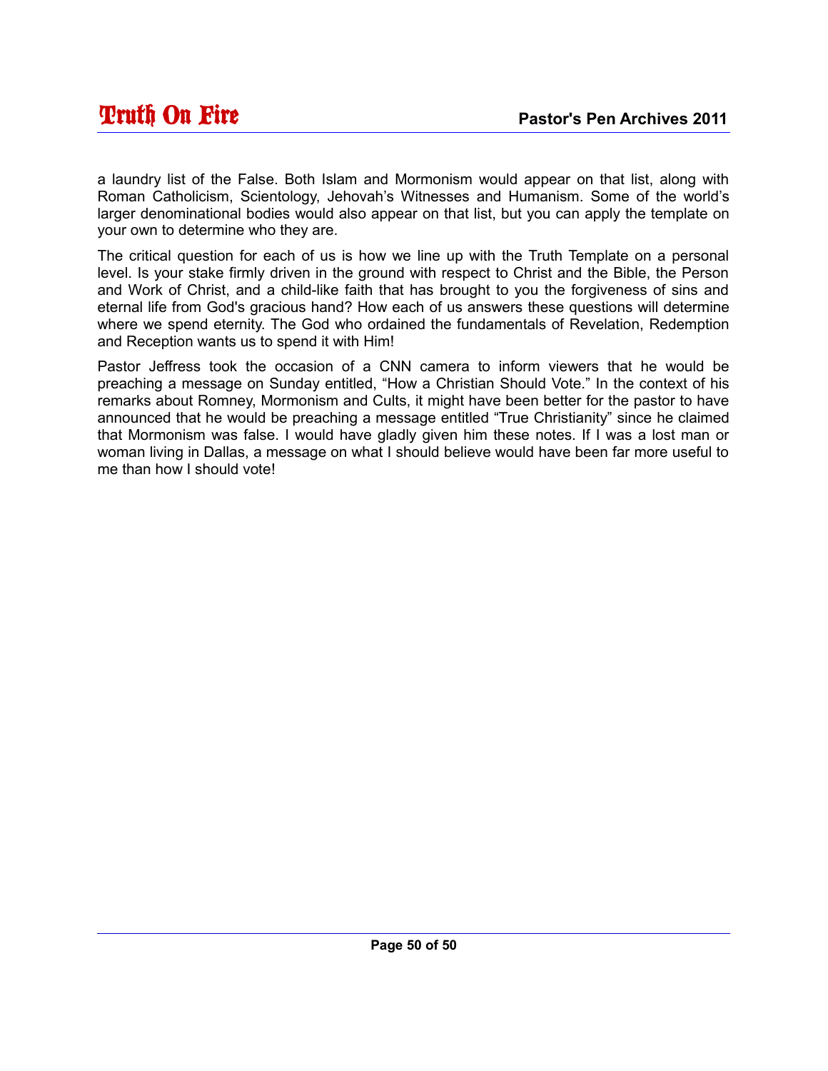a laundry list of the False. Both Islam and Mormonism would appear on that list, along with Roman Catholicism, Scientology, Jehovah's Witnesses and Humanism. Some of the world's larger denominational bodies would also appear on that list, but you can apply the template on your own to determine who they are.

The critical question for each of us is how we line up with the Truth Template on a personal level. Is your stake firmly driven in the ground with respect to Christ and the Bible, the Person and Work of Christ, and a child-like faith that has brought to you the forgiveness of sins and eternal life from God's gracious hand? How each of us answers these questions will determine where we spend eternity. The God who ordained the fundamentals of Revelation, Redemption and Reception wants us to spend it with Him!

Pastor Jeffress took the occasion of a CNN camera to inform viewers that he would be preaching a message on Sunday entitled, "How a Christian Should Vote." In the context of his remarks about Romney, Mormonism and Cults, it might have been better for the pastor to have announced that he would be preaching a message entitled "True Christianity" since he claimed that Mormonism was false. I would have gladly given him these notes. If I was a lost man or woman living in Dallas, a message on what I should believe would have been far more useful to me than how I should vote!